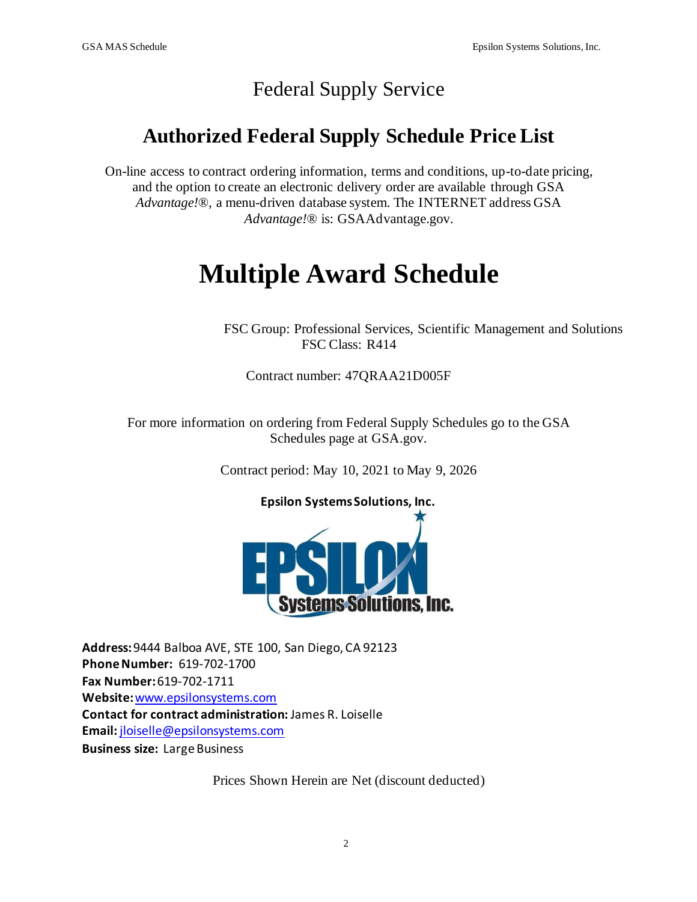# Federal Supply Service

## Authorized Federal Supply Schedule Price List

On-line access to contract ordering information, terms and conditions, up-to-date pricing, and the option to create an electronic delivery order are available through GSA *Advantage!*®, a menu-driven database system. The INTERNET address GSA *Advantage!*® is: GSAAdvantage.gov.

# Multiple Award Schedule

FSC Group: Professional Services, Scientific Management and Solutions
FSC Class: R414

Contract number: 47QRAA21D005F

For more information on ordering from Federal Supply Schedules go to the GSA Schedules page at GSA.gov.

Contract period: May 10, 2021 to May 9, 2026

**Epsilon Systems Solutions, Inc.**

**Address:** 9444 Balboa AVE, STE 100, San Diego, CA 92123
**Phone Number:** 619-702-1700
**Fax Number:** 619-702-1711
**Website:** www.epsilonsystems.com
**Contact for contract administration:** James R. Loiselle
**Email:** jloiselle@epsilonsystems.com
**Business size:** Large Business

Prices Shown Herein are Net (discount deducted)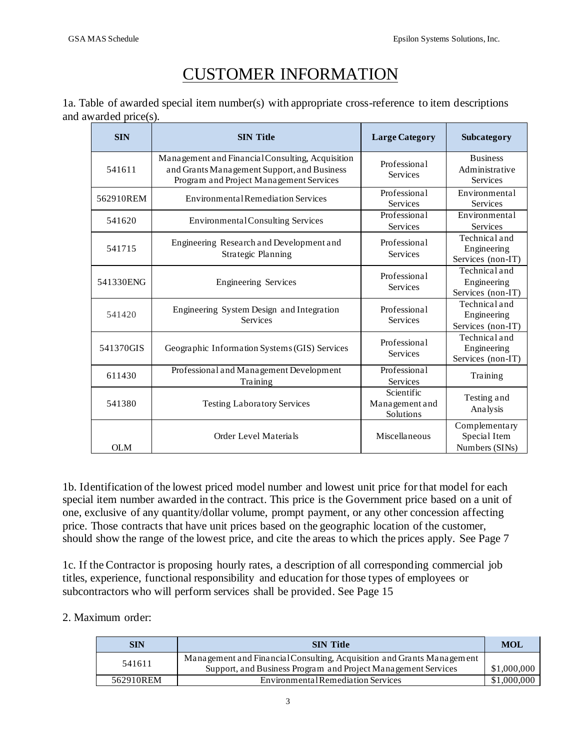# CUSTOMER INFORMATION

1a. Table of awarded special item number(s) with appropriate cross-reference to item descriptions and awarded price(s).

| SIN | SIN Title | Large Category | Subcategory |
|---|---|---|---|
| 541611 | Management and Financial Consulting, Acquisition and Grants Management Support, and Business Program and Project Management Services | Professional Services | Business Administrative Services |
| 562910REM | Environmental Remediation Services | Professional Services | Environmental Services |
| 541620 | Environmental Consulting Services | Professional Services | Environmental Services |
| 541715 | Engineering Research and Development and Strategic Planning | Professional Services | Technical and Engineering Services (non-IT) |
| 541330ENG | Engineering Services | Professional Services | Technical and Engineering Services (non-IT) |
| 541420 | Engineering System Design and Integration Services | Professional Services | Technical and Engineering Services (non-IT) |
| 541370GIS | Geographic Information Systems (GIS) Services | Professional Services | Technical and Engineering Services (non-IT) |
| 611430 | Professional and Management Development Training | Professional Services | Training |
| 541380 | Testing Laboratory Services | Scientific Management and Solutions | Testing and Analysis |
| OLM | Order Level Materials | Miscellaneous | Complementary Special Item Numbers (SINs) |

1b. Identification of the lowest priced model number and lowest unit price for that model for each special item number awarded in the contract. This price is the Government price based on a unit of one, exclusive of any quantity/dollar volume, prompt payment, or any other concession affecting price. Those contracts that have unit prices based on the geographic location of the customer, should show the range of the lowest price, and cite the areas to which the prices apply. See Page 7

1c. If the Contractor is proposing hourly rates, a description of all corresponding commercial job titles, experience, functional responsibility and education for those types of employees or subcontractors who will perform services shall be provided. See Page 15

2. Maximum order:

| SIN | SIN Title | MOL |
|---|---|---|
| 541611 | Management and Financial Consulting, Acquisition and Grants Management Support, and Business Program and Project Management Services | $1,000,000 |
| 562910REM | Environmental Remediation Services | $1,000,000 |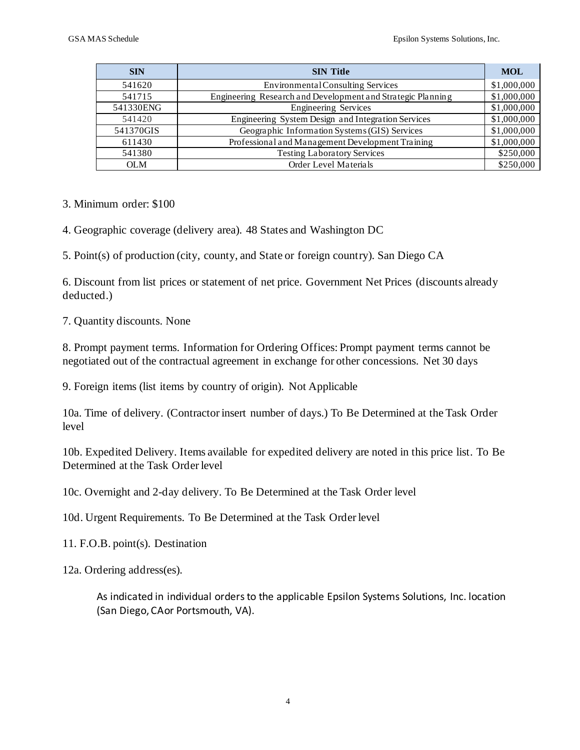| SIN | SIN Title | MOL |
|---|---|---|
| 541620 | Environmental Consulting Services | $1,000,000 |
| 541715 | Engineering Research and Development and Strategic Planning | $1,000,000 |
| 541330ENG | Engineering Services | $1,000,000 |
| 541420 | Engineering System Design and Integration Services | $1,000,000 |
| 541370GIS | Geographic Information Systems (GIS) Services | $1,000,000 |
| 611430 | Professional and Management Development Training | $1,000,000 |
| 541380 | Testing Laboratory Services | $250,000 |
| OLM | Order Level Materials | $250,000 |

3. Minimum order: $100

4. Geographic coverage (delivery area). 48 States and Washington DC

5. Point(s) of production (city, county, and State or foreign country). San Diego CA

6. Discount from list prices or statement of net price. Government Net Prices (discounts already deducted.)

7. Quantity discounts. None

8. Prompt payment terms. Information for Ordering Offices: Prompt payment terms cannot be negotiated out of the contractual agreement in exchange for other concessions. Net 30 days

9. Foreign items (list items by country of origin). Not Applicable

10a. Time of delivery. (Contractor insert number of days.) To Be Determined at the Task Order level

10b. Expedited Delivery. Items available for expedited delivery are noted in this price list. To Be Determined at the Task Order level

10c. Overnight and 2-day delivery. To Be Determined at the Task Order level

10d. Urgent Requirements. To Be Determined at the Task Order level

11. F.O.B. point(s). Destination

12a. Ordering address(es).

As indicated in individual orders to the applicable Epsilon Systems Solutions, Inc. location (San Diego, CA or Portsmouth, VA).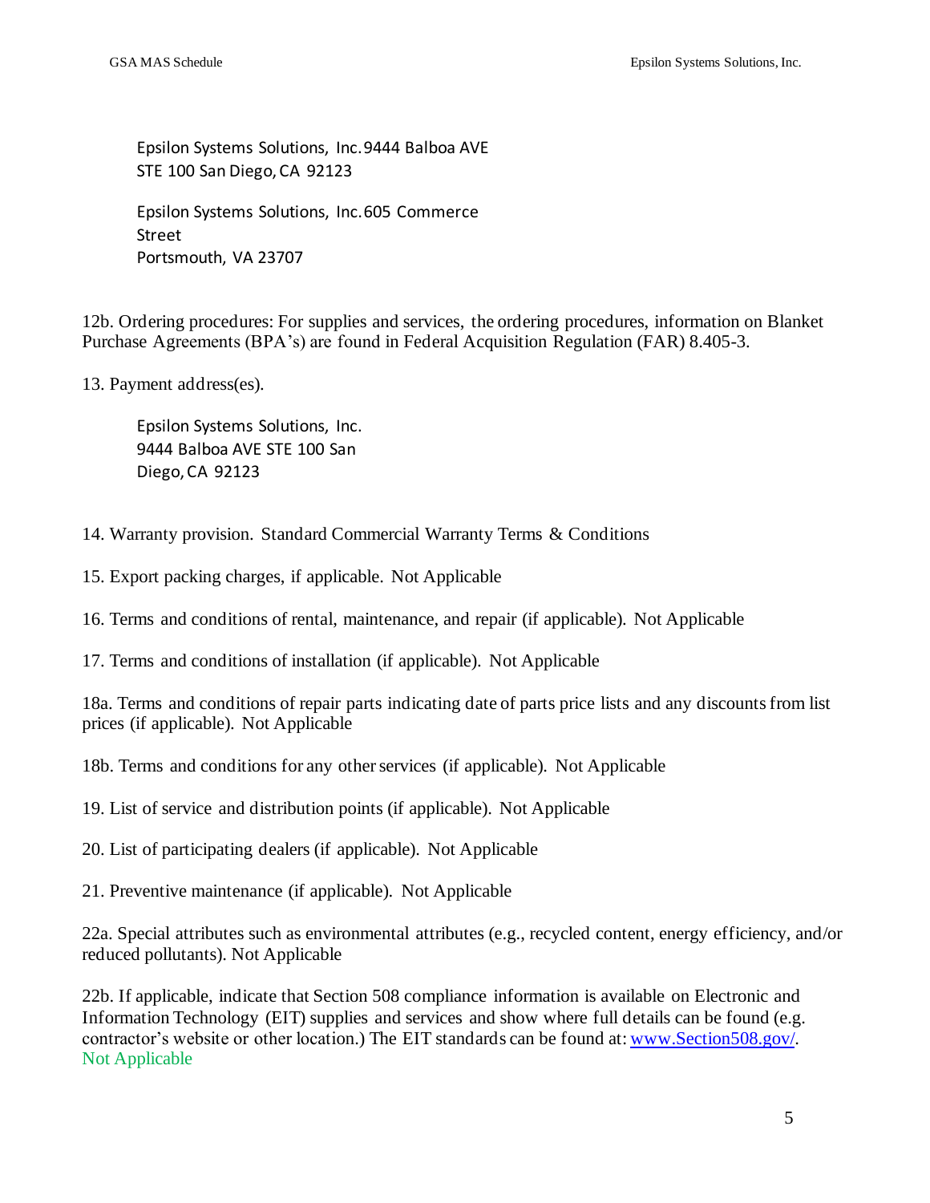Epsilon Systems Solutions, Inc.9444 Balboa AVE
STE 100 San Diego, CA 92123

Epsilon Systems Solutions, Inc.605 Commerce
Street
Portsmouth, VA 23707

12b. Ordering procedures: For supplies and services, the ordering procedures, information on Blanket Purchase Agreements (BPA's) are found in Federal Acquisition Regulation (FAR) 8.405-3.

13. Payment address(es).

Epsilon Systems Solutions, Inc.
9444 Balboa AVE STE 100 San
Diego, CA 92123

14. Warranty provision. Standard Commercial Warranty Terms & Conditions

15. Export packing charges, if applicable. Not Applicable

16. Terms and conditions of rental, maintenance, and repair (if applicable). Not Applicable

17. Terms and conditions of installation (if applicable). Not Applicable

18a. Terms and conditions of repair parts indicating date of parts price lists and any discounts from list prices (if applicable). Not Applicable

18b. Terms and conditions for any other services (if applicable). Not Applicable

19. List of service and distribution points (if applicable). Not Applicable

20. List of participating dealers (if applicable). Not Applicable

21. Preventive maintenance (if applicable). Not Applicable

22a. Special attributes such as environmental attributes (e.g., recycled content, energy efficiency, and/or reduced pollutants). Not Applicable

22b. If applicable, indicate that Section 508 compliance information is available on Electronic and Information Technology (EIT) supplies and services and show where full details can be found (e.g. contractor's website or other location.) The EIT standards can be found at: www.Section508.gov/.
Not Applicable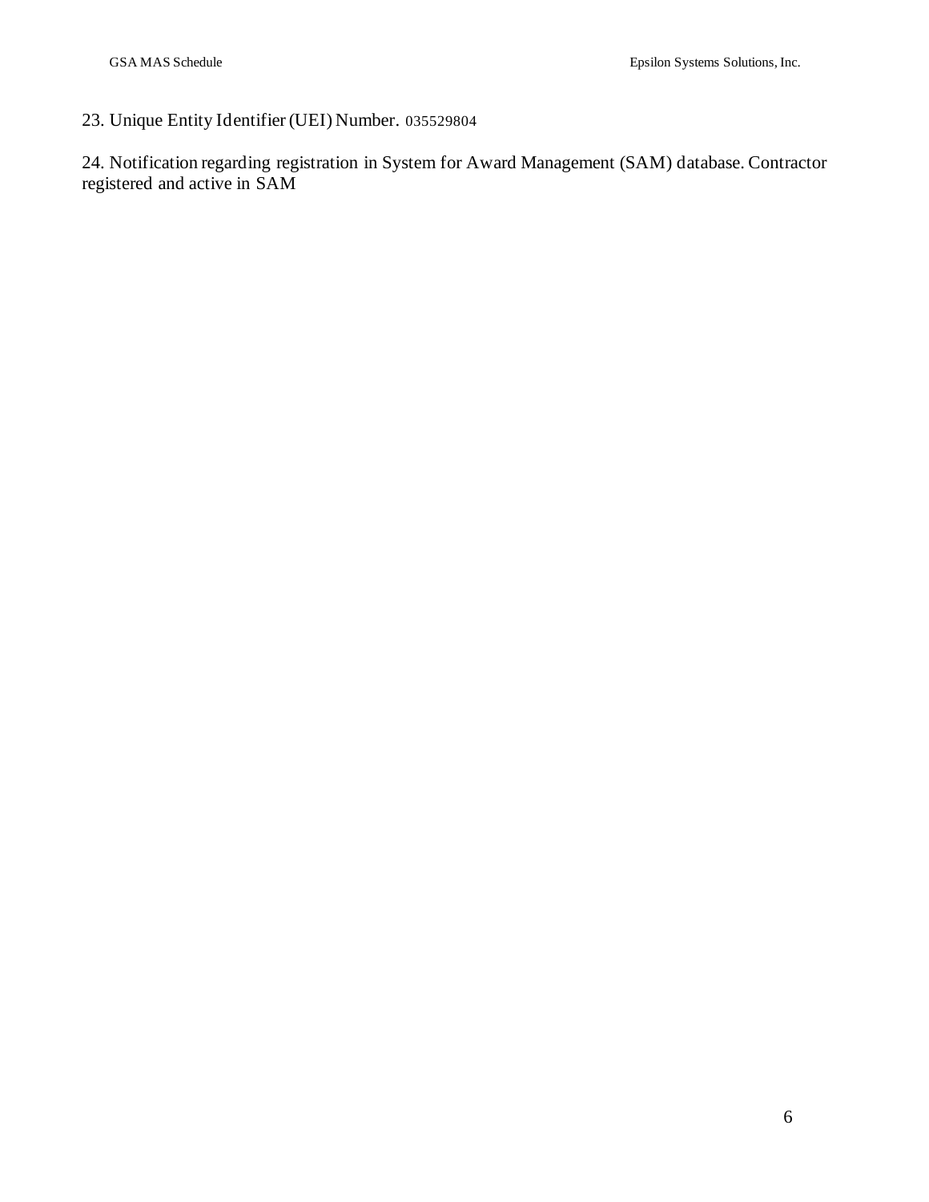23. Unique Entity Identifier (UEI) Number. 035529804

24. Notification regarding registration in System for Award Management (SAM) database. Contractor registered and active in SAM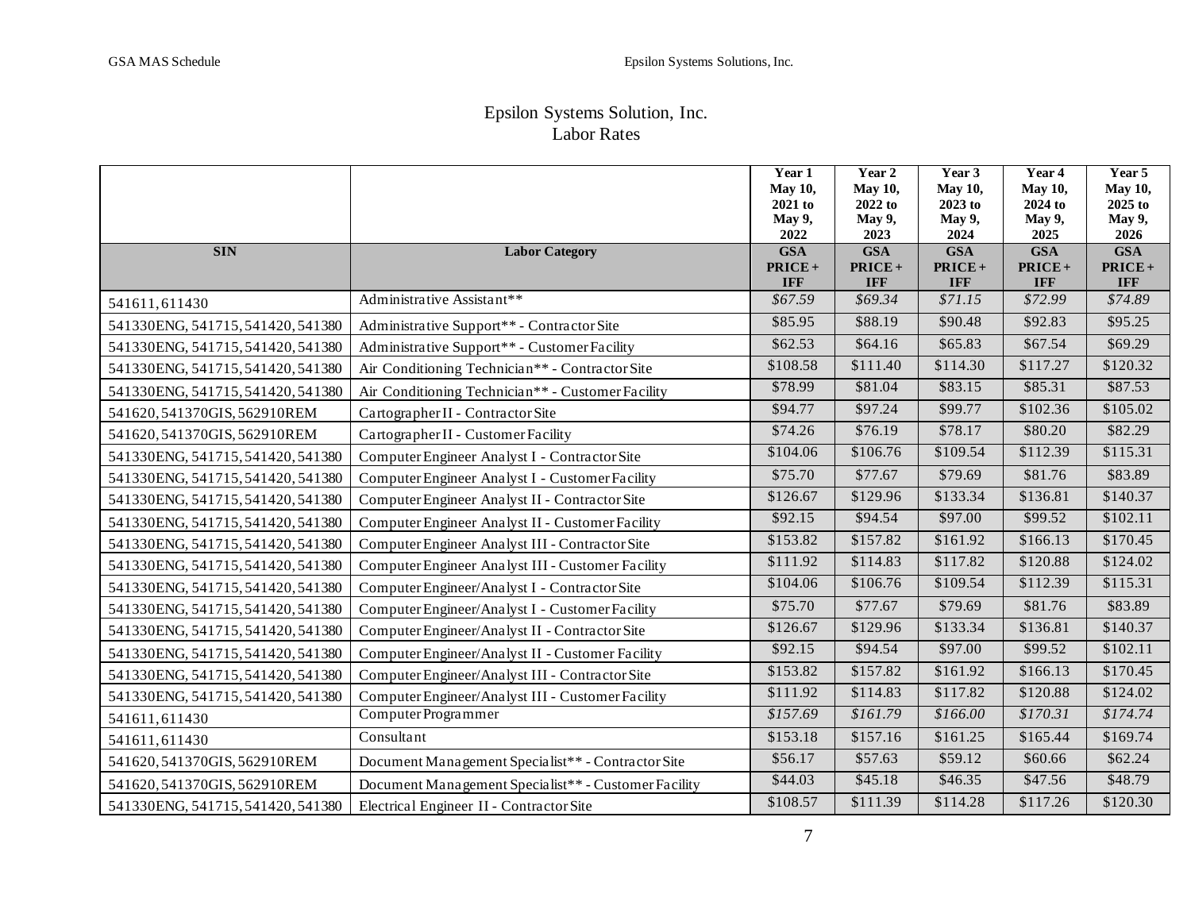# Epsilon Systems Solution, Inc.
## Labor Rates

| SIN | Labor Category | Year 1 May 10, 2021 to May 9, 2022 GSA PRICE + IFF | Year 2 May 10, 2022 to May 9, 2023 GSA PRICE + IFF | Year 3 May 10, 2023 to May 9, 2024 GSA PRICE + IFF | Year 4 May 10, 2024 to May 9, 2025 GSA PRICE + IFF | Year 5 May 10, 2025 to May 9, 2026 GSA PRICE + IFF |
|---|---|---|---|---|---|---|
| 541611, 611430 | Administrative Assistant** | *$67.59* | *$69.34* | *$71.15* | *$72.99* | *$74.89* |
| 541330ENG, 541715, 541420, 541380 | Administrative Support** - Contractor Site | $85.95 | $88.19 | $90.48 | $92.83 | $95.25 |
| 541330ENG, 541715, 541420, 541380 | Administrative Support** - Customer Facility | $62.53 | $64.16 | $65.83 | $67.54 | $69.29 |
| 541330ENG, 541715, 541420, 541380 | Air Conditioning Technician** - Contractor Site | $108.58 | $111.40 | $114.30 | $117.27 | $120.32 |
| 541330ENG, 541715, 541420, 541380 | Air Conditioning Technician** - Customer Facility | $78.99 | $81.04 | $83.15 | $85.31 | $87.53 |
| 541620, 541370GIS, 562910REM | Cartographer II - Contractor Site | $94.77 | $97.24 | $99.77 | $102.36 | $105.02 |
| 541620, 541370GIS, 562910REM | Cartographer II - Customer Facility | $74.26 | $76.19 | $78.17 | $80.20 | $82.29 |
| 541330ENG, 541715, 541420, 541380 | Computer Engineer Analyst I - Contractor Site | $104.06 | $106.76 | $109.54 | $112.39 | $115.31 |
| 541330ENG, 541715, 541420, 541380 | Computer Engineer Analyst I - Customer Facility | $75.70 | $77.67 | $79.69 | $81.76 | $83.89 |
| 541330ENG, 541715, 541420, 541380 | Computer Engineer Analyst II - Contractor Site | $126.67 | $129.96 | $133.34 | $136.81 | $140.37 |
| 541330ENG, 541715, 541420, 541380 | Computer Engineer Analyst II - Customer Facility | $92.15 | $94.54 | $97.00 | $99.52 | $102.11 |
| 541330ENG, 541715, 541420, 541380 | Computer Engineer Analyst III - Contractor Site | $153.82 | $157.82 | $161.92 | $166.13 | $170.45 |
| 541330ENG, 541715, 541420, 541380 | Computer Engineer Analyst III - Customer Facility | $111.92 | $114.83 | $117.82 | $120.88 | $124.02 |
| 541330ENG, 541715, 541420, 541380 | Computer Engineer/Analyst I - Contractor Site | $104.06 | $106.76 | $109.54 | $112.39 | $115.31 |
| 541330ENG, 541715, 541420, 541380 | Computer Engineer/Analyst I - Customer Facility | $75.70 | $77.67 | $79.69 | $81.76 | $83.89 |
| 541330ENG, 541715, 541420, 541380 | Computer Engineer/Analyst II - Contractor Site | $126.67 | $129.96 | $133.34 | $136.81 | $140.37 |
| 541330ENG, 541715, 541420, 541380 | Computer Engineer/Analyst II - Customer Facility | $92.15 | $94.54 | $97.00 | $99.52 | $102.11 |
| 541330ENG, 541715, 541420, 541380 | Computer Engineer/Analyst III - Contractor Site | $153.82 | $157.82 | $161.92 | $166.13 | $170.45 |
| 541330ENG, 541715, 541420, 541380 | Computer Engineer/Analyst III - Customer Facility | $111.92 | $114.83 | $117.82 | $120.88 | $124.02 |
| 541611, 611430 | Computer Programmer | *$157.69* | *$161.79* | *$166.00* | *$170.31* | *$174.74* |
| 541611, 611430 | Consultant | $153.18 | $157.16 | $161.25 | $165.44 | $169.74 |
| 541620, 541370GIS, 562910REM | Document Management Specialist** - Contractor Site | $56.17 | $57.63 | $59.12 | $60.66 | $62.24 |
| 541620, 541370GIS, 562910REM | Document Management Specialist** - Customer Facility | $44.03 | $45.18 | $46.35 | $47.56 | $48.79 |
| 541330ENG, 541715, 541420, 541380 | Electrical Engineer II - Contractor Site | $108.57 | $111.39 | $114.28 | $117.26 | $120.30 |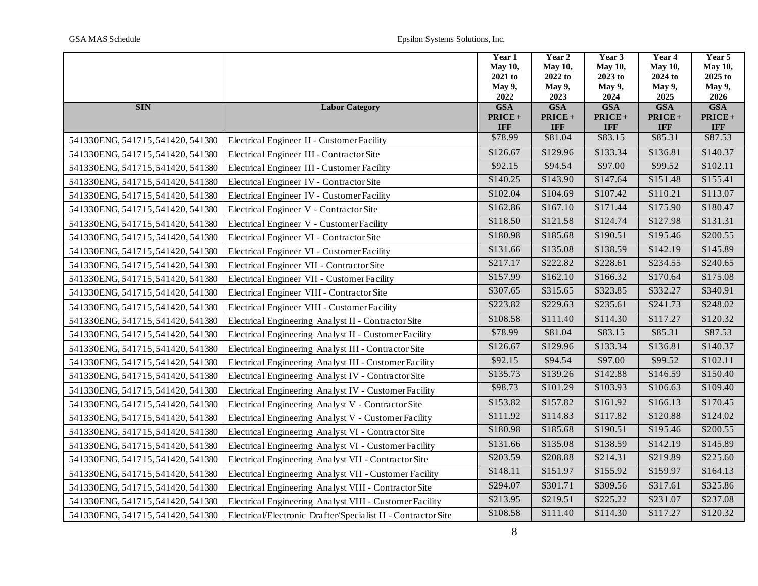| SIN | Labor Category | Year 1 May 10, 2021 to May 9, 2022 GSA PRICE + IFF | Year 2 May 10, 2022 to May 9, 2023 GSA PRICE + IFF | Year 3 May 10, 2023 to May 9, 2024 GSA PRICE + IFF | Year 4 May 10, 2024 to May 9, 2025 GSA PRICE + IFF | Year 5 May 10, 2025 to May 9, 2026 GSA PRICE + IFF |
|---|---|---|---|---|---|---|
| 541330ENG, 541715, 541420, 541380 | Electrical Engineer II - Customer Facility | $78.99 | $81.04 | $83.15 | $85.31 | $87.53 |
| 541330ENG, 541715, 541420, 541380 | Electrical Engineer III - Contractor Site | $126.67 | $129.96 | $133.34 | $136.81 | $140.37 |
| 541330ENG, 541715, 541420, 541380 | Electrical Engineer III - Customer Facility | $92.15 | $94.54 | $97.00 | $99.52 | $102.11 |
| 541330ENG, 541715, 541420, 541380 | Electrical Engineer IV - Contractor Site | $140.25 | $143.90 | $147.64 | $151.48 | $155.41 |
| 541330ENG, 541715, 541420, 541380 | Electrical Engineer IV - Customer Facility | $102.04 | $104.69 | $107.42 | $110.21 | $113.07 |
| 541330ENG, 541715, 541420, 541380 | Electrical Engineer V - Contractor Site | $162.86 | $167.10 | $171.44 | $175.90 | $180.47 |
| 541330ENG, 541715, 541420, 541380 | Electrical Engineer V - Customer Facility | $118.50 | $121.58 | $124.74 | $127.98 | $131.31 |
| 541330ENG, 541715, 541420, 541380 | Electrical Engineer VI - Contractor Site | $180.98 | $185.68 | $190.51 | $195.46 | $200.55 |
| 541330ENG, 541715, 541420, 541380 | Electrical Engineer VI - Customer Facility | $131.66 | $135.08 | $138.59 | $142.19 | $145.89 |
| 541330ENG, 541715, 541420, 541380 | Electrical Engineer VII - Contractor Site | $217.17 | $222.82 | $228.61 | $234.55 | $240.65 |
| 541330ENG, 541715, 541420, 541380 | Electrical Engineer VII - Customer Facility | $157.99 | $162.10 | $166.32 | $170.64 | $175.08 |
| 541330ENG, 541715, 541420, 541380 | Electrical Engineer VIII - Contractor Site | $307.65 | $315.65 | $323.85 | $332.27 | $340.91 |
| 541330ENG, 541715, 541420, 541380 | Electrical Engineer VIII - Customer Facility | $223.82 | $229.63 | $235.61 | $241.73 | $248.02 |
| 541330ENG, 541715, 541420, 541380 | Electrical Engineering Analyst II - Contractor Site | $108.58 | $111.40 | $114.30 | $117.27 | $120.32 |
| 541330ENG, 541715, 541420, 541380 | Electrical Engineering Analyst II - Customer Facility | $78.99 | $81.04 | $83.15 | $85.31 | $87.53 |
| 541330ENG, 541715, 541420, 541380 | Electrical Engineering Analyst III - Contractor Site | $126.67 | $129.96 | $133.34 | $136.81 | $140.37 |
| 541330ENG, 541715, 541420, 541380 | Electrical Engineering Analyst III - Customer Facility | $92.15 | $94.54 | $97.00 | $99.52 | $102.11 |
| 541330ENG, 541715, 541420, 541380 | Electrical Engineering Analyst IV - Contractor Site | $135.73 | $139.26 | $142.88 | $146.59 | $150.40 |
| 541330ENG, 541715, 541420, 541380 | Electrical Engineering Analyst IV - Customer Facility | $98.73 | $101.29 | $103.93 | $106.63 | $109.40 |
| 541330ENG, 541715, 541420, 541380 | Electrical Engineering Analyst V - Contractor Site | $153.82 | $157.82 | $161.92 | $166.13 | $170.45 |
| 541330ENG, 541715, 541420, 541380 | Electrical Engineering Analyst V - Customer Facility | $111.92 | $114.83 | $117.82 | $120.88 | $124.02 |
| 541330ENG, 541715, 541420, 541380 | Electrical Engineering Analyst VI - Contractor Site | $180.98 | $185.68 | $190.51 | $195.46 | $200.55 |
| 541330ENG, 541715, 541420, 541380 | Electrical Engineering Analyst VI - Customer Facility | $131.66 | $135.08 | $138.59 | $142.19 | $145.89 |
| 541330ENG, 541715, 541420, 541380 | Electrical Engineering Analyst VII - Contractor Site | $203.59 | $208.88 | $214.31 | $219.89 | $225.60 |
| 541330ENG, 541715, 541420, 541380 | Electrical Engineering Analyst VII - Customer Facility | $148.11 | $151.97 | $155.92 | $159.97 | $164.13 |
| 541330ENG, 541715, 541420, 541380 | Electrical Engineering Analyst VIII - Contractor Site | $294.07 | $301.71 | $309.56 | $317.61 | $325.86 |
| 541330ENG, 541715, 541420, 541380 | Electrical Engineering Analyst VIII - Customer Facility | $213.95 | $219.51 | $225.22 | $231.07 | $237.08 |
| 541330ENG, 541715, 541420, 541380 | Electrical/Electronic Drafter/Specialist II - Contractor Site | $108.58 | $111.40 | $114.30 | $117.27 | $120.32 |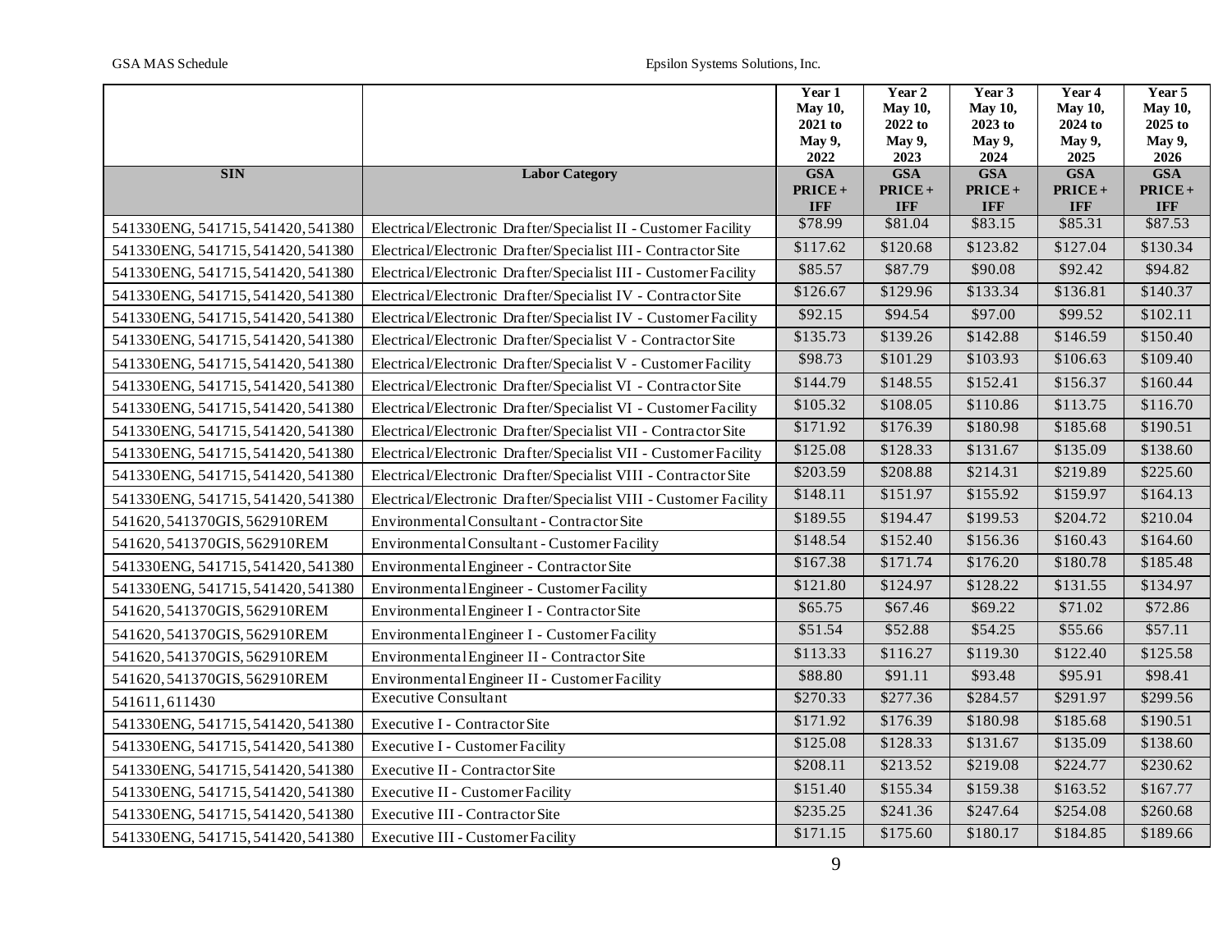| | | Year 1 May 10, 2021 to May 9, 2022 | Year 2 May 10, 2022 to May 9, 2023 | Year 3 May 10, 2023 to May 9, 2024 | Year 4 May 10, 2024 to May 9, 2025 | Year 5 May 10, 2025 to May 9, 2026 |
|---|---|---|---|---|---|---|
| **SIN** | **Labor Category** | **GSA PRICE + IFF** | **GSA PRICE + IFF** | **GSA PRICE + IFF** | **GSA PRICE + IFF** | **GSA PRICE + IFF** |
| 541330ENG, 541715, 541420, 541380 | Electrical/Electronic Drafter/Specialist II - Customer Facility | $78.99 | $81.04 | $83.15 | $85.31 | $87.53 |
| 541330ENG, 541715, 541420, 541380 | Electrical/Electronic Drafter/Specialist III - Contractor Site | $117.62 | $120.68 | $123.82 | $127.04 | $130.34 |
| 541330ENG, 541715, 541420, 541380 | Electrical/Electronic Drafter/Specialist III - Customer Facility | $85.57 | $87.79 | $90.08 | $92.42 | $94.82 |
| 541330ENG, 541715, 541420, 541380 | Electrical/Electronic Drafter/Specialist IV - Contractor Site | $126.67 | $129.96 | $133.34 | $136.81 | $140.37 |
| 541330ENG, 541715, 541420, 541380 | Electrical/Electronic Drafter/Specialist IV - Customer Facility | $92.15 | $94.54 | $97.00 | $99.52 | $102.11 |
| 541330ENG, 541715, 541420, 541380 | Electrical/Electronic Drafter/Specialist V - Contractor Site | $135.73 | $139.26 | $142.88 | $146.59 | $150.40 |
| 541330ENG, 541715, 541420, 541380 | Electrical/Electronic Drafter/Specialist V - Customer Facility | $98.73 | $101.29 | $103.93 | $106.63 | $109.40 |
| 541330ENG, 541715, 541420, 541380 | Electrical/Electronic Drafter/Specialist VI - Contractor Site | $144.79 | $148.55 | $152.41 | $156.37 | $160.44 |
| 541330ENG, 541715, 541420, 541380 | Electrical/Electronic Drafter/Specialist VI - Customer Facility | $105.32 | $108.05 | $110.86 | $113.75 | $116.70 |
| 541330ENG, 541715, 541420, 541380 | Electrical/Electronic Drafter/Specialist VII - Contractor Site | $171.92 | $176.39 | $180.98 | $185.68 | $190.51 |
| 541330ENG, 541715, 541420, 541380 | Electrical/Electronic Drafter/Specialist VII - Customer Facility | $125.08 | $128.33 | $131.67 | $135.09 | $138.60 |
| 541330ENG, 541715, 541420, 541380 | Electrical/Electronic Drafter/Specialist VIII - Contractor Site | $203.59 | $208.88 | $214.31 | $219.89 | $225.60 |
| 541330ENG, 541715, 541420, 541380 | Electrical/Electronic Drafter/Specialist VIII - Customer Facility | $148.11 | $151.97 | $155.92 | $159.97 | $164.13 |
| 541620, 541370GIS, 562910REM | Environmental Consultant - Contractor Site | $189.55 | $194.47 | $199.53 | $204.72 | $210.04 |
| 541620, 541370GIS, 562910REM | Environmental Consultant - Customer Facility | $148.54 | $152.40 | $156.36 | $160.43 | $164.60 |
| 541330ENG, 541715, 541420, 541380 | Environmental Engineer - Contractor Site | $167.38 | $171.74 | $176.20 | $180.78 | $185.48 |
| 541330ENG, 541715, 541420, 541380 | Environmental Engineer - Customer Facility | $121.80 | $124.97 | $128.22 | $131.55 | $134.97 |
| 541620, 541370GIS, 562910REM | Environmental Engineer I - Contractor Site | $65.75 | $67.46 | $69.22 | $71.02 | $72.86 |
| 541620, 541370GIS, 562910REM | Environmental Engineer I - Customer Facility | $51.54 | $52.88 | $54.25 | $55.66 | $57.11 |
| 541620, 541370GIS, 562910REM | Environmental Engineer II - Contractor Site | $113.33 | $116.27 | $119.30 | $122.40 | $125.58 |
| 541620, 541370GIS, 562910REM | Environmental Engineer II - Customer Facility | $88.80 | $91.11 | $93.48 | $95.91 | $98.41 |
| 541611, 611430 | Executive Consultant | $270.33 | $277.36 | $284.57 | $291.97 | $299.56 |
| 541330ENG, 541715, 541420, 541380 | Executive I - Contractor Site | $171.92 | $176.39 | $180.98 | $185.68 | $190.51 |
| 541330ENG, 541715, 541420, 541380 | Executive I - Customer Facility | $125.08 | $128.33 | $131.67 | $135.09 | $138.60 |
| 541330ENG, 541715, 541420, 541380 | Executive II - Contractor Site | $208.11 | $213.52 | $219.08 | $224.77 | $230.62 |
| 541330ENG, 541715, 541420, 541380 | Executive II - Customer Facility | $151.40 | $155.34 | $159.38 | $163.52 | $167.77 |
| 541330ENG, 541715, 541420, 541380 | Executive III - Contractor Site | $235.25 | $241.36 | $247.64 | $254.08 | $260.68 |
| 541330ENG, 541715, 541420, 541380 | Executive III - Customer Facility | $171.15 | $175.60 | $180.17 | $184.85 | $189.66 |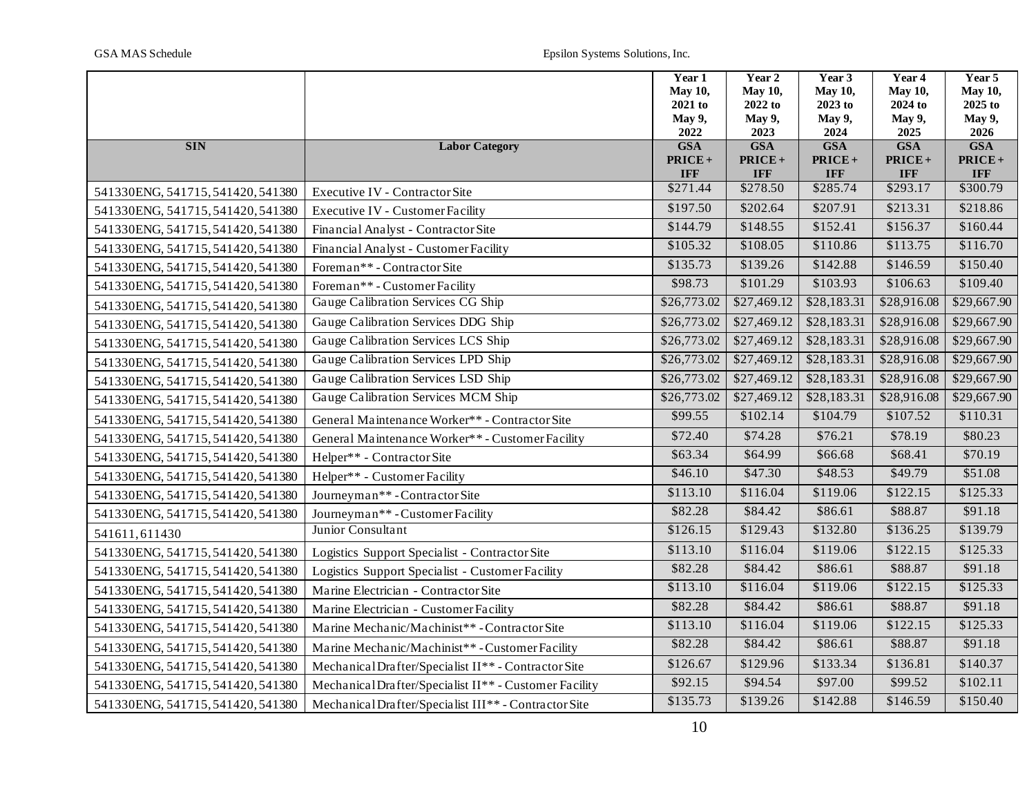| SIN | Labor Category | Year 1 May 10, 2021 to May 9, 2022 GSA PRICE + IFF | Year 2 May 10, 2022 to May 9, 2023 GSA PRICE + IFF | Year 3 May 10, 2023 to May 9, 2024 GSA PRICE + IFF | Year 4 May 10, 2024 to May 9, 2025 GSA PRICE + IFF | Year 5 May 10, 2025 to May 9, 2026 GSA PRICE + IFF |
|---|---|---|---|---|---|---|
| 541330ENG, 541715, 541420, 541380 | Executive IV - Contractor Site | $271.44 | $278.50 | $285.74 | $293.17 | $300.79 |
| 541330ENG, 541715, 541420, 541380 | Executive IV - Customer Facility | $197.50 | $202.64 | $207.91 | $213.31 | $218.86 |
| 541330ENG, 541715, 541420, 541380 | Financial Analyst - Contractor Site | $144.79 | $148.55 | $152.41 | $156.37 | $160.44 |
| 541330ENG, 541715, 541420, 541380 | Financial Analyst - Customer Facility | $105.32 | $108.05 | $110.86 | $113.75 | $116.70 |
| 541330ENG, 541715, 541420, 541380 | Foreman** - Contractor Site | $135.73 | $139.26 | $142.88 | $146.59 | $150.40 |
| 541330ENG, 541715, 541420, 541380 | Foreman** - Customer Facility | $98.73 | $101.29 | $103.93 | $106.63 | $109.40 |
| 541330ENG, 541715, 541420, 541380 | Gauge Calibration Services CG Ship | $26,773.02 | $27,469.12 | $28,183.31 | $28,916.08 | $29,667.90 |
| 541330ENG, 541715, 541420, 541380 | Gauge Calibration Services DDG Ship | $26,773.02 | $27,469.12 | $28,183.31 | $28,916.08 | $29,667.90 |
| 541330ENG, 541715, 541420, 541380 | Gauge Calibration Services LCS Ship | $26,773.02 | $27,469.12 | $28,183.31 | $28,916.08 | $29,667.90 |
| 541330ENG, 541715, 541420, 541380 | Gauge Calibration Services LPD Ship | $26,773.02 | $27,469.12 | $28,183.31 | $28,916.08 | $29,667.90 |
| 541330ENG, 541715, 541420, 541380 | Gauge Calibration Services LSD Ship | $26,773.02 | $27,469.12 | $28,183.31 | $28,916.08 | $29,667.90 |
| 541330ENG, 541715, 541420, 541380 | Gauge Calibration Services MCM Ship | $26,773.02 | $27,469.12 | $28,183.31 | $28,916.08 | $29,667.90 |
| 541330ENG, 541715, 541420, 541380 | General Maintenance Worker** - Contractor Site | $99.55 | $102.14 | $104.79 | $107.52 | $110.31 |
| 541330ENG, 541715, 541420, 541380 | General Maintenance Worker** - Customer Facility | $72.40 | $74.28 | $76.21 | $78.19 | $80.23 |
| 541330ENG, 541715, 541420, 541380 | Helper** - Contractor Site | $63.34 | $64.99 | $66.68 | $68.41 | $70.19 |
| 541330ENG, 541715, 541420, 541380 | Helper** - Customer Facility | $46.10 | $47.30 | $48.53 | $49.79 | $51.08 |
| 541330ENG, 541715, 541420, 541380 | Journeyman** - Contractor Site | $113.10 | $116.04 | $119.06 | $122.15 | $125.33 |
| 541330ENG, 541715, 541420, 541380 | Journeyman** - Customer Facility | $82.28 | $84.42 | $86.61 | $88.87 | $91.18 |
| 541611, 611430 | Junior Consultant | $126.15 | $129.43 | $132.80 | $136.25 | $139.79 |
| 541330ENG, 541715, 541420, 541380 | Logistics Support Specialist - Contractor Site | $113.10 | $116.04 | $119.06 | $122.15 | $125.33 |
| 541330ENG, 541715, 541420, 541380 | Logistics Support Specialist - Customer Facility | $82.28 | $84.42 | $86.61 | $88.87 | $91.18 |
| 541330ENG, 541715, 541420, 541380 | Marine Electrician - Contractor Site | $113.10 | $116.04 | $119.06 | $122.15 | $125.33 |
| 541330ENG, 541715, 541420, 541380 | Marine Electrician - Customer Facility | $82.28 | $84.42 | $86.61 | $88.87 | $91.18 |
| 541330ENG, 541715, 541420, 541380 | Marine Mechanic/Machinist** - Contractor Site | $113.10 | $116.04 | $119.06 | $122.15 | $125.33 |
| 541330ENG, 541715, 541420, 541380 | Marine Mechanic/Machinist** - Customer Facility | $82.28 | $84.42 | $86.61 | $88.87 | $91.18 |
| 541330ENG, 541715, 541420, 541380 | Mechanical Drafter/Specialist II** - Contractor Site | $126.67 | $129.96 | $133.34 | $136.81 | $140.37 |
| 541330ENG, 541715, 541420, 541380 | Mechanical Drafter/Specialist II** - Customer Facility | $92.15 | $94.54 | $97.00 | $99.52 | $102.11 |
| 541330ENG, 541715, 541420, 541380 | Mechanical Drafter/Specialist III** - Contractor Site | $135.73 | $139.26 | $142.88 | $146.59 | $150.40 |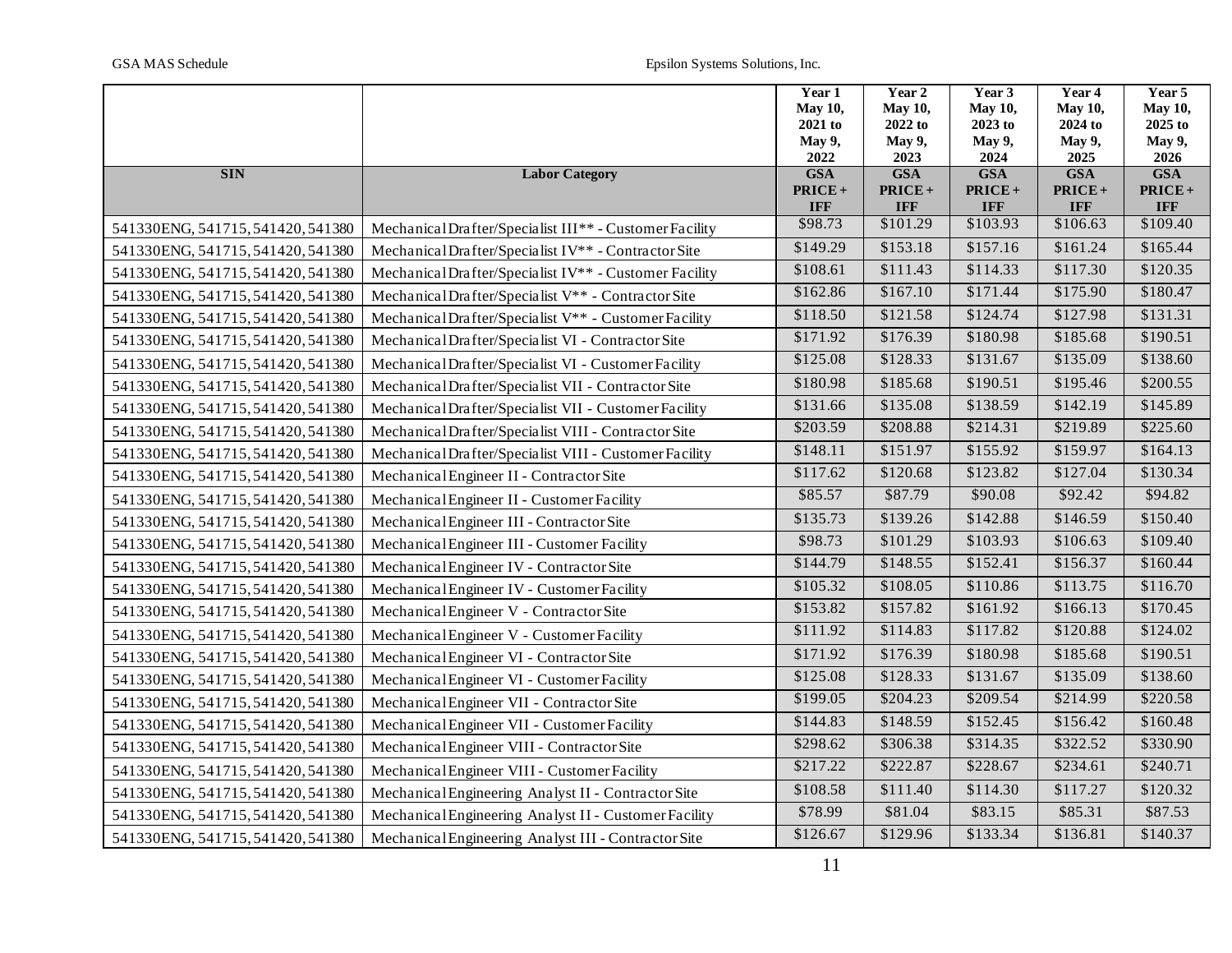| SIN | Labor Category | Year 1 May 10, 2021 to May 9, 2022 GSA PRICE + IFF | Year 2 May 10, 2022 to May 9, 2023 GSA PRICE + IFF | Year 3 May 10, 2023 to May 9, 2024 GSA PRICE + IFF | Year 4 May 10, 2024 to May 9, 2025 GSA PRICE + IFF | Year 5 May 10, 2025 to May 9, 2026 GSA PRICE + IFF |
|---|---|---|---|---|---|---|
| 541330ENG, 541715, 541420, 541380 | Mechanical Drafter/Specialist III** - Customer Facility | $98.73 | $101.29 | $103.93 | $106.63 | $109.40 |
| 541330ENG, 541715, 541420, 541380 | Mechanical Drafter/Specialist IV** - Contractor Site | $149.29 | $153.18 | $157.16 | $161.24 | $165.44 |
| 541330ENG, 541715, 541420, 541380 | Mechanical Drafter/Specialist IV** - Customer Facility | $108.61 | $111.43 | $114.33 | $117.30 | $120.35 |
| 541330ENG, 541715, 541420, 541380 | Mechanical Drafter/Specialist V** - Contractor Site | $162.86 | $167.10 | $171.44 | $175.90 | $180.47 |
| 541330ENG, 541715, 541420, 541380 | Mechanical Drafter/Specialist V** - Customer Facility | $118.50 | $121.58 | $124.74 | $127.98 | $131.31 |
| 541330ENG, 541715, 541420, 541380 | Mechanical Drafter/Specialist VI - Contractor Site | $171.92 | $176.39 | $180.98 | $185.68 | $190.51 |
| 541330ENG, 541715, 541420, 541380 | Mechanical Drafter/Specialist VI - Customer Facility | $125.08 | $128.33 | $131.67 | $135.09 | $138.60 |
| 541330ENG, 541715, 541420, 541380 | Mechanical Drafter/Specialist VII - Contractor Site | $180.98 | $185.68 | $190.51 | $195.46 | $200.55 |
| 541330ENG, 541715, 541420, 541380 | Mechanical Drafter/Specialist VII - Customer Facility | $131.66 | $135.08 | $138.59 | $142.19 | $145.89 |
| 541330ENG, 541715, 541420, 541380 | Mechanical Drafter/Specialist VIII - Contractor Site | $203.59 | $208.88 | $214.31 | $219.89 | $225.60 |
| 541330ENG, 541715, 541420, 541380 | Mechanical Drafter/Specialist VIII - Customer Facility | $148.11 | $151.97 | $155.92 | $159.97 | $164.13 |
| 541330ENG, 541715, 541420, 541380 | Mechanical Engineer II - Contractor Site | $117.62 | $120.68 | $123.82 | $127.04 | $130.34 |
| 541330ENG, 541715, 541420, 541380 | Mechanical Engineer II - Customer Facility | $85.57 | $87.79 | $90.08 | $92.42 | $94.82 |
| 541330ENG, 541715, 541420, 541380 | Mechanical Engineer III - Contractor Site | $135.73 | $139.26 | $142.88 | $146.59 | $150.40 |
| 541330ENG, 541715, 541420, 541380 | Mechanical Engineer III - Customer Facility | $98.73 | $101.29 | $103.93 | $106.63 | $109.40 |
| 541330ENG, 541715, 541420, 541380 | Mechanical Engineer IV - Contractor Site | $144.79 | $148.55 | $152.41 | $156.37 | $160.44 |
| 541330ENG, 541715, 541420, 541380 | Mechanical Engineer IV - Customer Facility | $105.32 | $108.05 | $110.86 | $113.75 | $116.70 |
| 541330ENG, 541715, 541420, 541380 | Mechanical Engineer V - Contractor Site | $153.82 | $157.82 | $161.92 | $166.13 | $170.45 |
| 541330ENG, 541715, 541420, 541380 | Mechanical Engineer V - Customer Facility | $111.92 | $114.83 | $117.82 | $120.88 | $124.02 |
| 541330ENG, 541715, 541420, 541380 | Mechanical Engineer VI - Contractor Site | $171.92 | $176.39 | $180.98 | $185.68 | $190.51 |
| 541330ENG, 541715, 541420, 541380 | Mechanical Engineer VI - Customer Facility | $125.08 | $128.33 | $131.67 | $135.09 | $138.60 |
| 541330ENG, 541715, 541420, 541380 | Mechanical Engineer VII - Contractor Site | $199.05 | $204.23 | $209.54 | $214.99 | $220.58 |
| 541330ENG, 541715, 541420, 541380 | Mechanical Engineer VII - Customer Facility | $144.83 | $148.59 | $152.45 | $156.42 | $160.48 |
| 541330ENG, 541715, 541420, 541380 | Mechanical Engineer VIII - Contractor Site | $298.62 | $306.38 | $314.35 | $322.52 | $330.90 |
| 541330ENG, 541715, 541420, 541380 | Mechanical Engineer VIII - Customer Facility | $217.22 | $222.87 | $228.67 | $234.61 | $240.71 |
| 541330ENG, 541715, 541420, 541380 | Mechanical Engineering Analyst II - Contractor Site | $108.58 | $111.40 | $114.30 | $117.27 | $120.32 |
| 541330ENG, 541715, 541420, 541380 | Mechanical Engineering Analyst II - Customer Facility | $78.99 | $81.04 | $83.15 | $85.31 | $87.53 |
| 541330ENG, 541715, 541420, 541380 | Mechanical Engineering Analyst III - Contractor Site | $126.67 | $129.96 | $133.34 | $136.81 | $140.37 |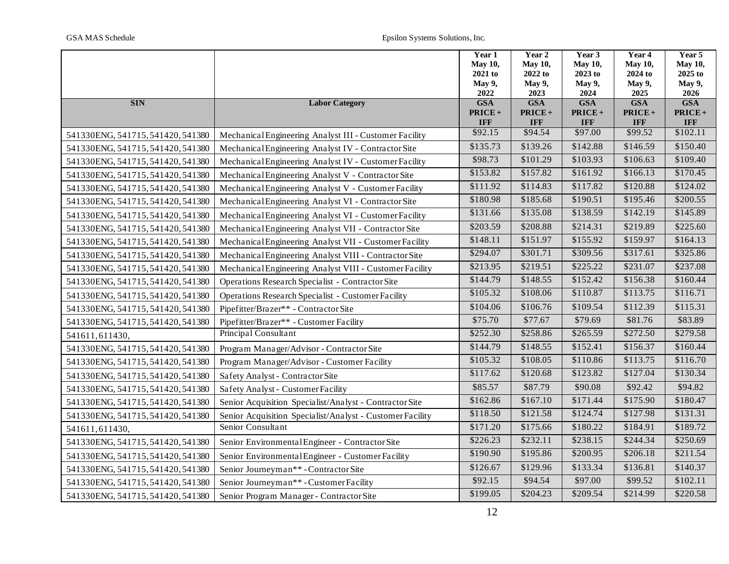| SIN | Labor Category | Year 1 May 10, 2021 to May 9, 2022 GSA PRICE + IFF | Year 2 May 10, 2022 to May 9, 2023 GSA PRICE + IFF | Year 3 May 10, 2023 to May 9, 2024 GSA PRICE + IFF | Year 4 May 10, 2024 to May 9, 2025 GSA PRICE + IFF | Year 5 May 10, 2025 to May 9, 2026 GSA PRICE + IFF |
|---|---|---|---|---|---|---|
| 541330ENG, 541715, 541420, 541380 | Mechanical Engineering Analyst III - Customer Facility | $92.15 | $94.54 | $97.00 | $99.52 | $102.11 |
| 541330ENG, 541715, 541420, 541380 | Mechanical Engineering Analyst IV - Contractor Site | $135.73 | $139.26 | $142.88 | $146.59 | $150.40 |
| 541330ENG, 541715, 541420, 541380 | Mechanical Engineering Analyst IV - Customer Facility | $98.73 | $101.29 | $103.93 | $106.63 | $109.40 |
| 541330ENG, 541715, 541420, 541380 | Mechanical Engineering Analyst V - Contractor Site | $153.82 | $157.82 | $161.92 | $166.13 | $170.45 |
| 541330ENG, 541715, 541420, 541380 | Mechanical Engineering Analyst V - Customer Facility | $111.92 | $114.83 | $117.82 | $120.88 | $124.02 |
| 541330ENG, 541715, 541420, 541380 | Mechanical Engineering Analyst VI - Contractor Site | $180.98 | $185.68 | $190.51 | $195.46 | $200.55 |
| 541330ENG, 541715, 541420, 541380 | Mechanical Engineering Analyst VI - Customer Facility | $131.66 | $135.08 | $138.59 | $142.19 | $145.89 |
| 541330ENG, 541715, 541420, 541380 | Mechanical Engineering Analyst VII - Contractor Site | $203.59 | $208.88 | $214.31 | $219.89 | $225.60 |
| 541330ENG, 541715, 541420, 541380 | Mechanical Engineering Analyst VII - Customer Facility | $148.11 | $151.97 | $155.92 | $159.97 | $164.13 |
| 541330ENG, 541715, 541420, 541380 | Mechanical Engineering Analyst VIII - Contractor Site | $294.07 | $301.71 | $309.56 | $317.61 | $325.86 |
| 541330ENG, 541715, 541420, 541380 | Mechanical Engineering Analyst VIII - Customer Facility | $213.95 | $219.51 | $225.22 | $231.07 | $237.08 |
| 541330ENG, 541715, 541420, 541380 | Operations Research Specialist - Contractor Site | $144.79 | $148.55 | $152.42 | $156.38 | $160.44 |
| 541330ENG, 541715, 541420, 541380 | Operations Research Specialist - Customer Facility | $105.32 | $108.06 | $110.87 | $113.75 | $116.71 |
| 541330ENG, 541715, 541420, 541380 | Pipefitter/Brazer** - Contractor Site | $104.06 | $106.76 | $109.54 | $112.39 | $115.31 |
| 541330ENG, 541715, 541420, 541380 | Pipefitter/Brazer** - Customer Facility | $75.70 | $77.67 | $79.69 | $81.76 | $83.89 |
| 541611, 611430, | Principal Consultant | $252.30 | $258.86 | $265.59 | $272.50 | $279.58 |
| 541330ENG, 541715, 541420, 541380 | Program Manager/Advisor - Contractor Site | $144.79 | $148.55 | $152.41 | $156.37 | $160.44 |
| 541330ENG, 541715, 541420, 541380 | Program Manager/Advisor - Customer Facility | $105.32 | $108.05 | $110.86 | $113.75 | $116.70 |
| 541330ENG, 541715, 541420, 541380 | Safety Analyst - Contractor Site | $117.62 | $120.68 | $123.82 | $127.04 | $130.34 |
| 541330ENG, 541715, 541420, 541380 | Safety Analyst - Customer Facility | $85.57 | $87.79 | $90.08 | $92.42 | $94.82 |
| 541330ENG, 541715, 541420, 541380 | Senior Acquisition Specialist/Analyst - Contractor Site | $162.86 | $167.10 | $171.44 | $175.90 | $180.47 |
| 541330ENG, 541715, 541420, 541380 | Senior Acquisition Specialist/Analyst - Customer Facility | $118.50 | $121.58 | $124.74 | $127.98 | $131.31 |
| 541611, 611430, | Senior Consultant | $171.20 | $175.66 | $180.22 | $184.91 | $189.72 |
| 541330ENG, 541715, 541420, 541380 | Senior Environmental Engineer - Contractor Site | $226.23 | $232.11 | $238.15 | $244.34 | $250.69 |
| 541330ENG, 541715, 541420, 541380 | Senior Environmental Engineer - Customer Facility | $190.90 | $195.86 | $200.95 | $206.18 | $211.54 |
| 541330ENG, 541715, 541420, 541380 | Senior Journeyman** - Contractor Site | $126.67 | $129.96 | $133.34 | $136.81 | $140.37 |
| 541330ENG, 541715, 541420, 541380 | Senior Journeyman** - Customer Facility | $92.15 | $94.54 | $97.00 | $99.52 | $102.11 |
| 541330ENG, 541715, 541420, 541380 | Senior Program Manager - Contractor Site | $199.05 | $204.23 | $209.54 | $214.99 | $220.58 |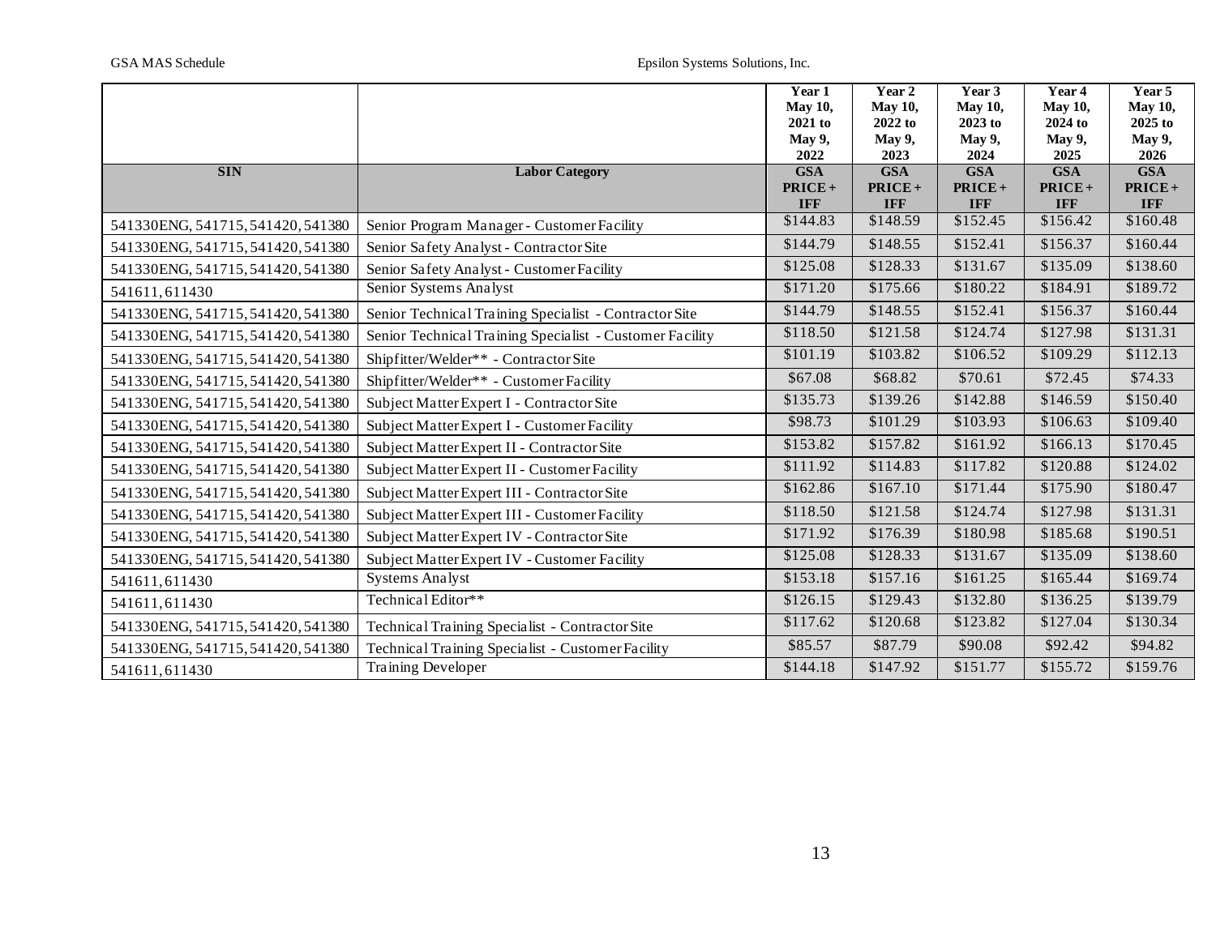| | | Year 1 May 10, 2021 to May 9, 2022 | Year 2 May 10, 2022 to May 9, 2023 | Year 3 May 10, 2023 to May 9, 2024 | Year 4 May 10, 2024 to May 9, 2025 | Year 5 May 10, 2025 to May 9, 2026 |
|---|---|---|---|---|---|---|
| **SIN** | **Labor Category** | **GSA PRICE + IFF** | **GSA PRICE + IFF** | **GSA PRICE + IFF** | **GSA PRICE + IFF** | **GSA PRICE + IFF** |
| 541330ENG, 541715, 541420, 541380 | Senior Program Manager - Customer Facility | $144.83 | $148.59 | $152.45 | $156.42 | $160.48 |
| 541330ENG, 541715, 541420, 541380 | Senior Safety Analyst - Contractor Site | $144.79 | $148.55 | $152.41 | $156.37 | $160.44 |
| 541330ENG, 541715, 541420, 541380 | Senior Safety Analyst - Customer Facility | $125.08 | $128.33 | $131.67 | $135.09 | $138.60 |
| 541611, 611430 | Senior Systems Analyst | $171.20 | $175.66 | $180.22 | $184.91 | $189.72 |
| 541330ENG, 541715, 541420, 541380 | Senior Technical Training Specialist - Contractor Site | $144.79 | $148.55 | $152.41 | $156.37 | $160.44 |
| 541330ENG, 541715, 541420, 541380 | Senior Technical Training Specialist - Customer Facility | $118.50 | $121.58 | $124.74 | $127.98 | $131.31 |
| 541330ENG, 541715, 541420, 541380 | Shipfitter/Welder** - Contractor Site | $101.19 | $103.82 | $106.52 | $109.29 | $112.13 |
| 541330ENG, 541715, 541420, 541380 | Shipfitter/Welder** - Customer Facility | $67.08 | $68.82 | $70.61 | $72.45 | $74.33 |
| 541330ENG, 541715, 541420, 541380 | Subject Matter Expert I - Contractor Site | $135.73 | $139.26 | $142.88 | $146.59 | $150.40 |
| 541330ENG, 541715, 541420, 541380 | Subject Matter Expert I - Customer Facility | $98.73 | $101.29 | $103.93 | $106.63 | $109.40 |
| 541330ENG, 541715, 541420, 541380 | Subject Matter Expert II - Contractor Site | $153.82 | $157.82 | $161.92 | $166.13 | $170.45 |
| 541330ENG, 541715, 541420, 541380 | Subject Matter Expert II - Customer Facility | $111.92 | $114.83 | $117.82 | $120.88 | $124.02 |
| 541330ENG, 541715, 541420, 541380 | Subject Matter Expert III - Contractor Site | $162.86 | $167.10 | $171.44 | $175.90 | $180.47 |
| 541330ENG, 541715, 541420, 541380 | Subject Matter Expert III - Customer Facility | $118.50 | $121.58 | $124.74 | $127.98 | $131.31 |
| 541330ENG, 541715, 541420, 541380 | Subject Matter Expert IV - Contractor Site | $171.92 | $176.39 | $180.98 | $185.68 | $190.51 |
| 541330ENG, 541715, 541420, 541380 | Subject Matter Expert IV - Customer Facility | $125.08 | $128.33 | $131.67 | $135.09 | $138.60 |
| 541611, 611430 | Systems Analyst | $153.18 | $157.16 | $161.25 | $165.44 | $169.74 |
| 541611, 611430 | Technical Editor** | $126.15 | $129.43 | $132.80 | $136.25 | $139.79 |
| 541330ENG, 541715, 541420, 541380 | Technical Training Specialist - Contractor Site | $117.62 | $120.68 | $123.82 | $127.04 | $130.34 |
| 541330ENG, 541715, 541420, 541380 | Technical Training Specialist - Customer Facility | $85.57 | $87.79 | $90.08 | $92.42 | $94.82 |
| 541611, 611430 | Training Developer | $144.18 | $147.92 | $151.77 | $155.72 | $159.76 |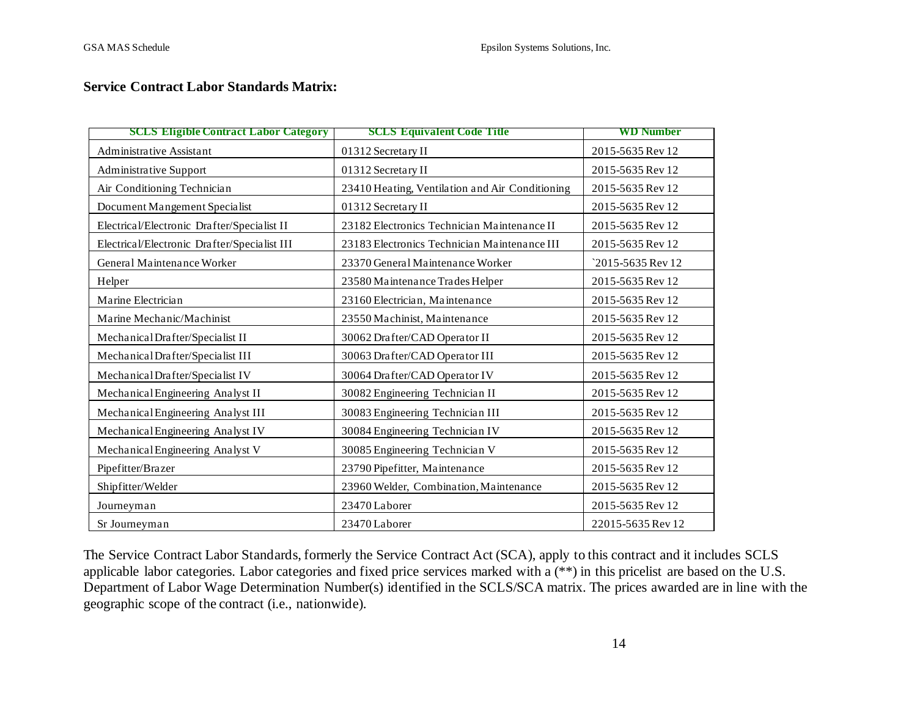## Service Contract Labor Standards Matrix:

| SCLS Eligible Contract Labor Category | SCLS Equivalent Code Title | WD Number |
|---|---|---|
| Administrative Assistant | 01312 Secretary II | 2015-5635 Rev 12 |
| Administrative Support | 01312 Secretary II | 2015-5635 Rev 12 |
| Air Conditioning Technician | 23410 Heating, Ventilation and Air Conditioning | 2015-5635 Rev 12 |
| Document Mangement Specialist | 01312 Secretary II | 2015-5635 Rev 12 |
| Electrical/Electronic Drafter/Specialist II | 23182 Electronics Technician Maintenance II | 2015-5635 Rev 12 |
| Electrical/Electronic Drafter/Specialist III | 23183 Electronics Technician Maintenance III | 2015-5635 Rev 12 |
| General Maintenance Worker | 23370 General Maintenance Worker | `2015-5635 Rev 12 |
| Helper | 23580 Maintenance Trades Helper | 2015-5635 Rev 12 |
| Marine Electrician | 23160 Electrician, Maintenance | 2015-5635 Rev 12 |
| Marine Mechanic/Machinist | 23550 Machinist, Maintenance | 2015-5635 Rev 12 |
| Mechanical Drafter/Specialist II | 30062 Drafter/CAD Operator II | 2015-5635 Rev 12 |
| Mechanical Drafter/Specialist III | 30063 Drafter/CAD Operator III | 2015-5635 Rev 12 |
| Mechanical Drafter/Specialist IV | 30064 Drafter/CAD Operator IV | 2015-5635 Rev 12 |
| Mechanical Engineering Analyst II | 30082 Engineering Technician II | 2015-5635 Rev 12 |
| Mechanical Engineering Analyst III | 30083 Engineering Technician III | 2015-5635 Rev 12 |
| Mechanical Engineering Analyst IV | 30084 Engineering Technician IV | 2015-5635 Rev 12 |
| Mechanical Engineering Analyst V | 30085 Engineering Technician V | 2015-5635 Rev 12 |
| Pipefitter/Brazer | 23790 Pipefitter, Maintenance | 2015-5635 Rev 12 |
| Shipfitter/Welder | 23960 Welder, Combination, Maintenance | 2015-5635 Rev 12 |
| Journeyman | 23470 Laborer | 2015-5635 Rev 12 |
| Sr Journeyman | 23470 Laborer | 22015-5635 Rev 12 |

The Service Contract Labor Standards, formerly the Service Contract Act (SCA), apply to this contract and it includes SCLS applicable labor categories. Labor categories and fixed price services marked with a (**) in this pricelist are based on the U.S. Department of Labor Wage Determination Number(s) identified in the SCLS/SCA matrix. The prices awarded are in line with the geographic scope of the contract (i.e., nationwide).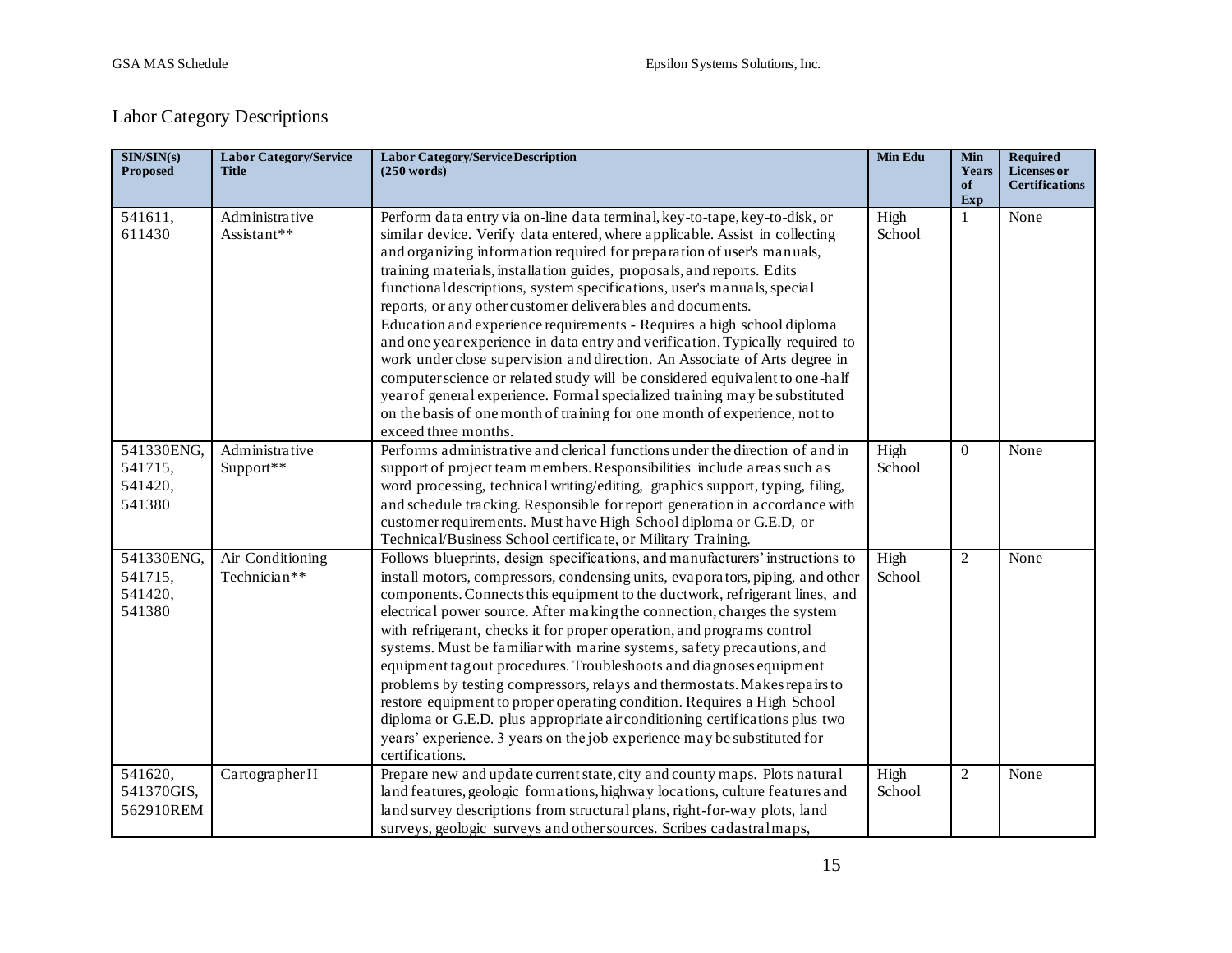## Labor Category Descriptions

| SIN/SIN(s) Proposed | Labor Category/Service Title | Labor Category/Service Description (250 words) | Min Edu | Min Years of Exp | Required Licenses or Certifications |
|---|---|---|---|---|---|
| 541611, 611430 | Administrative Assistant** | Perform data entry via on-line data terminal, key-to-tape, key-to-disk, or similar device. Verify data entered, where applicable. Assist in collecting and organizing information required for preparation of user's manuals, training materials, installation guides, proposals, and reports. Edits functional descriptions, system specifications, user's manuals, special reports, or any other customer deliverables and documents. Education and experience requirements - Requires a high school diploma and one year experience in data entry and verification. Typically required to work under close supervision and direction. An Associate of Arts degree in computer science or related study will be considered equivalent to one-half year of general experience. Formal specialized training may be substituted on the basis of one month of training for one month of experience, not to exceed three months. | High School | 1 | None |
| 541330ENG, 541715, 541420, 541380 | Administrative Support** | Performs administrative and clerical functions under the direction of and in support of project team members. Responsibilities include areas such as word processing, technical writing/editing, graphics support, typing, filing, and schedule tracking. Responsible for report generation in accordance with customer requirements. Must have High School diploma or G.E.D, or Technical/Business School certificate, or Military Training. | High School | 0 | None |
| 541330ENG, 541715, 541420, 541380 | Air Conditioning Technician** | Follows blueprints, design specifications, and manufacturers' instructions to install motors, compressors, condensing units, evaporators, piping, and other components. Connects this equipment to the ductwork, refrigerant lines, and electrical power source. After making the connection, charges the system with refrigerant, checks it for proper operation, and programs control systems. Must be familiar with marine systems, safety precautions, and equipment tag out procedures. Troubleshoots and diagnoses equipment problems by testing compressors, relays and thermostats. Makes repairs to restore equipment to proper operating condition. Requires a High School diploma or G.E.D. plus appropriate air conditioning certifications plus two years' experience. 3 years on the job experience may be substituted for certifications. | High School | 2 | None |
| 541620, 541370GIS, 562910REM | Cartographer II | Prepare new and update current state, city and county maps. Plots natural land features, geologic formations, highway locations, culture features and land survey descriptions from structural plans, right-for-way plots, land surveys, geologic surveys and other sources. Scribes cadastral maps, | High School | 2 | None |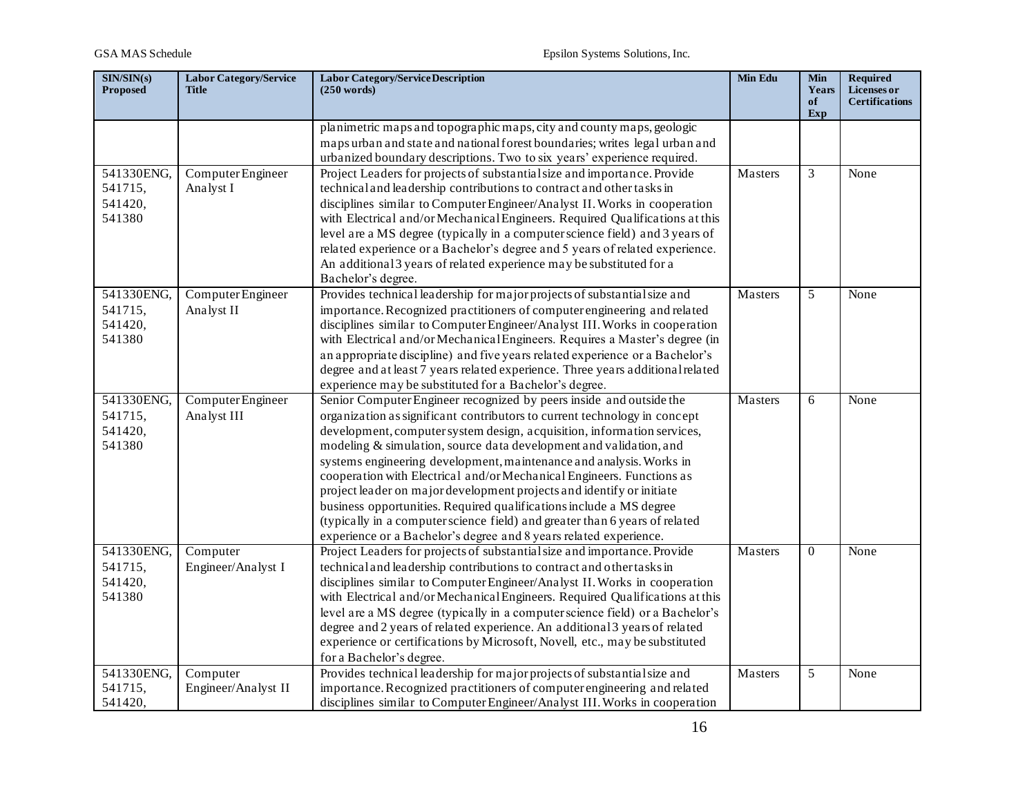| SIN/SIN(s) Proposed | Labor Category/Service Title | Labor Category/Service Description (250 words) | Min Edu | Min Years of Exp | Required Licenses or Certifications |
|---|---|---|---|---|---|
| | | planimetric maps and topographic maps, city and county maps, geologic maps urban and state and national forest boundaries; writes legal urban and urbanized boundary descriptions. Two to six years' experience required. | | | |
| 541330ENG, 541715, 541420, 541380 | Computer Engineer Analyst I | Project Leaders for projects of substantial size and importance. Provide technical and leadership contributions to contract and other tasks in disciplines similar to Computer Engineer/Analyst II. Works in cooperation with Electrical and/or Mechanical Engineers. Required Qualifications at this level are a MS degree (typically in a computer science field) and 3 years of related experience or a Bachelor's degree and 5 years of related experience. An additional 3 years of related experience may be substituted for a Bachelor's degree. | Masters | 3 | None |
| 541330ENG, 541715, 541420, 541380 | Computer Engineer Analyst II | Provides technical leadership for major projects of substantial size and importance. Recognized practitioners of computer engineering and related disciplines similar to Computer Engineer/Analyst III. Works in cooperation with Electrical and/or Mechanical Engineers. Requires a Master's degree (in an appropriate discipline) and five years related experience or a Bachelor's degree and at least 7 years related experience. Three years additional related experience may be substituted for a Bachelor's degree. | Masters | 5 | None |
| 541330ENG, 541715, 541420, 541380 | Computer Engineer Analyst III | Senior Computer Engineer recognized by peers inside and outside the organization as significant contributors to current technology in concept development, computer system design, acquisition, information services, modeling & simulation, source data development and validation, and systems engineering development, maintenance and analysis. Works in cooperation with Electrical and/or Mechanical Engineers. Functions as project leader on major development projects and identify or initiate business opportunities. Required qualifications include a MS degree (typically in a computer science field) and greater than 6 years of related experience or a Bachelor's degree and 8 years related experience. | Masters | 6 | None |
| 541330ENG, 541715, 541420, 541380 | Computer Engineer/Analyst I | Project Leaders for projects of substantial size and importance. Provide technical and leadership contributions to contract and other tasks in disciplines similar to Computer Engineer/Analyst II. Works in cooperation with Electrical and/or Mechanical Engineers. Required Qualifications at this level are a MS degree (typically in a computer science field) or a Bachelor's degree and 2 years of related experience. An additional 3 years of related experience or certifications by Microsoft, Novell, etc., may be substituted for a Bachelor's degree. | Masters | 0 | None |
| 541330ENG, 541715, 541420, | Computer Engineer/Analyst II | Provides technical leadership for major projects of substantial size and importance. Recognized practitioners of computer engineering and related disciplines similar to Computer Engineer/Analyst III. Works in cooperation | Masters | 5 | None |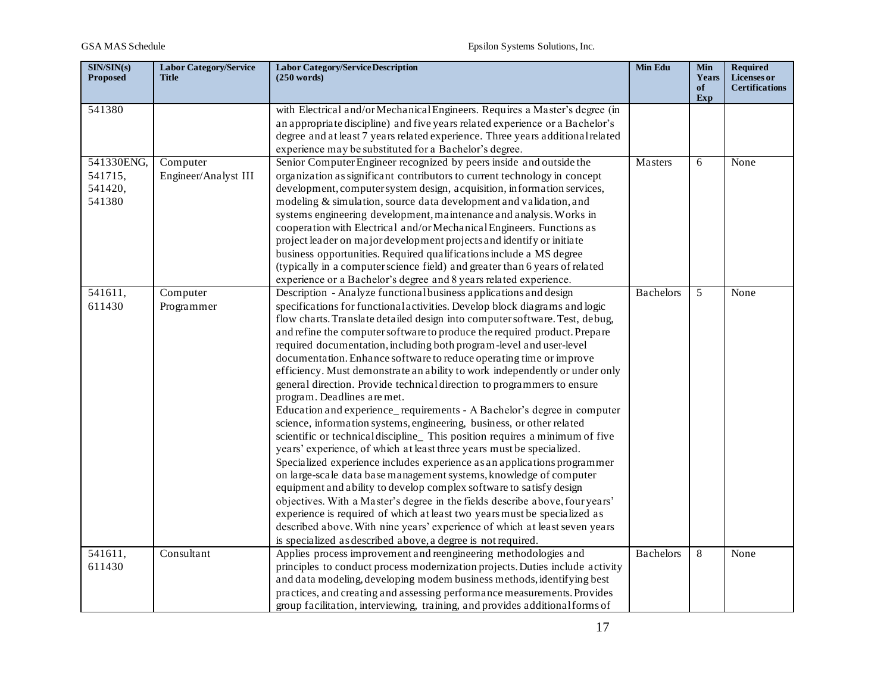| SIN/SIN(s) Proposed | Labor Category/Service Title | Labor Category/Service Description (250 words) | Min Edu | Min Years of Exp | Required Licenses or Certifications |
|---|---|---|---|---|---|
| 541380 | | with Electrical and/or Mechanical Engineers. Requires a Master's degree (in an appropriate discipline) and five years related experience or a Bachelor's degree and at least 7 years related experience. Three years additional related experience may be substituted for a Bachelor's degree. | | | |
| 541330ENG, 541715, 541420, 541380 | Computer Engineer/Analyst III | Senior Computer Engineer recognized by peers inside and outside the organization as significant contributors to current technology in concept development, computer system design, acquisition, information services, modeling & simulation, source data development and validation, and systems engineering development, maintenance and analysis. Works in cooperation with Electrical and/or Mechanical Engineers. Functions as project leader on major development projects and identify or initiate business opportunities. Required qualifications include a MS degree (typically in a computer science field) and greater than 6 years of related experience or a Bachelor's degree and 8 years related experience. | Masters | 6 | None |
| 541611, 611430 | Computer Programmer | Description - Analyze functional business applications and design specifications for functional activities. Develop block diagrams and logic flow charts. Translate detailed design into computer software. Test, debug, and refine the computer software to produce the required product. Prepare required documentation, including both program-level and user-level documentation. Enhance software to reduce operating time or improve efficiency. Must demonstrate an ability to work independently or under only general direction. Provide technical direction to programmers to ensure program. Deadlines are met.<br>Education and experience_ requirements - A Bachelor's degree in computer science, information systems, engineering, business, or other related scientific or technical discipline_ This position requires a minimum of five years' experience, of which at least three years must be specialized. Specialized experience includes experience as an applications programmer on large-scale data base management systems, knowledge of computer equipment and ability to develop complex software to satisfy design objectives. With a Master's degree in the fields describe above, four years' experience is required of which at least two years must be specialized as described above. With nine years' experience of which at least seven years is specialized as described above, a degree is not required. | Bachelors | 5 | None |
| 541611, 611430 | Consultant | Applies process improvement and reengineering methodologies and principles to conduct process modernization projects. Duties include activity and data modeling, developing modem business methods, identifying best practices, and creating and assessing performance measurements. Provides group facilitation, interviewing, training, and provides additional forms of | Bachelors | 8 | None |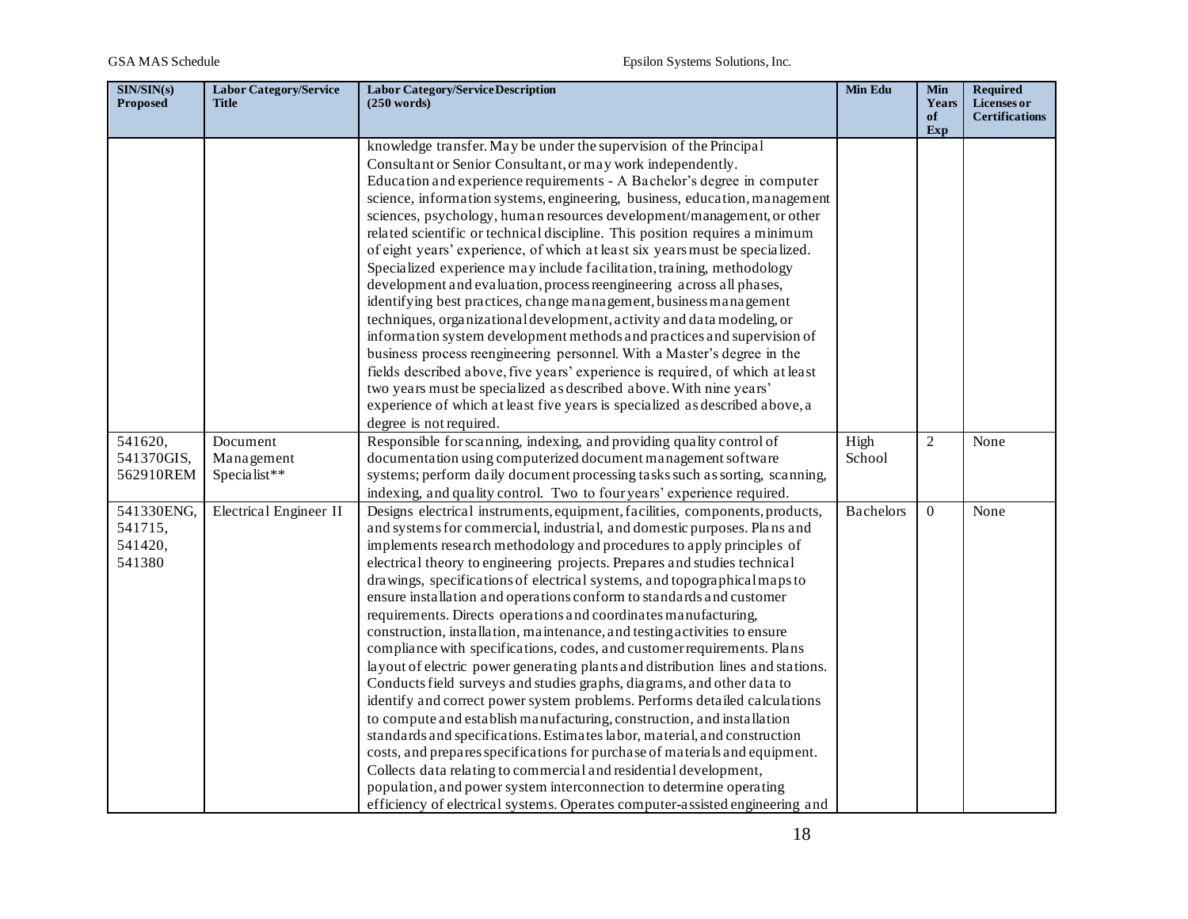| SIN/SIN(s) Proposed | Labor Category/Service Title | Labor Category/Service Description (250 words) | Min Edu | Min Years of Exp | Required Licenses or Certifications |
|---|---|---|---|---|---|
| | | knowledge transfer. May be under the supervision of the Principal Consultant or Senior Consultant, or may work independently. Education and experience requirements - A Bachelor's degree in computer science, information systems, engineering, business, education, management sciences, psychology, human resources development/management, or other related scientific or technical discipline. This position requires a minimum of eight years' experience, of which at least six years must be specialized. Specialized experience may include facilitation, training, methodology development and evaluation, process reengineering across all phases, identifying best practices, change management, business management techniques, organizational development, activity and data modeling, or information system development methods and practices and supervision of business process reengineering personnel. With a Master's degree in the fields described above, five years' experience is required, of which at least two years must be specialized as described above. With nine years' experience of which at least five years is specialized as described above, a degree is not required. | | | |
| 541620, 541370GIS, 562910REM | Document Management Specialist** | Responsible for scanning, indexing, and providing quality control of documentation using computerized document management software systems; perform daily document processing tasks such as sorting, scanning, indexing, and quality control. Two to four years' experience required. | High School | 2 | None |
| 541330ENG, 541715, 541420, 541380 | Electrical Engineer II | Designs electrical instruments, equipment, facilities, components, products, and systems for commercial, industrial, and domestic purposes. Plans and implements research methodology and procedures to apply principles of electrical theory to engineering projects. Prepares and studies technical drawings, specifications of electrical systems, and topographical maps to ensure installation and operations conform to standards and customer requirements. Directs operations and coordinates manufacturing, construction, installation, maintenance, and testing activities to ensure compliance with specifications, codes, and customer requirements. Plans layout of electric power generating plants and distribution lines and stations. Conducts field surveys and studies graphs, diagrams, and other data to identify and correct power system problems. Performs detailed calculations to compute and establish manufacturing, construction, and installation standards and specifications. Estimates labor, material, and construction costs, and prepares specifications for purchase of materials and equipment. Collects data relating to commercial and residential development, population, and power system interconnection to determine operating efficiency of electrical systems. Operates computer-assisted engineering and | Bachelors | 0 | None |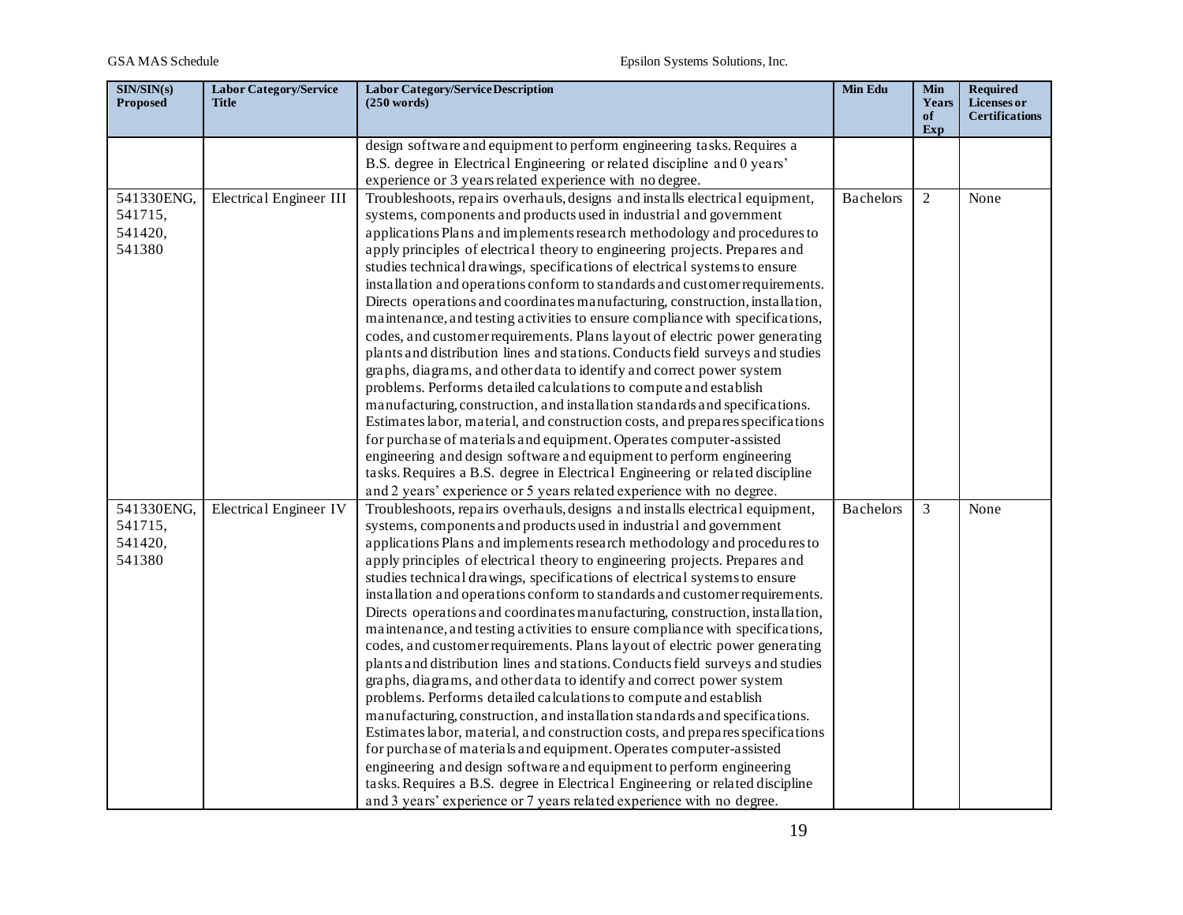| SIN/SIN(s) Proposed | Labor Category/Service Title | Labor Category/Service Description (250 words) | Min Edu | Min Years of Exp | Required Licenses or Certifications |
|---|---|---|---|---|---|
| | | design software and equipment to perform engineering tasks. Requires a B.S. degree in Electrical Engineering or related discipline and 0 years' experience or 3 years related experience with no degree. | | | |
| 541330ENG, 541715, 541420, 541380 | Electrical Engineer III | Troubleshoots, repairs overhauls, designs and installs electrical equipment, systems, components and products used in industrial and government applications Plans and implements research methodology and procedures to apply principles of electrical theory to engineering projects. Prepares and studies technical drawings, specifications of electrical systems to ensure installation and operations conform to standards and customer requirements. Directs operations and coordinates manufacturing, construction, installation, maintenance, and testing activities to ensure compliance with specifications, codes, and customer requirements. Plans layout of electric power generating plants and distribution lines and stations. Conducts field surveys and studies graphs, diagrams, and other data to identify and correct power system problems. Performs detailed calculations to compute and establish manufacturing, construction, and installation standards and specifications. Estimates labor, material, and construction costs, and prepares specifications for purchase of materials and equipment. Operates computer-assisted engineering and design software and equipment to perform engineering tasks. Requires a B.S. degree in Electrical Engineering or related discipline and 2 years' experience or 5 years related experience with no degree. | Bachelors | 2 | None |
| 541330ENG, 541715, 541420, 541380 | Electrical Engineer IV | Troubleshoots, repairs overhauls, designs and installs electrical equipment, systems, components and products used in industrial and government applications Plans and implements research methodology and procedures to apply principles of electrical theory to engineering projects. Prepares and studies technical drawings, specifications of electrical systems to ensure installation and operations conform to standards and customer requirements. Directs operations and coordinates manufacturing, construction, installation, maintenance, and testing activities to ensure compliance with specifications, codes, and customer requirements. Plans layout of electric power generating plants and distribution lines and stations. Conducts field surveys and studies graphs, diagrams, and other data to identify and correct power system problems. Performs detailed calculations to compute and establish manufacturing, construction, and installation standards and specifications. Estimates labor, material, and construction costs, and prepares specifications for purchase of materials and equipment. Operates computer-assisted engineering and design software and equipment to perform engineering tasks. Requires a B.S. degree in Electrical Engineering or related discipline and 3 years' experience or 7 years related experience with no degree. | Bachelors | 3 | None |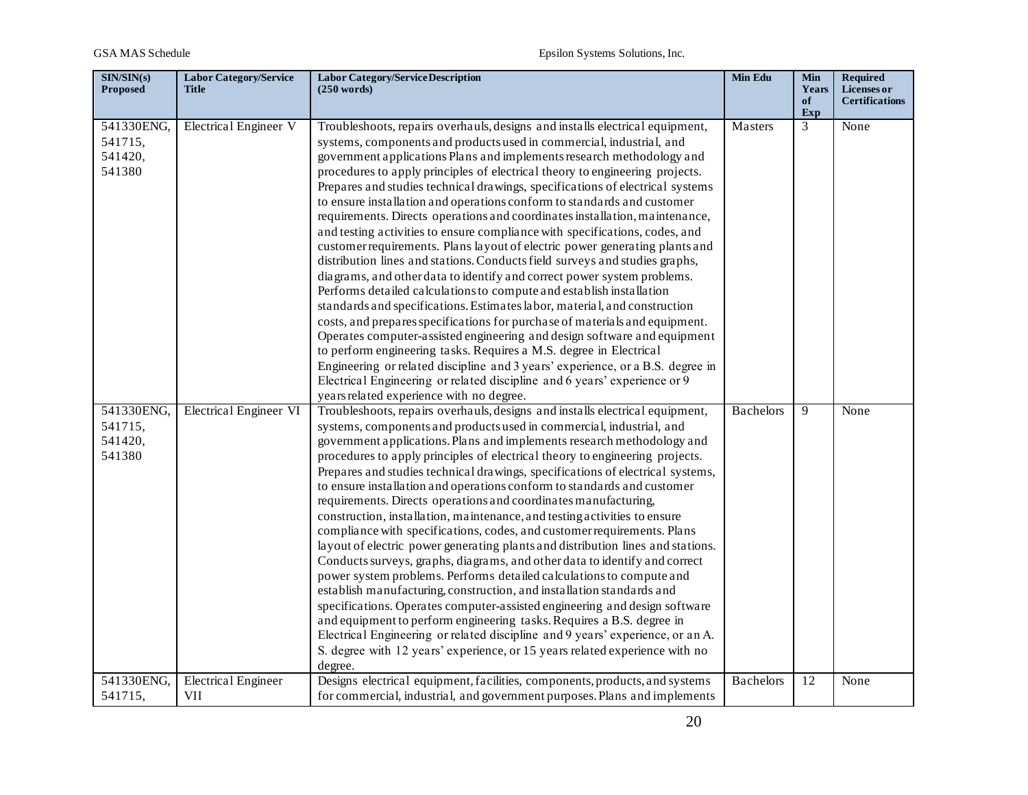| SIN/SIN(s) Proposed | Labor Category/Service Title | Labor Category/Service Description (250 words) | Min Edu | Min Years of Exp | Required Licenses or Certifications |
|---|---|---|---|---|---|
| 541330ENG, 541715, 541420, 541380 | Electrical Engineer V | Troubleshoots, repairs overhauls, designs and installs electrical equipment, systems, components and products used in commercial, industrial, and government applications Plans and implements research methodology and procedures to apply principles of electrical theory to engineering projects. Prepares and studies technical drawings, specifications of electrical systems to ensure installation and operations conform to standards and customer requirements. Directs operations and coordinates installation, maintenance, and testing activities to ensure compliance with specifications, codes, and customer requirements. Plans layout of electric power generating plants and distribution lines and stations. Conducts field surveys and studies graphs, diagrams, and other data to identify and correct power system problems. Performs detailed calculations to compute and establish installation standards and specifications. Estimates labor, material, and construction costs, and prepares specifications for purchase of materials and equipment. Operates computer-assisted engineering and design software and equipment to perform engineering tasks. Requires a M.S. degree in Electrical Engineering or related discipline and 3 years' experience, or a B.S. degree in Electrical Engineering or related discipline and 6 years' experience or 9 years related experience with no degree. | Masters | 3 | None |
| 541330ENG, 541715, 541420, 541380 | Electrical Engineer VI | Troubleshoots, repairs overhauls, designs and installs electrical equipment, systems, components and products used in commercial, industrial, and government applications. Plans and implements research methodology and procedures to apply principles of electrical theory to engineering projects. Prepares and studies technical drawings, specifications of electrical systems, to ensure installation and operations conform to standards and customer requirements. Directs operations and coordinates manufacturing, construction, installation, maintenance, and testing activities to ensure compliance with specifications, codes, and customer requirements. Plans layout of electric power generating plants and distribution lines and stations. Conducts surveys, graphs, diagrams, and other data to identify and correct power system problems. Performs detailed calculations to compute and establish manufacturing, construction, and installation standards and specifications. Operates computer-assisted engineering and design software and equipment to perform engineering tasks. Requires a B.S. degree in Electrical Engineering or related discipline and 9 years' experience, or an A. S. degree with 12 years' experience, or 15 years related experience with no degree. | Bachelors | 9 | None |
| 541330ENG, 541715, | Electrical Engineer VII | Designs electrical equipment, facilities, components, products, and systems for commercial, industrial, and government purposes. Plans and implements | Bachelors | 12 | None |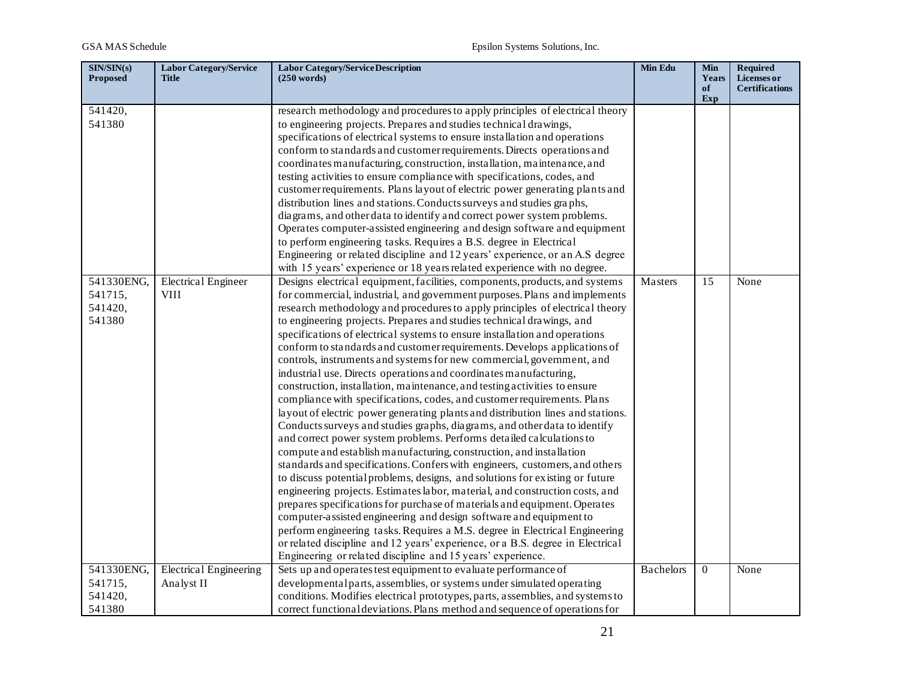| SIN/SIN(s) Proposed | Labor Category/Service Title | Labor Category/Service Description (250 words) | Min Edu | Min Years of Exp | Required Licenses or Certifications |
|---|---|---|---|---|---|
| 541420, 541380 | | research methodology and procedures to apply principles of electrical theory to engineering projects. Prepares and studies technical drawings, specifications of electrical systems to ensure installation and operations conform to standards and customer requirements. Directs operations and coordinates manufacturing, construction, installation, maintenance, and testing activities to ensure compliance with specifications, codes, and customer requirements. Plans layout of electric power generating plants and distribution lines and stations. Conducts surveys and studies graphs, diagrams, and other data to identify and correct power system problems. Operates computer-assisted engineering and design software and equipment to perform engineering tasks. Requires a B.S. degree in Electrical Engineering or related discipline and 12 years' experience, or an A.S degree with 15 years' experience or 18 years related experience with no degree. | | | |
| 541330ENG, 541715, 541420, 541380 | Electrical Engineer VIII | Designs electrical equipment, facilities, components, products, and systems for commercial, industrial, and government purposes. Plans and implements research methodology and procedures to apply principles of electrical theory to engineering projects. Prepares and studies technical drawings, and specifications of electrical systems to ensure installation and operations conform to standards and customer requirements. Develops applications of controls, instruments and systems for new commercial, government, and industrial use. Directs operations and coordinates manufacturing, construction, installation, maintenance, and testing activities to ensure compliance with specifications, codes, and customer requirements. Plans layout of electric power generating plants and distribution lines and stations. Conducts surveys and studies graphs, diagrams, and other data to identify and correct power system problems. Performs detailed calculations to compute and establish manufacturing, construction, and installation standards and specifications. Confers with engineers, customers, and others to discuss potential problems, designs, and solutions for existing or future engineering projects. Estimates labor, material, and construction costs, and prepares specifications for purchase of materials and equipment. Operates computer-assisted engineering and design software and equipment to perform engineering tasks. Requires a M.S. degree in Electrical Engineering or related discipline and 12 years' experience, or a B.S. degree in Electrical Engineering or related discipline and 15 years' experience. | Masters | 15 | None |
| 541330ENG, 541715, 541420, 541380 | Electrical Engineering Analyst II | Sets up and operates test equipment to evaluate performance of developmental parts, assemblies, or systems under simulated operating conditions. Modifies electrical prototypes, parts, assemblies, and systems to correct functional deviations. Plans method and sequence of operations for | Bachelors | 0 | None |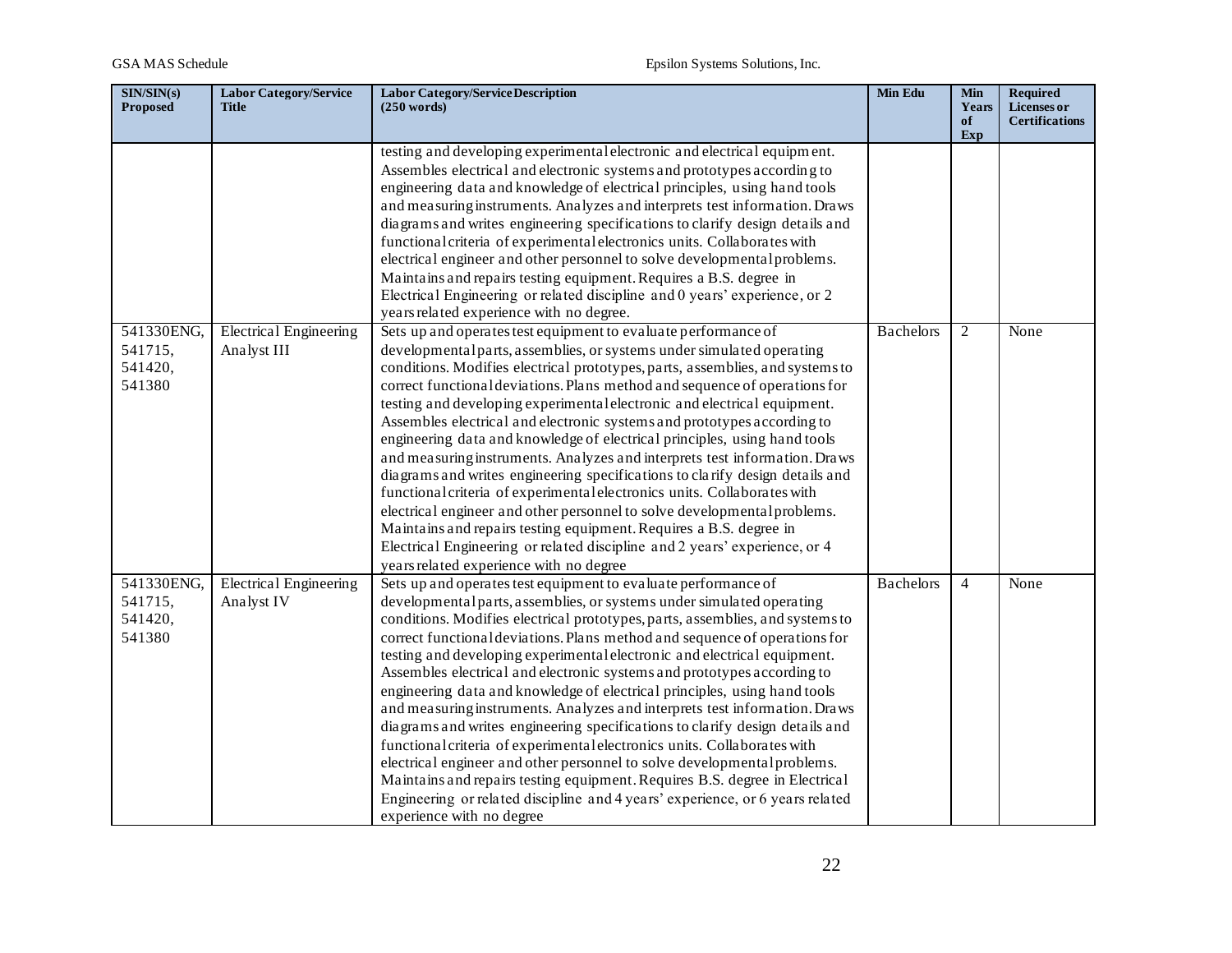| SIN/SIN(s) Proposed | Labor Category/Service Title | Labor Category/Service Description (250 words) | Min Edu | Min Years of Exp | Required Licenses or Certifications |
|---|---|---|---|---|---|
| | | testing and developing experimental electronic and electrical equipment. Assembles electrical and electronic systems and prototypes according to engineering data and knowledge of electrical principles, using hand tools and measuring instruments. Analyzes and interprets test information. Draws diagrams and writes engineering specifications to clarify design details and functional criteria of experimental electronics units. Collaborates with electrical engineer and other personnel to solve developmental problems. Maintains and repairs testing equipment. Requires a B.S. degree in Electrical Engineering or related discipline and 0 years' experience, or 2 years related experience with no degree. | | | |
| 541330ENG, 541715, 541420, 541380 | Electrical Engineering Analyst III | Sets up and operates test equipment to evaluate performance of developmental parts, assemblies, or systems under simulated operating conditions. Modifies electrical prototypes, parts, assemblies, and systems to correct functional deviations. Plans method and sequence of operations for testing and developing experimental electronic and electrical equipment. Assembles electrical and electronic systems and prototypes according to engineering data and knowledge of electrical principles, using hand tools and measuring instruments. Analyzes and interprets test information. Draws diagrams and writes engineering specifications to clarify design details and functional criteria of experimental electronics units. Collaborates with electrical engineer and other personnel to solve developmental problems. Maintains and repairs testing equipment. Requires a B.S. degree in Electrical Engineering or related discipline and 2 years' experience, or 4 years related experience with no degree | Bachelors | 2 | None |
| 541330ENG, 541715, 541420, 541380 | Electrical Engineering Analyst IV | Sets up and operates test equipment to evaluate performance of developmental parts, assemblies, or systems under simulated operating conditions. Modifies electrical prototypes, parts, assemblies, and systems to correct functional deviations. Plans method and sequence of operations for testing and developing experimental electronic and electrical equipment. Assembles electrical and electronic systems and prototypes according to engineering data and knowledge of electrical principles, using hand tools and measuring instruments. Analyzes and interprets test information. Draws diagrams and writes engineering specifications to clarify design details and functional criteria of experimental electronics units. Collaborates with electrical engineer and other personnel to solve developmental problems. Maintains and repairs testing equipment. Requires B.S. degree in Electrical Engineering or related discipline and 4 years' experience, or 6 years related experience with no degree | Bachelors | 4 | None |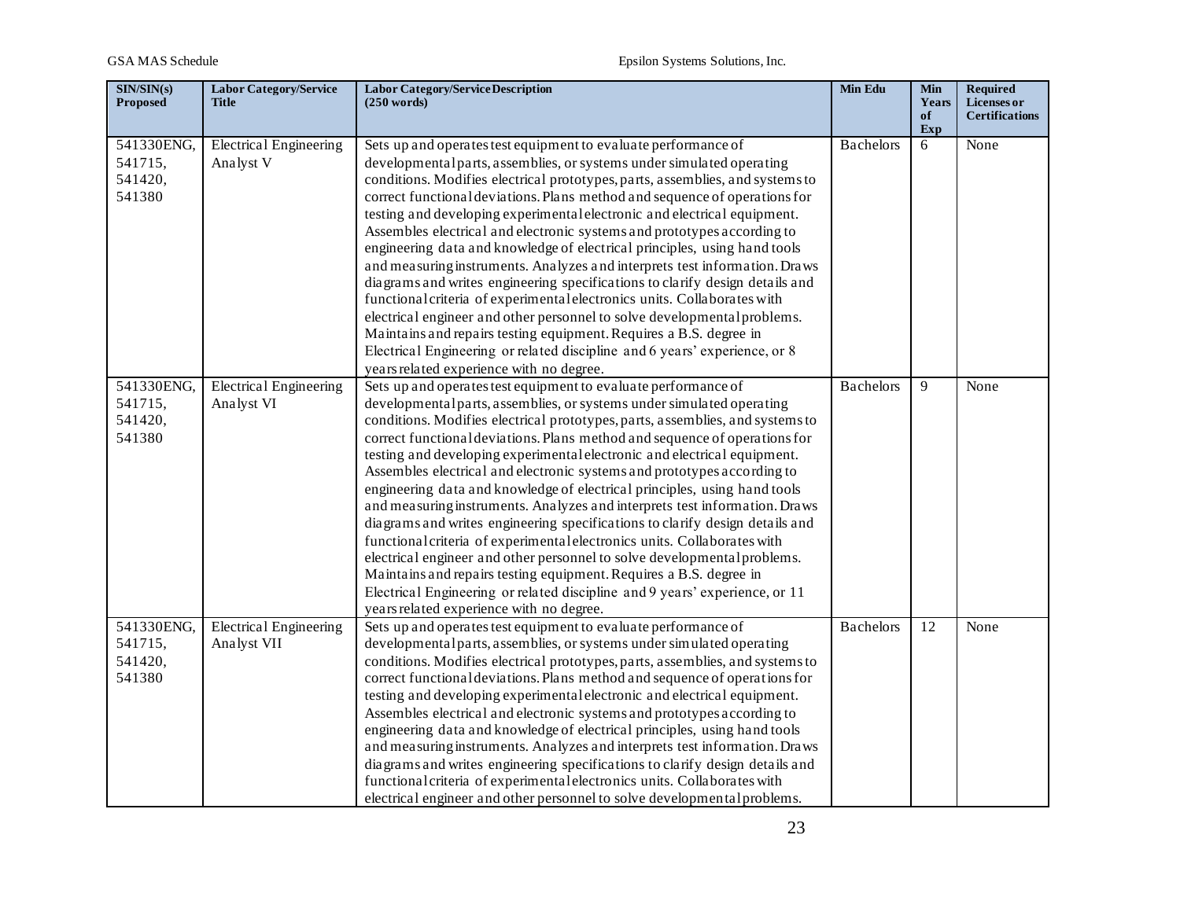| SIN/SIN(s) Proposed | Labor Category/Service Title | Labor Category/Service Description (250 words) | Min Edu | Min Years of Exp | Required Licenses or Certifications |
|---|---|---|---|---|---|
| 541330ENG, 541715, 541420, 541380 | Electrical Engineering Analyst V | Sets up and operates test equipment to evaluate performance of developmental parts, assemblies, or systems under simulated operating conditions. Modifies electrical prototypes, parts, assemblies, and systems to correct functional deviations. Plans method and sequence of operations for testing and developing experimental electronic and electrical equipment. Assembles electrical and electronic systems and prototypes according to engineering data and knowledge of electrical principles, using hand tools and measuring instruments. Analyzes and interprets test information. Draws diagrams and writes engineering specifications to clarify design details and functional criteria of experimental electronics units. Collaborates with electrical engineer and other personnel to solve developmental problems. Maintains and repairs testing equipment. Requires a B.S. degree in Electrical Engineering or related discipline and 6 years' experience, or 8 years related experience with no degree. | Bachelors | 6 | None |
| 541330ENG, 541715, 541420, 541380 | Electrical Engineering Analyst VI | Sets up and operates test equipment to evaluate performance of developmental parts, assemblies, or systems under simulated operating conditions. Modifies electrical prototypes, parts, assemblies, and systems to correct functional deviations. Plans method and sequence of operations for testing and developing experimental electronic and electrical equipment. Assembles electrical and electronic systems and prototypes according to engineering data and knowledge of electrical principles, using hand tools and measuring instruments. Analyzes and interprets test information. Draws diagrams and writes engineering specifications to clarify design details and functional criteria of experimental electronics units. Collaborates with electrical engineer and other personnel to solve developmental problems. Maintains and repairs testing equipment. Requires a B.S. degree in Electrical Engineering or related discipline and 9 years' experience, or 11 years related experience with no degree. | Bachelors | 9 | None |
| 541330ENG, 541715, 541420, 541380 | Electrical Engineering Analyst VII | Sets up and operates test equipment to evaluate performance of developmental parts, assemblies, or systems under simulated operating conditions. Modifies electrical prototypes, parts, assemblies, and systems to correct functional deviations. Plans method and sequence of operations for testing and developing experimental electronic and electrical equipment. Assembles electrical and electronic systems and prototypes according to engineering data and knowledge of electrical principles, using hand tools and measuring instruments. Analyzes and interprets test information. Draws diagrams and writes engineering specifications to clarify design details and functional criteria of experimental electronics units. Collaborates with electrical engineer and other personnel to solve developmental problems. | Bachelors | 12 | None |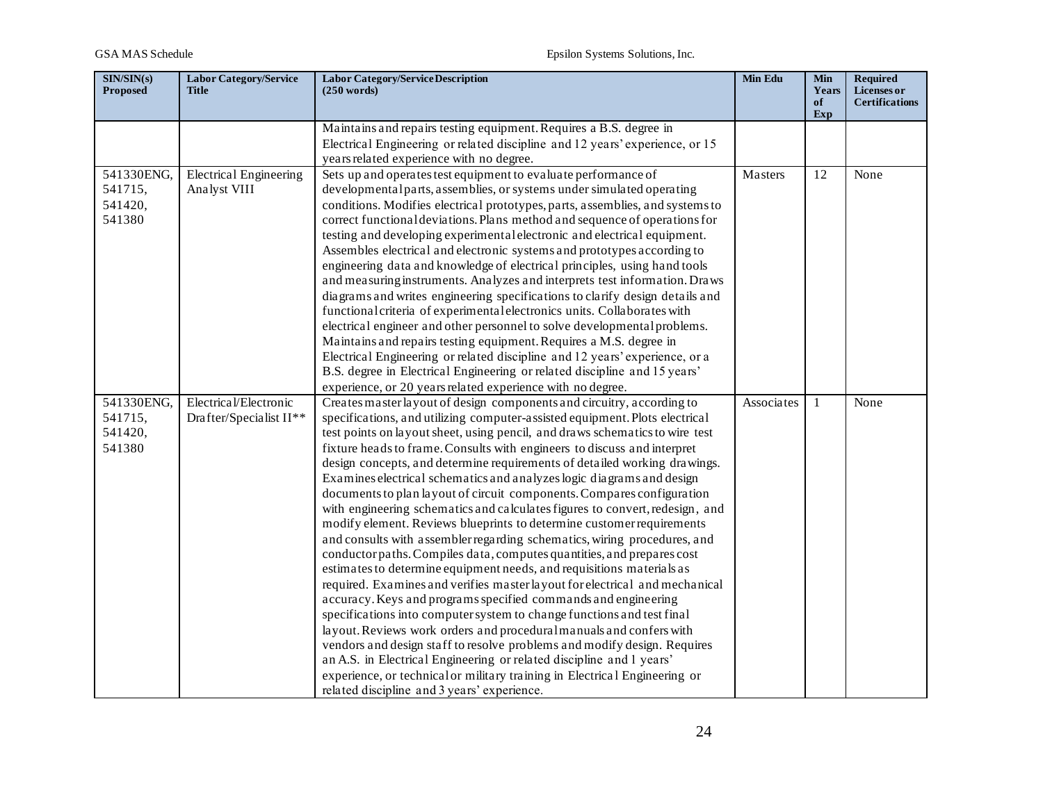| SIN/SIN(s) Proposed | Labor Category/Service Title | Labor Category/Service Description (250 words) | Min Edu | Min Years of Exp | Required Licenses or Certifications |
|---|---|---|---|---|---|
| | | Maintains and repairs testing equipment. Requires a B.S. degree in Electrical Engineering or related discipline and 12 years' experience, or 15 years related experience with no degree. | | | |
| 541330ENG, 541715, 541420, 541380 | Electrical Engineering Analyst VIII | Sets up and operates test equipment to evaluate performance of developmental parts, assemblies, or systems under simulated operating conditions. Modifies electrical prototypes, parts, assemblies, and systems to correct functional deviations. Plans method and sequence of operations for testing and developing experimental electronic and electrical equipment. Assembles electrical and electronic systems and prototypes according to engineering data and knowledge of electrical principles, using hand tools and measuring instruments. Analyzes and interprets test information. Draws diagrams and writes engineering specifications to clarify design details and functional criteria of experimental electronics units. Collaborates with electrical engineer and other personnel to solve developmental problems. Maintains and repairs testing equipment. Requires a M.S. degree in Electrical Engineering or related discipline and 12 years' experience, or a B.S. degree in Electrical Engineering or related discipline and 15 years' experience, or 20 years related experience with no degree. | Masters | 12 | None |
| 541330ENG, 541715, 541420, 541380 | Electrical/Electronic Drafter/Specialist II** | Creates master layout of design components and circuitry, according to specifications, and utilizing computer-assisted equipment. Plots electrical test points on layout sheet, using pencil, and draws schematics to wire test fixture heads to frame. Consults with engineers to discuss and interpret design concepts, and determine requirements of detailed working drawings. Examines electrical schematics and analyzes logic diagrams and design documents to plan layout of circuit components. Compares configuration with engineering schematics and calculates figures to convert, redesign, and modify element. Reviews blueprints to determine customer requirements and consults with assembler regarding schematics, wiring procedures, and conductor paths. Compiles data, computes quantities, and prepares cost estimates to determine equipment needs, and requisitions materials as required. Examines and verifies master layout for electrical and mechanical accuracy. Keys and programs specified commands and engineering specifications into computer system to change functions and test final layout. Reviews work orders and procedural manuals and confers with vendors and design staff to resolve problems and modify design. Requires an A.S. in Electrical Engineering or related discipline and 1 years' experience, or technical or military training in Electrical Engineering or related discipline and 3 years' experience. | Associates | 1 | None |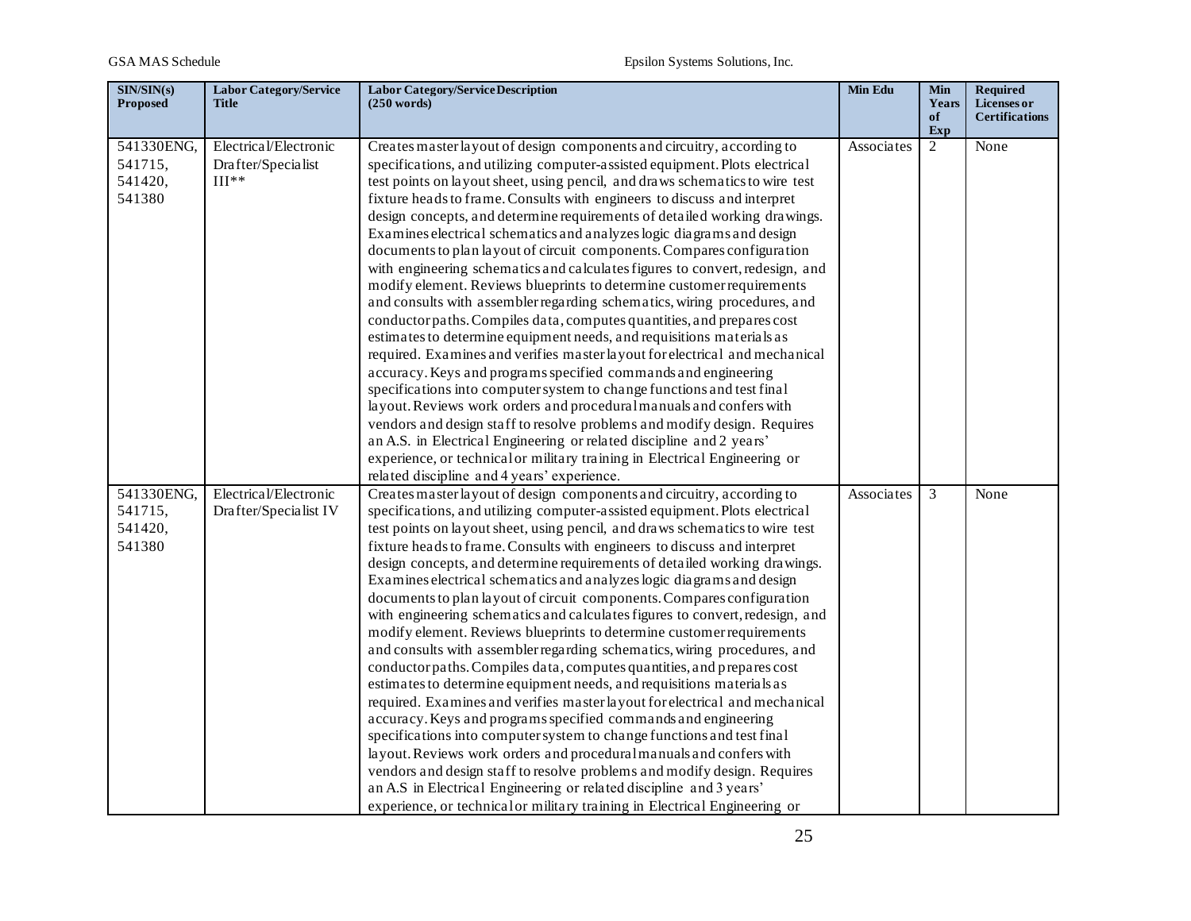| SIN/SIN(s) Proposed | Labor Category/Service Title | Labor Category/Service Description (250 words) | Min Edu | Min Years of Exp | Required Licenses or Certifications |
|---|---|---|---|---|---|
| 541330ENG, 541715, 541420, 541380 | Electrical/Electronic Drafter/Specialist III** | Creates master layout of design components and circuitry, according to specifications, and utilizing computer-assisted equipment. Plots electrical test points on layout sheet, using pencil, and draws schematics to wire test fixture heads to frame. Consults with engineers to discuss and interpret design concepts, and determine requirements of detailed working drawings. Examines electrical schematics and analyzes logic diagrams and design documents to plan layout of circuit components. Compares configuration with engineering schematics and calculates figures to convert, redesign, and modify element. Reviews blueprints to determine customer requirements and consults with assembler regarding schematics, wiring procedures, and conductor paths. Compiles data, computes quantities, and prepares cost estimates to determine equipment needs, and requisitions materials as required. Examines and verifies master layout for electrical and mechanical accuracy. Keys and programs specified commands and engineering specifications into computer system to change functions and test final layout. Reviews work orders and procedural manuals and confers with vendors and design staff to resolve problems and modify design. Requires an A.S. in Electrical Engineering or related discipline and 2 years' experience, or technical or military training in Electrical Engineering or related discipline and 4 years' experience. | Associates | 2 | None |
| 541330ENG, 541715, 541420, 541380 | Electrical/Electronic Drafter/Specialist IV | Creates master layout of design components and circuitry, according to specifications, and utilizing computer-assisted equipment. Plots electrical test points on layout sheet, using pencil, and draws schematics to wire test fixture heads to frame. Consults with engineers to discuss and interpret design concepts, and determine requirements of detailed working drawings. Examines electrical schematics and analyzes logic diagrams and design documents to plan layout of circuit components. Compares configuration with engineering schematics and calculates figures to convert, redesign, and modify element. Reviews blueprints to determine customer requirements and consults with assembler regarding schematics, wiring procedures, and conductor paths. Compiles data, computes quantities, and prepares cost estimates to determine equipment needs, and requisitions materials as required. Examines and verifies master layout for electrical and mechanical accuracy. Keys and programs specified commands and engineering specifications into computer system to change functions and test final layout. Reviews work orders and procedural manuals and confers with vendors and design staff to resolve problems and modify design. Requires an A.S in Electrical Engineering or related discipline and 3 years' experience, or technical or military training in Electrical Engineering or | Associates | 3 | None |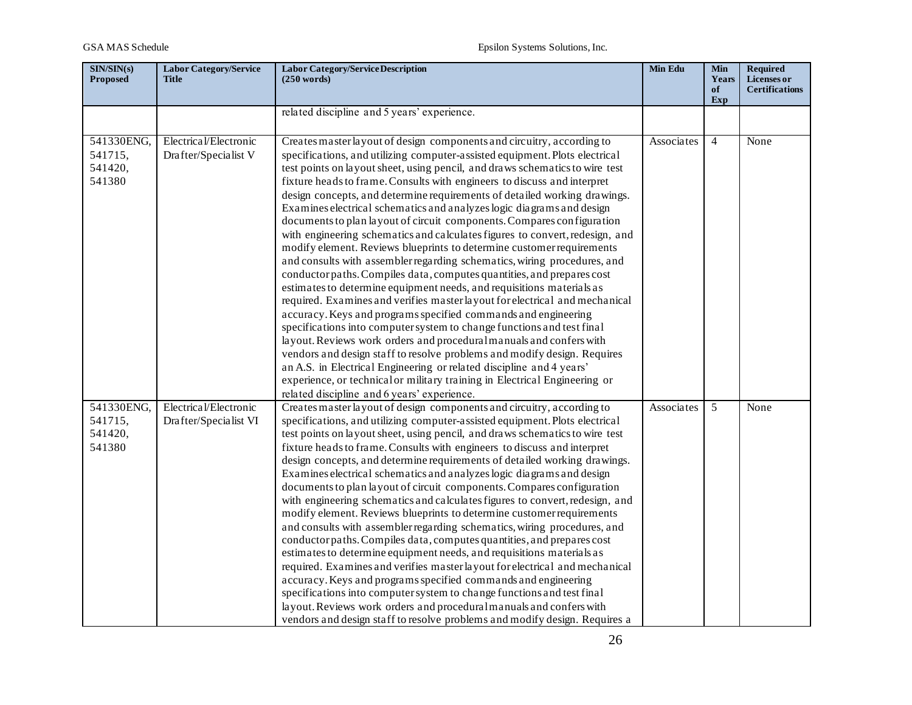| SIN/SIN(s) Proposed | Labor Category/Service Title | Labor Category/Service Description (250 words) | Min Edu | Min Years of Exp | Required Licenses or Certifications |
|---|---|---|---|---|---|
| | | related discipline and 5 years' experience. | | | |
| 541330ENG, 541715, 541420, 541380 | Electrical/Electronic Drafter/Specialist V | Creates master layout of design components and circuitry, according to specifications, and utilizing computer-assisted equipment. Plots electrical test points on layout sheet, using pencil, and draws schematics to wire test fixture heads to frame. Consults with engineers to discuss and interpret design concepts, and determine requirements of detailed working drawings. Examines electrical schematics and analyzes logic diagrams and design documents to plan layout of circuit components. Compares configuration with engineering schematics and calculates figures to convert, redesign, and modify element. Reviews blueprints to determine customer requirements and consults with assembler regarding schematics, wiring procedures, and conductor paths. Compiles data, computes quantities, and prepares cost estimates to determine equipment needs, and requisitions materials as required. Examines and verifies master layout for electrical and mechanical accuracy. Keys and programs specified commands and engineering specifications into computer system to change functions and test final layout. Reviews work orders and procedural manuals and confers with vendors and design staff to resolve problems and modify design. Requires an A.S. in Electrical Engineering or related discipline and 4 years' experience, or technical or military training in Electrical Engineering or related discipline and 6 years' experience. | Associates | 4 | None |
| 541330ENG, 541715, 541420, 541380 | Electrical/Electronic Drafter/Specialist VI | Creates master layout of design components and circuitry, according to specifications, and utilizing computer-assisted equipment. Plots electrical test points on layout sheet, using pencil, and draws schematics to wire test fixture heads to frame. Consults with engineers to discuss and interpret design concepts, and determine requirements of detailed working drawings. Examines electrical schematics and analyzes logic diagrams and design documents to plan layout of circuit components. Compares configuration with engineering schematics and calculates figures to convert, redesign, and modify element. Reviews blueprints to determine customer requirements and consults with assembler regarding schematics, wiring procedures, and conductor paths. Compiles data, computes quantities, and prepares cost estimates to determine equipment needs, and requisitions materials as required. Examines and verifies master layout for electrical and mechanical accuracy. Keys and programs specified commands and engineering specifications into computer system to change functions and test final layout. Reviews work orders and procedural manuals and confers with vendors and design staff to resolve problems and modify design. Requires a | Associates | 5 | None |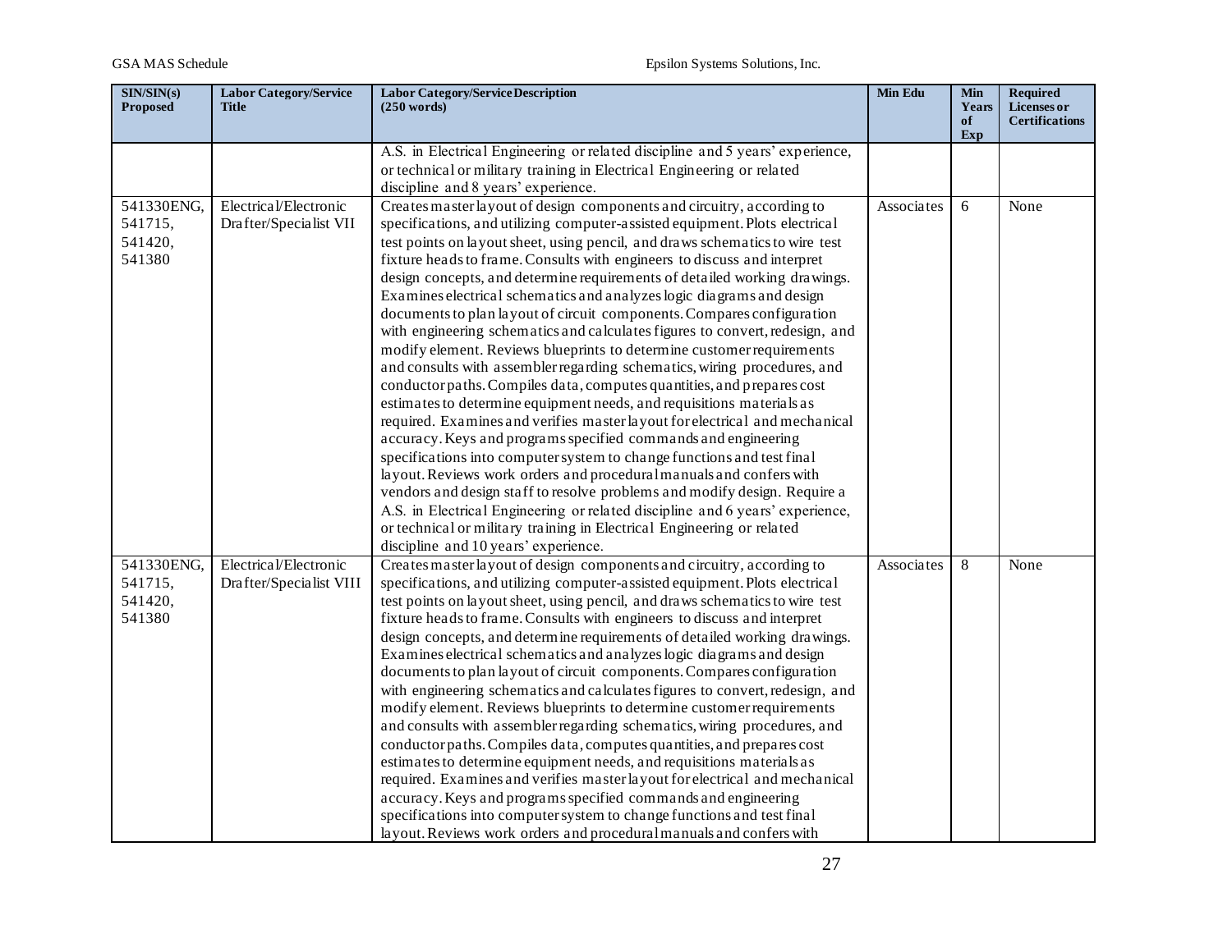| SIN/SIN(s) Proposed | Labor Category/Service Title | Labor Category/Service Description (250 words) | Min Edu | Min Years of Exp | Required Licenses or Certifications |
|---|---|---|---|---|---|
| | | A.S. in Electrical Engineering or related discipline and 5 years' experience, or technical or military training in Electrical Engineering or related discipline and 8 years' experience. | | | |
| 541330ENG, 541715, 541420, 541380 | Electrical/Electronic Drafter/Specialist VII | Creates master layout of design components and circuitry, according to specifications, and utilizing computer-assisted equipment. Plots electrical test points on layout sheet, using pencil, and draws schematics to wire test fixture heads to frame. Consults with engineers to discuss and interpret design concepts, and determine requirements of detailed working drawings. Examines electrical schematics and analyzes logic diagrams and design documents to plan layout of circuit components. Compares configuration with engineering schematics and calculates figures to convert, redesign, and modify element. Reviews blueprints to determine customer requirements and consults with assembler regarding schematics, wiring procedures, and conductor paths. Compiles data, computes quantities, and prepares cost estimates to determine equipment needs, and requisitions materials as required. Examines and verifies master layout for electrical and mechanical accuracy. Keys and programs specified commands and engineering specifications into computer system to change functions and test final layout. Reviews work orders and procedural manuals and confers with vendors and design staff to resolve problems and modify design. Require a A.S. in Electrical Engineering or related discipline and 6 years' experience, or technical or military training in Electrical Engineering or related discipline and 10 years' experience. | Associates | 6 | None |
| 541330ENG, 541715, 541420, 541380 | Electrical/Electronic Drafter/Specialist VIII | Creates master layout of design components and circuitry, according to specifications, and utilizing computer-assisted equipment. Plots electrical test points on layout sheet, using pencil, and draws schematics to wire test fixture heads to frame. Consults with engineers to discuss and interpret design concepts, and determine requirements of detailed working drawings. Examines electrical schematics and analyzes logic diagrams and design documents to plan layout of circuit components. Compares configuration with engineering schematics and calculates figures to convert, redesign, and modify element. Reviews blueprints to determine customer requirements and consults with assembler regarding schematics, wiring procedures, and conductor paths. Compiles data, computes quantities, and prepares cost estimates to determine equipment needs, and requisitions materials as required. Examines and verifies master layout for electrical and mechanical accuracy. Keys and programs specified commands and engineering specifications into computer system to change functions and test final layout. Reviews work orders and procedural manuals and confers with | Associates | 8 | None |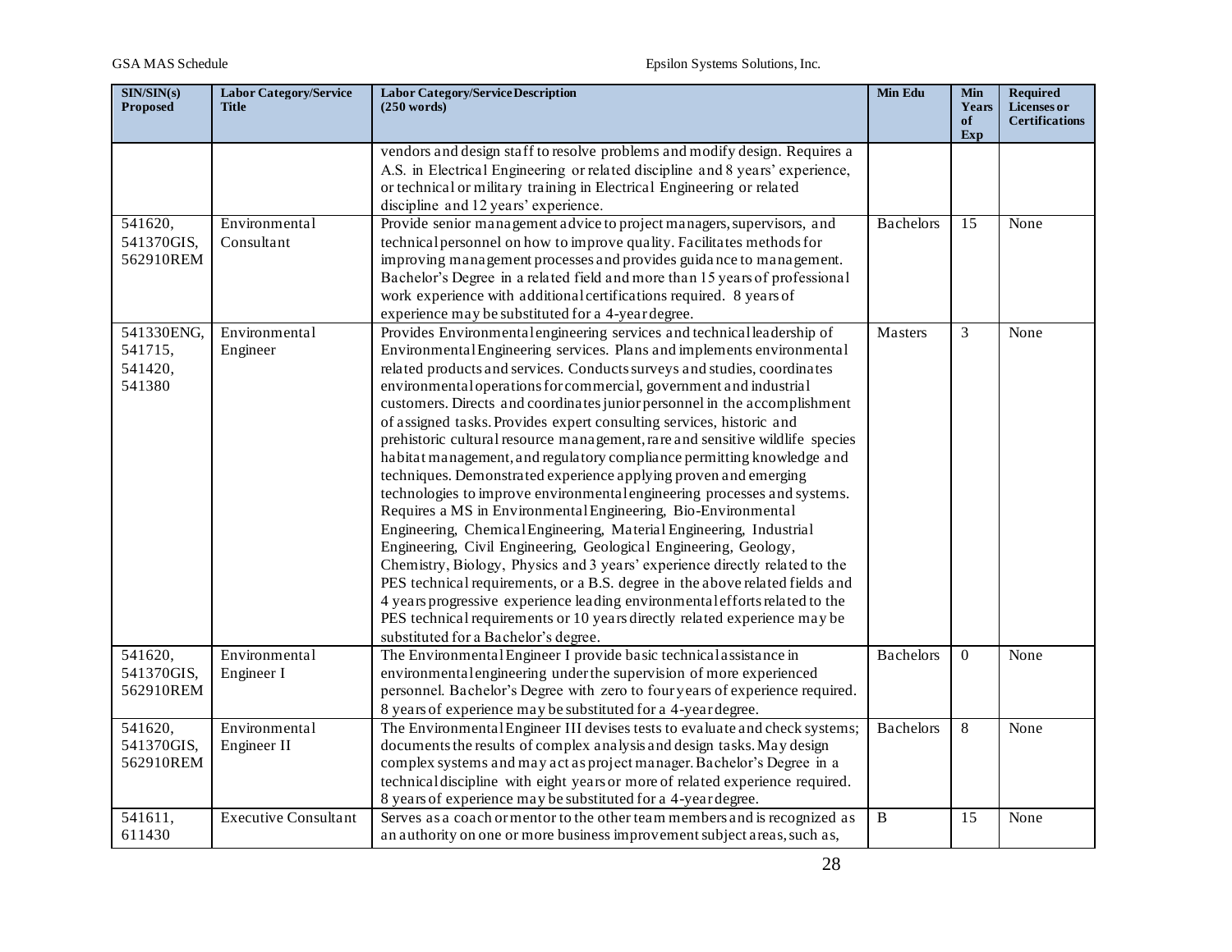| SIN/SIN(s) Proposed | Labor Category/Service Title | Labor Category/Service Description (250 words) | Min Edu | Min Years of Exp | Required Licenses or Certifications |
|---|---|---|---|---|---|
| | | vendors and design staff to resolve problems and modify design. Requires a A.S. in Electrical Engineering or related discipline and 8 years' experience, or technical or military training in Electrical Engineering or related discipline and 12 years' experience. | | | |
| 541620, 541370GIS, 562910REM | Environmental Consultant | Provide senior management advice to project managers, supervisors, and technical personnel on how to improve quality. Facilitates methods for improving management processes and provides guidance to management. Bachelor's Degree in a related field and more than 15 years of professional work experience with additional certifications required. 8 years of experience may be substituted for a 4-year degree. | Bachelors | 15 | None |
| 541330ENG, 541715, 541420, 541380 | Environmental Engineer | Provides Environmental engineering services and technical leadership of Environmental Engineering services. Plans and implements environmental related products and services. Conducts surveys and studies, coordinates environmental operations for commercial, government and industrial customers. Directs and coordinates junior personnel in the accomplishment of assigned tasks. Provides expert consulting services, historic and prehistoric cultural resource management, rare and sensitive wildlife species habitat management, and regulatory compliance permitting knowledge and techniques. Demonstrated experience applying proven and emerging technologies to improve environmental engineering processes and systems. Requires a MS in Environmental Engineering, Bio-Environmental Engineering, Chemical Engineering, Material Engineering, Industrial Engineering, Civil Engineering, Geological Engineering, Geology, Chemistry, Biology, Physics and 3 years' experience directly related to the PES technical requirements, or a B.S. degree in the above related fields and 4 years progressive experience leading environmental efforts related to the PES technical requirements or 10 years directly related experience may be substituted for a Bachelor's degree. | Masters | 3 | None |
| 541620, 541370GIS, 562910REM | Environmental Engineer I | The Environmental Engineer I provide basic technical assistance in environmental engineering under the supervision of more experienced personnel. Bachelor's Degree with zero to four years of experience required. 8 years of experience may be substituted for a 4-year degree. | Bachelors | 0 | None |
| 541620, 541370GIS, 562910REM | Environmental Engineer II | The Environmental Engineer III devises tests to evaluate and check systems; documents the results of complex analysis and design tasks. May design complex systems and may act as project manager. Bachelor's Degree in a technical discipline with eight years or more of related experience required. 8 years of experience may be substituted for a 4-year degree. | Bachelors | 8 | None |
| 541611, 611430 | Executive Consultant | Serves as a coach or mentor to the other team members and is recognized as an authority on one or more business improvement subject areas, such as, | B | 15 | None |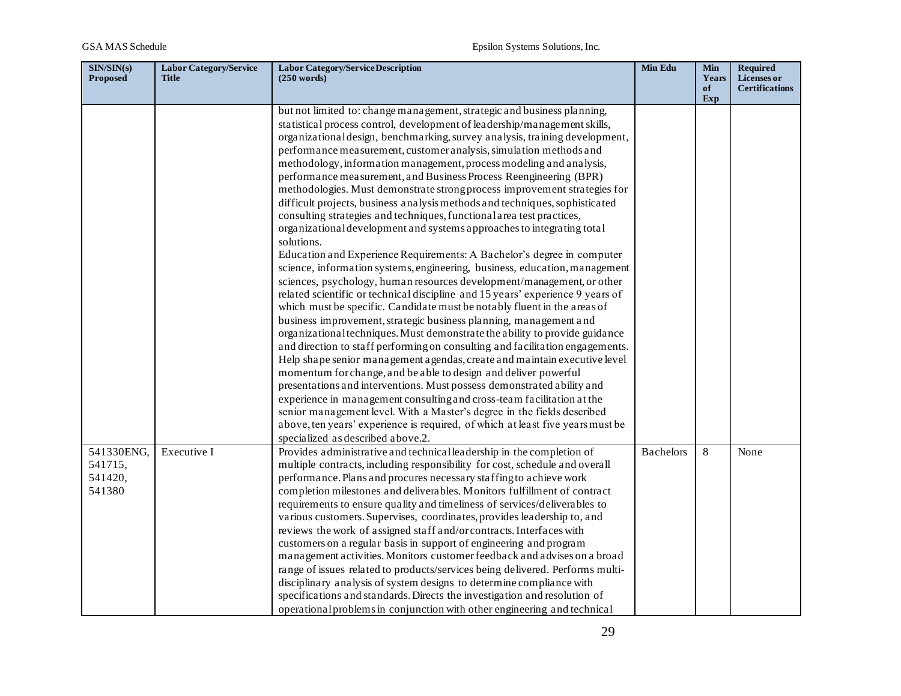| SIN/SIN(s) Proposed | Labor Category/Service Title | Labor Category/Service Description (250 words) | Min Edu | Min Years of Exp | Required Licenses or Certifications |
|---|---|---|---|---|---|
| | | but not limited to: change management, strategic and business planning, statistical process control, development of leadership/management skills, organizational design, benchmarking, survey analysis, training development, performance measurement, customer analysis, simulation methods and methodology, information management, process modeling and analysis, performance measurement, and Business Process Reengineering (BPR) methodologies. Must demonstrate strong process improvement strategies for difficult projects, business analysis methods and techniques, sophisticated consulting strategies and techniques, functional area test practices, organizational development and systems approaches to integrating total solutions. Education and Experience Requirements: A Bachelor's degree in computer science, information systems, engineering, business, education, management sciences, psychology, human resources development/management, or other related scientific or technical discipline and 15 years' experience 9 years of which must be specific. Candidate must be notably fluent in the areas of business improvement, strategic business planning, management and organizational techniques. Must demonstrate the ability to provide guidance and direction to staff performing on consulting and facilitation engagements. Help shape senior management agendas, create and maintain executive level momentum for change, and be able to design and deliver powerful presentations and interventions. Must possess demonstrated ability and experience in management consulting and cross-team facilitation at the senior management level. With a Master's degree in the fields described above, ten years' experience is required, of which at least five years must be specialized as described above.2. | | | |
| 541330ENG, 541715, 541420, 541380 | Executive I | Provides administrative and technical leadership in the completion of multiple contracts, including responsibility for cost, schedule and overall performance. Plans and procures necessary staffing to achieve work completion milestones and deliverables. Monitors fulfillment of contract requirements to ensure quality and timeliness of services/deliverables to various customers. Supervises, coordinates, provides leadership to, and reviews the work of assigned staff and/or contracts. Interfaces with customers on a regular basis in support of engineering and program management activities. Monitors customer feedback and advises on a broad range of issues related to products/services being delivered. Performs multi-disciplinary analysis of system designs to determine compliance with specifications and standards. Directs the investigation and resolution of operational problems in conjunction with other engineering and technical | Bachelors | 8 | None |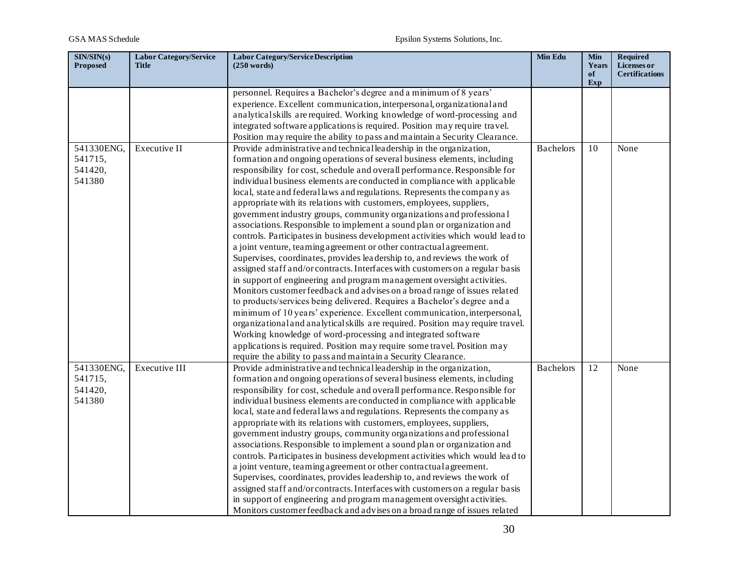| SIN/SIN(s) Proposed | Labor Category/Service Title | Labor Category/Service Description (250 words) | Min Edu | Min Years of Exp | Required Licenses or Certifications |
|---|---|---|---|---|---|
| | | personnel. Requires a Bachelor's degree and a minimum of 8 years' experience. Excellent communication, interpersonal, organizational and analytical skills are required. Working knowledge of word-processing and integrated software applications is required. Position may require travel. Position may require the ability to pass and maintain a Security Clearance. | | | |
| 541330ENG, 541715, 541420, 541380 | Executive II | Provide administrative and technical leadership in the organization, formation and ongoing operations of several business elements, including responsibility for cost, schedule and overall performance. Responsible for individual business elements are conducted in compliance with applicable local, state and federal laws and regulations. Represents the company as appropriate with its relations with customers, employees, suppliers, government industry groups, community organizations and professional associations. Responsible to implement a sound plan or organization and controls. Participates in business development activities which would lead to a joint venture, teaming agreement or other contractual agreement. Supervises, coordinates, provides leadership to, and reviews the work of assigned staff and/or contracts. Interfaces with customers on a regular basis in support of engineering and program management oversight activities. Monitors customer feedback and advises on a broad range of issues related to products/services being delivered. Requires a Bachelor's degree and a minimum of 10 years' experience. Excellent communication, interpersonal, organizational and analytical skills are required. Position may require travel. Working knowledge of word-processing and integrated software applications is required. Position may require some travel. Position may require the ability to pass and maintain a Security Clearance. | Bachelors | 10 | None |
| 541330ENG, 541715, 541420, 541380 | Executive III | Provide administrative and technical leadership in the organization, formation and ongoing operations of several business elements, including responsibility for cost, schedule and overall performance. Responsible for individual business elements are conducted in compliance with applicable local, state and federal laws and regulations. Represents the company as appropriate with its relations with customers, employees, suppliers, government industry groups, community organizations and professional associations. Responsible to implement a sound plan or organization and controls. Participates in business development activities which would lead to a joint venture, teaming agreement or other contractual agreement. Supervises, coordinates, provides leadership to, and reviews the work of assigned staff and/or contracts. Interfaces with customers on a regular basis in support of engineering and program management oversight activities. Monitors customer feedback and advises on a broad range of issues related | Bachelors | 12 | None |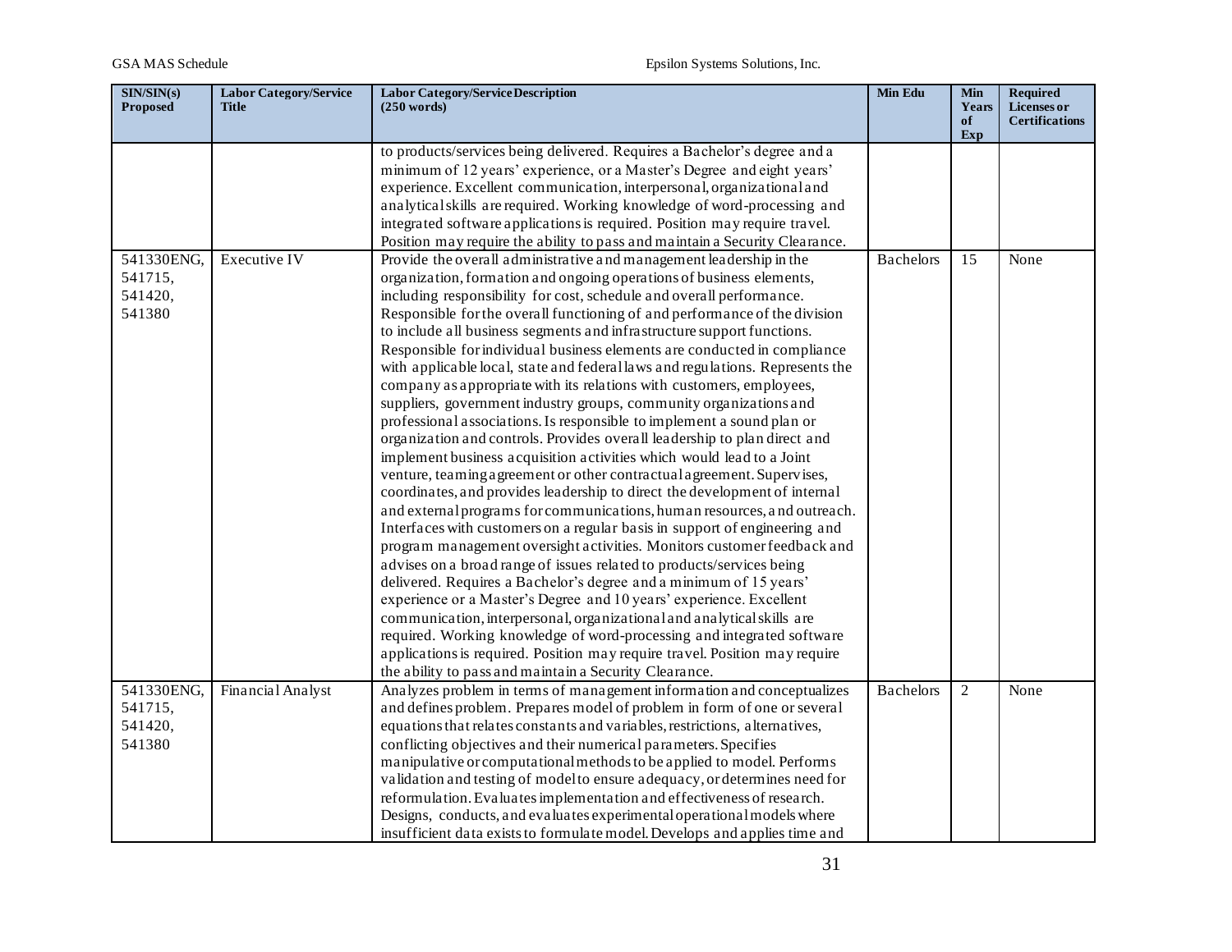| SIN/SIN(s) Proposed | Labor Category/Service Title | Labor Category/Service Description (250 words) | Min Edu | Min Years of Exp | Required Licenses or Certifications |
|---|---|---|---|---|---|
| | | to products/services being delivered. Requires a Bachelor's degree and a minimum of 12 years' experience, or a Master's Degree and eight years' experience. Excellent communication, interpersonal, organizational and analytical skills are required. Working knowledge of word-processing and integrated software applications is required. Position may require travel. Position may require the ability to pass and maintain a Security Clearance. | | | |
| 541330ENG, 541715, 541420, 541380 | Executive IV | Provide the overall administrative and management leadership in the organization, formation and ongoing operations of business elements, including responsibility for cost, schedule and overall performance. Responsible for the overall functioning of and performance of the division to include all business segments and infrastructure support functions. Responsible for individual business elements are conducted in compliance with applicable local, state and federal laws and regulations. Represents the company as appropriate with its relations with customers, employees, suppliers, government industry groups, community organizations and professional associations. Is responsible to implement a sound plan or organization and controls. Provides overall leadership to plan direct and implement business acquisition activities which would lead to a Joint venture, teaming agreement or other contractual agreement. Supervises, coordinates, and provides leadership to direct the development of internal and external programs for communications, human resources, and outreach. Interfaces with customers on a regular basis in support of engineering and program management oversight activities. Monitors customer feedback and advises on a broad range of issues related to products/services being delivered. Requires a Bachelor's degree and a minimum of 15 years' experience or a Master's Degree and 10 years' experience. Excellent communication, interpersonal, organizational and analytical skills are required. Working knowledge of word-processing and integrated software applications is required. Position may require travel. Position may require the ability to pass and maintain a Security Clearance. | Bachelors | 15 | None |
| 541330ENG, 541715, 541420, 541380 | Financial Analyst | Analyzes problem in terms of management information and conceptualizes and defines problem. Prepares model of problem in form of one or several equations that relates constants and variables, restrictions, alternatives, conflicting objectives and their numerical parameters. Specifies manipulative or computational methods to be applied to model. Performs validation and testing of model to ensure adequacy, or determines need for reformulation. Evaluates implementation and effectiveness of research. Designs, conducts, and evaluates experimental operational models where insufficient data exists to formulate model. Develops and applies time and | Bachelors | 2 | None |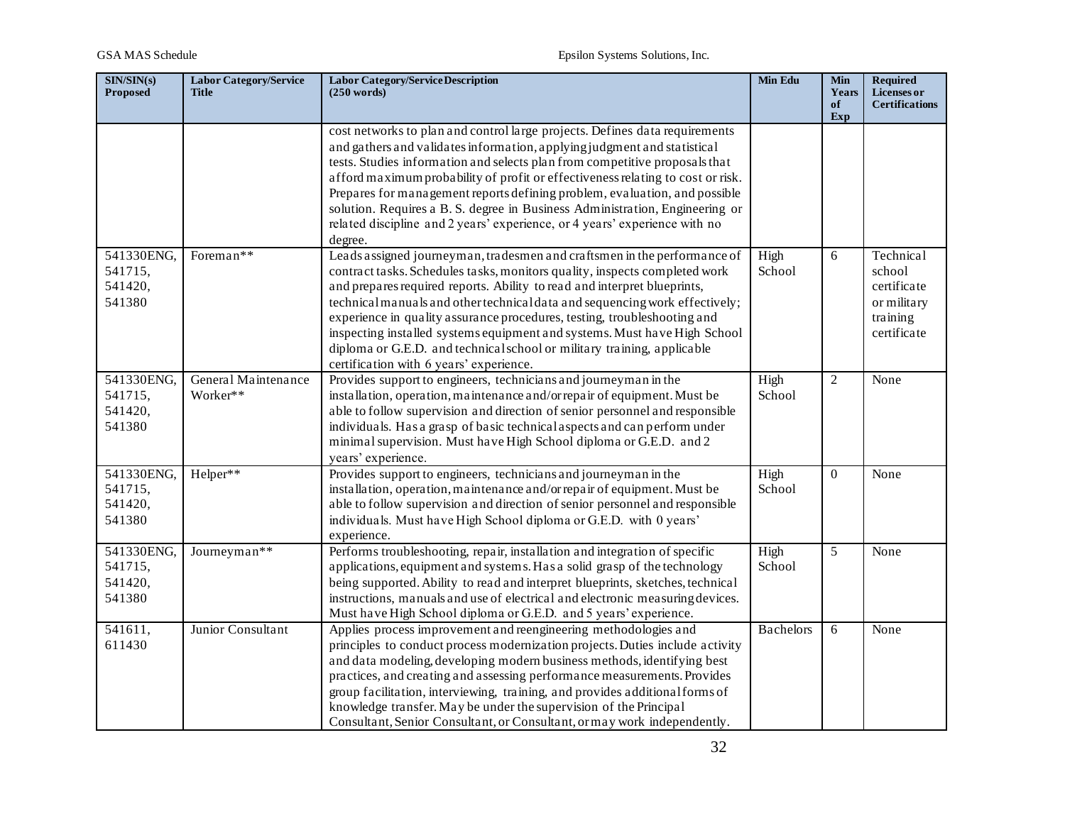| SIN/SIN(s) Proposed | Labor Category/Service Title | Labor Category/Service Description (250 words) | Min Edu | Min Years of Exp | Required Licenses or Certifications |
|---|---|---|---|---|---|
| | | cost networks to plan and control large projects. Defines data requirements and gathers and validates information, applying judgment and statistical tests. Studies information and selects plan from competitive proposals that afford maximum probability of profit or effectiveness relating to cost or risk. Prepares for management reports defining problem, evaluation, and possible solution. Requires a B. S. degree in Business Administration, Engineering or related discipline and 2 years' experience, or 4 years' experience with no degree. | | | |
| 541330ENG, 541715, 541420, 541380 | Foreman** | Leads assigned journeyman, tradesmen and craftsmen in the performance of contract tasks. Schedules tasks, monitors quality, inspects completed work and prepares required reports. Ability to read and interpret blueprints, technical manuals and other technical data and sequencing work effectively; experience in quality assurance procedures, testing, troubleshooting and inspecting installed systems equipment and systems. Must have High School diploma or G.E.D. and technical school or military training, applicable certification with 6 years' experience. | High School | 6 | Technical school certificate or military training certificate |
| 541330ENG, 541715, 541420, 541380 | General Maintenance Worker** | Provides support to engineers, technicians and journeyman in the installation, operation, maintenance and/or repair of equipment. Must be able to follow supervision and direction of senior personnel and responsible individuals. Has a grasp of basic technical aspects and can perform under minimal supervision. Must have High School diploma or G.E.D. and 2 years' experience. | High School | 2 | None |
| 541330ENG, 541715, 541420, 541380 | Helper** | Provides support to engineers, technicians and journeyman in the installation, operation, maintenance and/or repair of equipment. Must be able to follow supervision and direction of senior personnel and responsible individuals. Must have High School diploma or G.E.D. with 0 years' experience. | High School | 0 | None |
| 541330ENG, 541715, 541420, 541380 | Journeyman** | Performs troubleshooting, repair, installation and integration of specific applications, equipment and systems. Has a solid grasp of the technology being supported. Ability to read and interpret blueprints, sketches, technical instructions, manuals and use of electrical and electronic measuring devices. Must have High School diploma or G.E.D. and 5 years' experience. | High School | 5 | None |
| 541611, 611430 | Junior Consultant | Applies process improvement and reengineering methodologies and principles to conduct process modernization projects. Duties include activity and data modeling, developing modern business methods, identifying best practices, and creating and assessing performance measurements. Provides group facilitation, interviewing, training, and provides additional forms of knowledge transfer. May be under the supervision of the Principal Consultant, Senior Consultant, or Consultant, or may work independently. | Bachelors | 6 | None |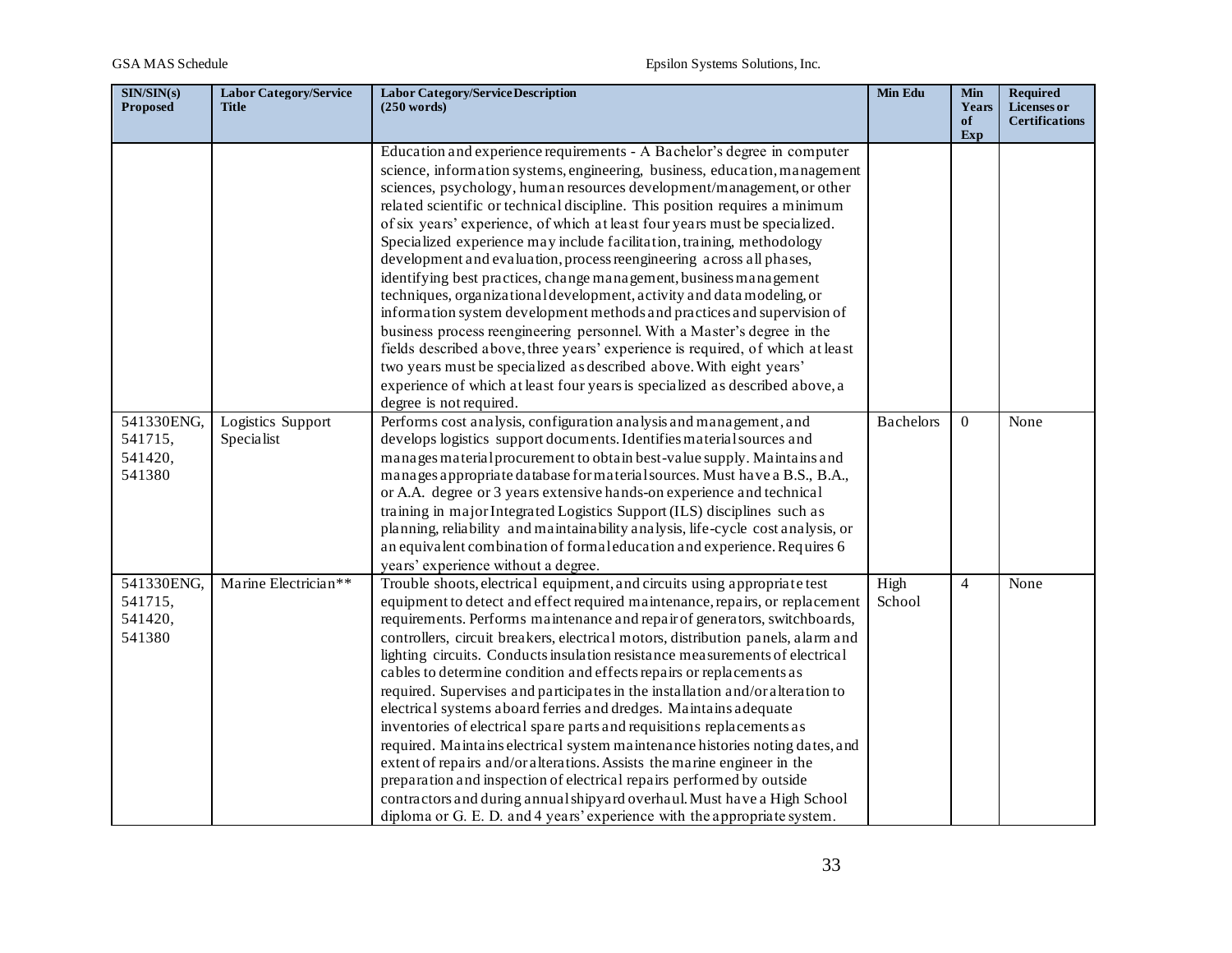| SIN/SIN(s) Proposed | Labor Category/Service Title | Labor Category/Service Description (250 words) | Min Edu | Min Years of Exp | Required Licenses or Certifications |
|---|---|---|---|---|---|
| | | Education and experience requirements - A Bachelor's degree in computer science, information systems, engineering, business, education, management sciences, psychology, human resources development/management, or other related scientific or technical discipline. This position requires a minimum of six years' experience, of which at least four years must be specialized. Specialized experience may include facilitation, training, methodology development and evaluation, process reengineering across all phases, identifying best practices, change management, business management techniques, organizational development, activity and data modeling, or information system development methods and practices and supervision of business process reengineering personnel. With a Master's degree in the fields described above, three years' experience is required, of which at least two years must be specialized as described above. With eight years' experience of which at least four years is specialized as described above, a degree is not required. | | | |
| 541330ENG, 541715, 541420, 541380 | Logistics Support Specialist | Performs cost analysis, configuration analysis and management, and develops logistics support documents. Identifies material sources and manages material procurement to obtain best-value supply. Maintains and manages appropriate database for material sources. Must have a B.S., B.A., or A.A. degree or 3 years extensive hands-on experience and technical training in major Integrated Logistics Support (ILS) disciplines such as planning, reliability and maintainability analysis, life-cycle cost analysis, or an equivalent combination of formal education and experience. Requires 6 years' experience without a degree. | Bachelors | 0 | None |
| 541330ENG, 541715, 541420, 541380 | Marine Electrician** | Trouble shoots, electrical equipment, and circuits using appropriate test equipment to detect and effect required maintenance, repairs, or replacement requirements. Performs maintenance and repair of generators, switchboards, controllers, circuit breakers, electrical motors, distribution panels, alarm and lighting circuits. Conducts insulation resistance measurements of electrical cables to determine condition and effects repairs or replacements as required. Supervises and participates in the installation and/or alteration to electrical systems aboard ferries and dredges. Maintains adequate inventories of electrical spare parts and requisitions replacements as required. Maintains electrical system maintenance histories noting dates, and extent of repairs and/or alterations. Assists the marine engineer in the preparation and inspection of electrical repairs performed by outside contractors and during annual shipyard overhaul. Must have a High School diploma or G. E. D. and 4 years' experience with the appropriate system. | High School | 4 | None |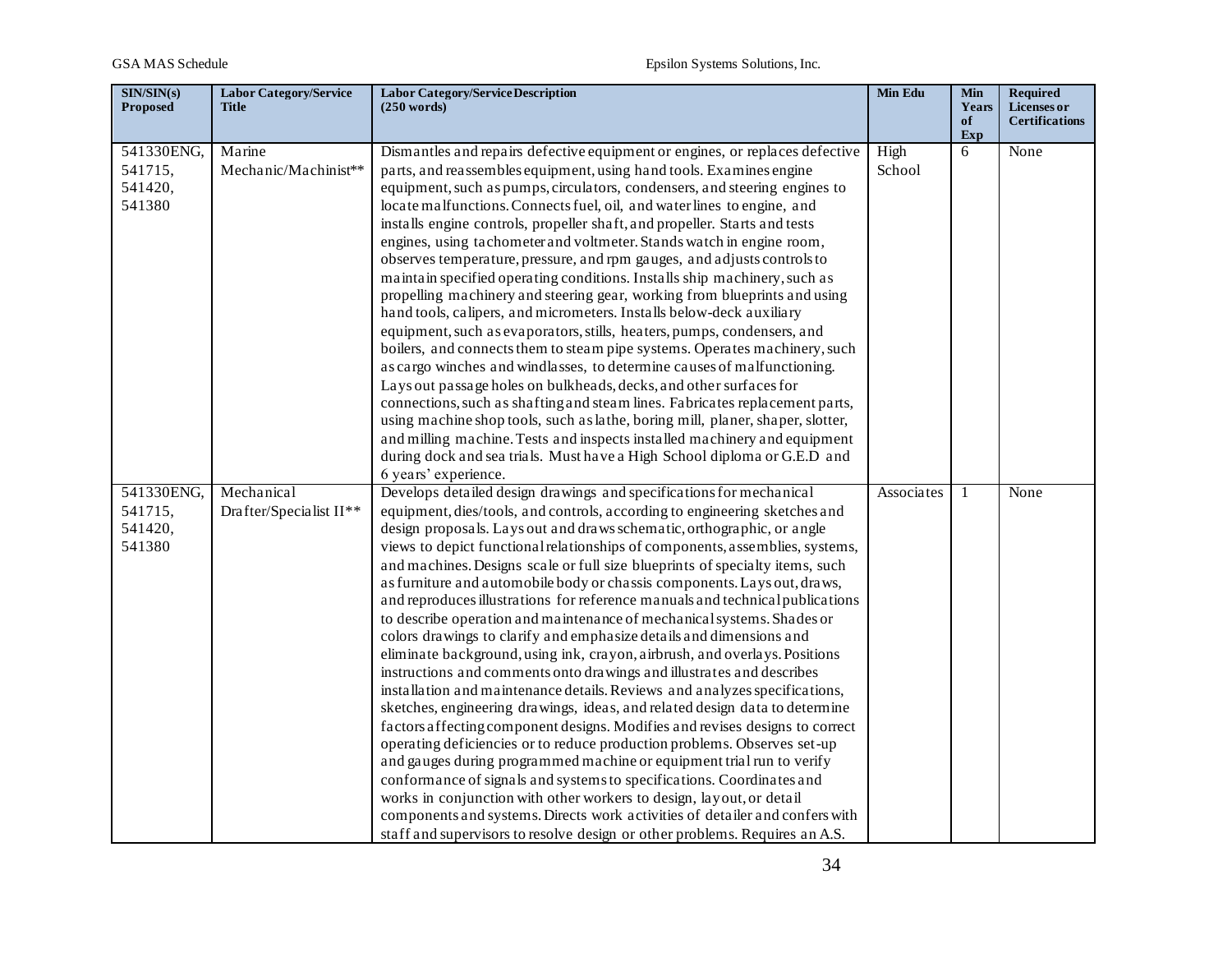| SIN/SIN(s) Proposed | Labor Category/Service Title | Labor Category/Service Description (250 words) | Min Edu | Min Years of Exp | Required Licenses or Certifications |
|---|---|---|---|---|---|
| 541330ENG, 541715, 541420, 541380 | Marine Mechanic/Machinist** | Dismantles and repairs defective equipment or engines, or replaces defective parts, and reassembles equipment, using hand tools. Examines engine equipment, such as pumps, circulators, condensers, and steering engines to locate malfunctions. Connects fuel, oil, and water lines to engine, and installs engine controls, propeller shaft, and propeller. Starts and tests engines, using tachometer and voltmeter. Stands watch in engine room, observes temperature, pressure, and rpm gauges, and adjusts controls to maintain specified operating conditions. Installs ship machinery, such as propelling machinery and steering gear, working from blueprints and using hand tools, calipers, and micrometers. Installs below-deck auxiliary equipment, such as evaporators, stills, heaters, pumps, condensers, and boilers, and connects them to steam pipe systems. Operates machinery, such as cargo winches and windlasses, to determine causes of malfunctioning. Lays out passage holes on bulkheads, decks, and other surfaces for connections, such as shafting and steam lines. Fabricates replacement parts, using machine shop tools, such as lathe, boring mill, planer, shaper, slotter, and milling machine. Tests and inspects installed machinery and equipment during dock and sea trials. Must have a High School diploma or G.E.D and 6 years' experience. | High School | 6 | None |
| 541330ENG, 541715, 541420, 541380 | Mechanical Drafter/Specialist II** | Develops detailed design drawings and specifications for mechanical equipment, dies/tools, and controls, according to engineering sketches and design proposals. Lays out and draws schematic, orthographic, or angle views to depict functional relationships of components, assemblies, systems, and machines. Designs scale or full size blueprints of specialty items, such as furniture and automobile body or chassis components. Lays out, draws, and reproduces illustrations for reference manuals and technical publications to describe operation and maintenance of mechanical systems. Shades or colors drawings to clarify and emphasize details and dimensions and eliminate background, using ink, crayon, airbrush, and overlays. Positions instructions and comments onto drawings and illustrates and describes installation and maintenance details. Reviews and analyzes specifications, sketches, engineering drawings, ideas, and related design data to determine factors affecting component designs. Modifies and revises designs to correct operating deficiencies or to reduce production problems. Observes set-up and gauges during programmed machine or equipment trial run to verify conformance of signals and systems to specifications. Coordinates and works in conjunction with other workers to design, layout, or detail components and systems. Directs work activities of detailer and confers with staff and supervisors to resolve design or other problems. Requires an A.S. | Associates | 1 | None |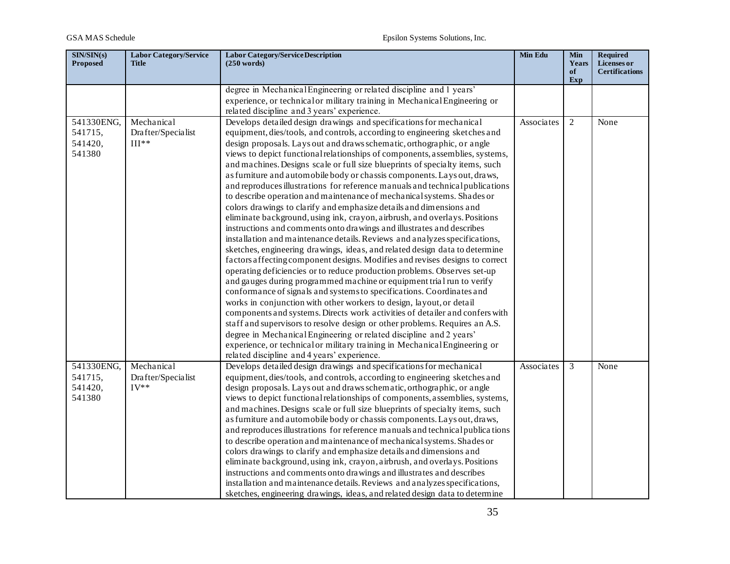| SIN/SIN(s) Proposed | Labor Category/Service Title | Labor Category/Service Description (250 words) | Min Edu | Min Years of Exp | Required Licenses or Certifications |
|---|---|---|---|---|---|
| | | degree in Mechanical Engineering or related discipline and 1 years' experience, or technical or military training in Mechanical Engineering or related discipline and 3 years' experience. | | | |
| 541330ENG, 541715, 541420, 541380 | Mechanical Drafter/Specialist III** | Develops detailed design drawings and specifications for mechanical equipment, dies/tools, and controls, according to engineering sketches and design proposals. Lays out and draws schematic, orthographic, or angle views to depict functional relationships of components, assemblies, systems, and machines. Designs scale or full size blueprints of specialty items, such as furniture and automobile body or chassis components. Lays out, draws, and reproduces illustrations for reference manuals and technical publications to describe operation and maintenance of mechanical systems. Shades or colors drawings to clarify and emphasize details and dimensions and eliminate background, using ink, crayon, airbrush, and overlays. Positions instructions and comments onto drawings and illustrates and describes installation and maintenance details. Reviews and analyzes specifications, sketches, engineering drawings, ideas, and related design data to determine factors affecting component designs. Modifies and revises designs to correct operating deficiencies or to reduce production problems. Observes set-up and gauges during programmed machine or equipment trial run to verify conformance of signals and systems to specifications. Coordinates and works in conjunction with other workers to design, layout, or detail components and systems. Directs work activities of detailer and confers with staff and supervisors to resolve design or other problems. Requires an A.S. degree in Mechanical Engineering or related discipline and 2 years' experience, or technical or military training in Mechanical Engineering or related discipline and 4 years' experience. | Associates | 2 | None |
| 541330ENG, 541715, 541420, 541380 | Mechanical Drafter/Specialist IV** | Develops detailed design drawings and specifications for mechanical equipment, dies/tools, and controls, according to engineering sketches and design proposals. Lays out and draws schematic, orthographic, or angle views to depict functional relationships of components, assemblies, systems, and machines. Designs scale or full size blueprints of specialty items, such as furniture and automobile body or chassis components. Lays out, draws, and reproduces illustrations for reference manuals and technical publications to describe operation and maintenance of mechanical systems. Shades or colors drawings to clarify and emphasize details and dimensions and eliminate background, using ink, crayon, airbrush, and overlays. Positions instructions and comments onto drawings and illustrates and describes installation and maintenance details. Reviews and analyzes specifications, sketches, engineering drawings, ideas, and related design data to determine | Associates | 3 | None |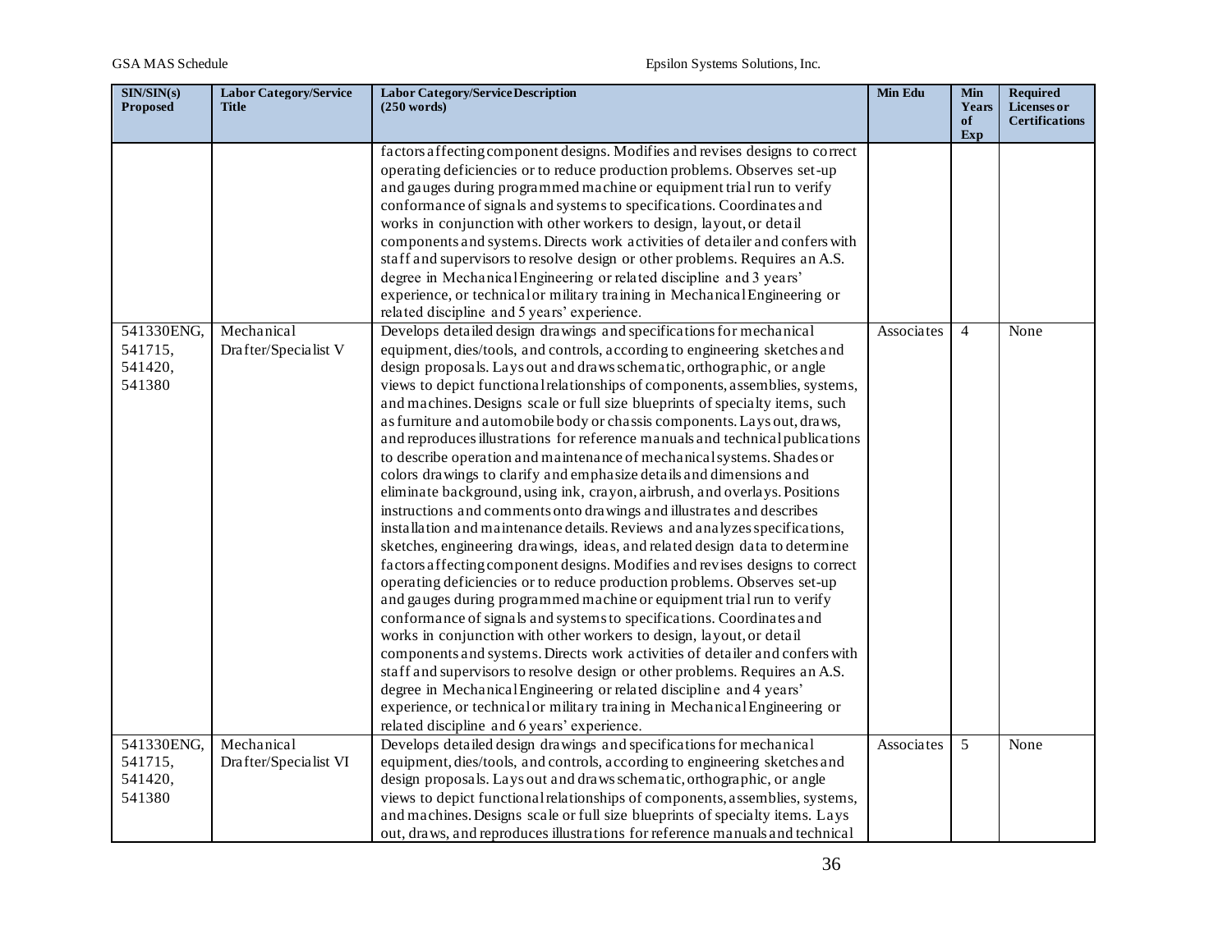| SIN/SIN(s) Proposed | Labor Category/Service Title | Labor Category/Service Description (250 words) | Min Edu | Min Years of Exp | Required Licenses or Certifications |
|---|---|---|---|---|---|
| | | factors affecting component designs. Modifies and revises designs to correct operating deficiencies or to reduce production problems. Observes set-up and gauges during programmed machine or equipment trial run to verify conformance of signals and systems to specifications. Coordinates and works in conjunction with other workers to design, layout, or detail components and systems. Directs work activities of detailer and confers with staff and supervisors to resolve design or other problems. Requires an A.S. degree in Mechanical Engineering or related discipline and 3 years' experience, or technical or military training in Mechanical Engineering or related discipline and 5 years' experience. | | | |
| 541330ENG, 541715, 541420, 541380 | Mechanical Drafter/Specialist V | Develops detailed design drawings and specifications for mechanical equipment, dies/tools, and controls, according to engineering sketches and design proposals. Lays out and draws schematic, orthographic, or angle views to depict functional relationships of components, assemblies, systems, and machines. Designs scale or full size blueprints of specialty items, such as furniture and automobile body or chassis components. Lays out, draws, and reproduces illustrations for reference manuals and technical publications to describe operation and maintenance of mechanical systems. Shades or colors drawings to clarify and emphasize details and dimensions and eliminate background, using ink, crayon, airbrush, and overlays. Positions instructions and comments onto drawings and illustrates and describes installation and maintenance details. Reviews and analyzes specifications, sketches, engineering drawings, ideas, and related design data to determine factors affecting component designs. Modifies and revises designs to correct operating deficiencies or to reduce production problems. Observes set-up and gauges during programmed machine or equipment trial run to verify conformance of signals and systems to specifications. Coordinates and works in conjunction with other workers to design, layout, or detail components and systems. Directs work activities of detailer and confers with staff and supervisors to resolve design or other problems. Requires an A.S. degree in Mechanical Engineering or related discipline and 4 years' experience, or technical or military training in Mechanical Engineering or related discipline and 6 years' experience. | Associates | 4 | None |
| 541330ENG, 541715, 541420, 541380 | Mechanical Drafter/Specialist VI | Develops detailed design drawings and specifications for mechanical equipment, dies/tools, and controls, according to engineering sketches and design proposals. Lays out and draws schematic, orthographic, or angle views to depict functional relationships of components, assemblies, systems, and machines. Designs scale or full size blueprints of specialty items. Lays out, draws, and reproduces illustrations for reference manuals and technical | Associates | 5 | None |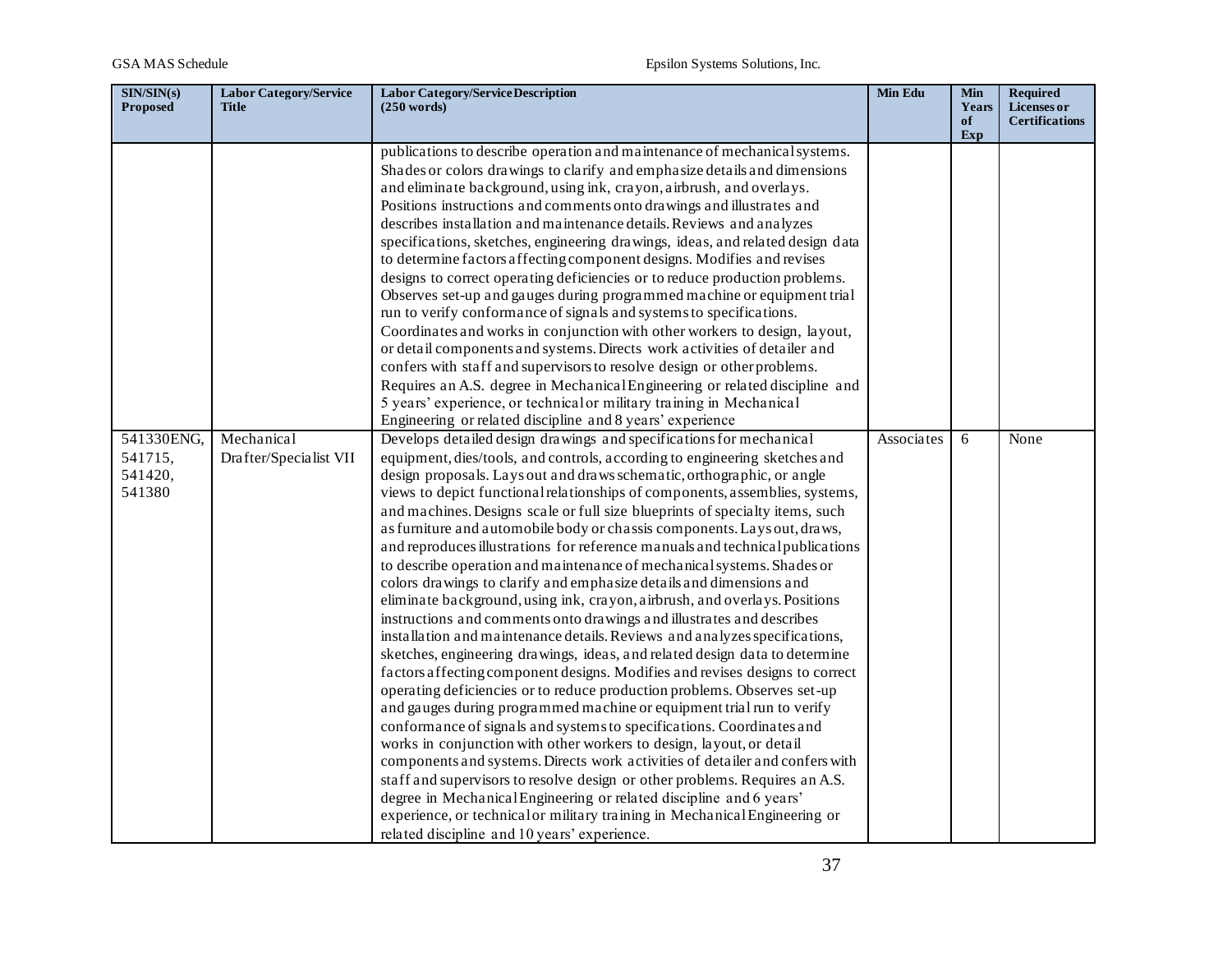| SIN/SIN(s) Proposed | Labor Category/Service Title | Labor Category/Service Description (250 words) | Min Edu | Min Years of Exp | Required Licenses or Certifications |
|---|---|---|---|---|---|
| | | publications to describe operation and maintenance of mechanical systems. Shades or colors drawings to clarify and emphasize details and dimensions and eliminate background, using ink, crayon, airbrush, and overlays. Positions instructions and comments onto drawings and illustrates and describes installation and maintenance details. Reviews and analyzes specifications, sketches, engineering drawings, ideas, and related design data to determine factors affecting component designs. Modifies and revises designs to correct operating deficiencies or to reduce production problems. Observes set-up and gauges during programmed machine or equipment trial run to verify conformance of signals and systems to specifications. Coordinates and works in conjunction with other workers to design, layout, or detail components and systems. Directs work activities of detailer and confers with staff and supervisors to resolve design or other problems. Requires an A.S. degree in Mechanical Engineering or related discipline and 5 years' experience, or technical or military training in Mechanical Engineering or related discipline and 8 years' experience | | | |
| 541330ENG, 541715, 541420, 541380 | Mechanical Drafter/Specialist VII | Develops detailed design drawings and specifications for mechanical equipment, dies/tools, and controls, according to engineering sketches and design proposals. Lays out and draws schematic, orthographic, or angle views to depict functional relationships of components, assemblies, systems, and machines. Designs scale or full size blueprints of specialty items, such as furniture and automobile body or chassis components. Lays out, draws, and reproduces illustrations for reference manuals and technical publications to describe operation and maintenance of mechanical systems. Shades or colors drawings to clarify and emphasize details and dimensions and eliminate background, using ink, crayon, airbrush, and overlays. Positions instructions and comments onto drawings and illustrates and describes installation and maintenance details. Reviews and analyzes specifications, sketches, engineering drawings, ideas, and related design data to determine factors affecting component designs. Modifies and revises designs to correct operating deficiencies or to reduce production problems. Observes set-up and gauges during programmed machine or equipment trial run to verify conformance of signals and systems to specifications. Coordinates and works in conjunction with other workers to design, layout, or detail components and systems. Directs work activities of detailer and confers with staff and supervisors to resolve design or other problems. Requires an A.S. degree in Mechanical Engineering or related discipline and 6 years' experience, or technical or military training in Mechanical Engineering or related discipline and 10 years' experience. | Associates | 6 | None |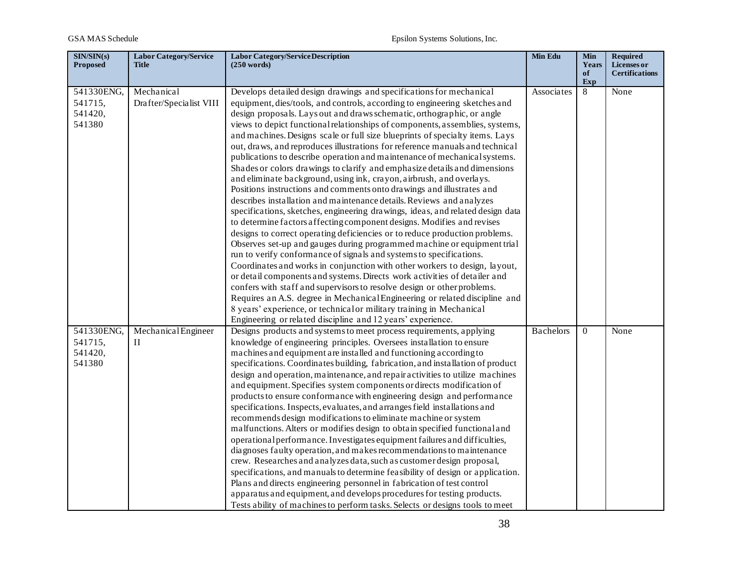| SIN/SIN(s) Proposed | Labor Category/Service Title | Labor Category/Service Description (250 words) | Min Edu | Min Years of Exp | Required Licenses or Certifications |
|---|---|---|---|---|---|
| 541330ENG, 541715, 541420, 541380 | Mechanical Drafter/Specialist VIII | Develops detailed design drawings and specifications for mechanical equipment, dies/tools, and controls, according to engineering sketches and design proposals. Lays out and draws schematic, orthographic, or angle views to depict functional relationships of components, assemblies, systems, and machines. Designs scale or full size blueprints of specialty items. Lays out, draws, and reproduces illustrations for reference manuals and technical publications to describe operation and maintenance of mechanical systems. Shades or colors drawings to clarify and emphasize details and dimensions and eliminate background, using ink, crayon, airbrush, and overlays. Positions instructions and comments onto drawings and illustrates and describes installation and maintenance details. Reviews and analyzes specifications, sketches, engineering drawings, ideas, and related design data to determine factors affecting component designs. Modifies and revises designs to correct operating deficiencies or to reduce production problems. Observes set-up and gauges during programmed machine or equipment trial run to verify conformance of signals and systems to specifications. Coordinates and works in conjunction with other workers to design, layout, or detail components and systems. Directs work activities of detailer and confers with staff and supervisors to resolve design or other problems. Requires an A.S. degree in Mechanical Engineering or related discipline and 8 years' experience, or technical or military training in Mechanical Engineering or related discipline and 12 years' experience. | Associates | 8 | None |
| 541330ENG, 541715, 541420, 541380 | Mechanical Engineer II | Designs products and systems to meet process requirements, applying knowledge of engineering principles. Oversees installation to ensure machines and equipment are installed and functioning according to specifications. Coordinates building, fabrication, and installation of product design and operation, maintenance, and repair activities to utilize machines and equipment. Specifies system components or directs modification of products to ensure conformance with engineering design and performance specifications. Inspects, evaluates, and arranges field installations and recommends design modifications to eliminate machine or system malfunctions. Alters or modifies design to obtain specified functional and operational performance. Investigates equipment failures and difficulties, diagnoses faulty operation, and makes recommendations to maintenance crew. Researches and analyzes data, such as customer design proposal, specifications, and manuals to determine feasibility of design or application. Plans and directs engineering personnel in fabrication of test control apparatus and equipment, and develops procedures for testing products. Tests ability of machines to perform tasks. Selects or designs tools to meet | Bachelors | 0 | None |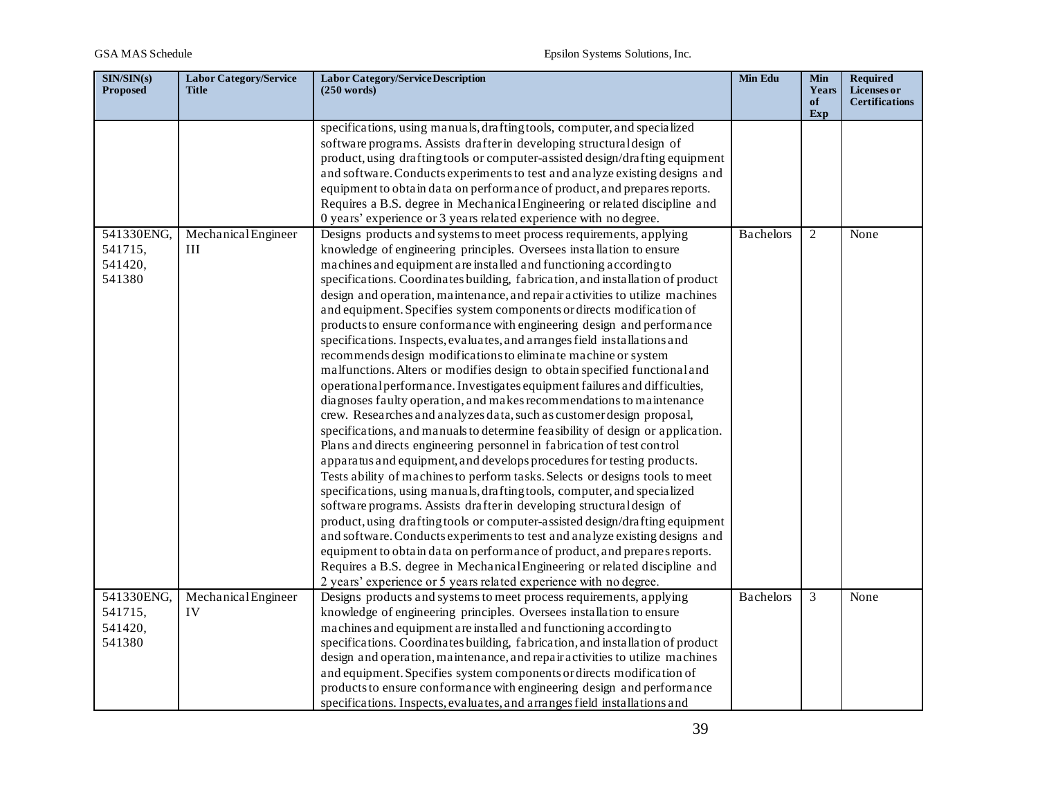| SIN/SIN(s) Proposed | Labor Category/Service Title | Labor Category/Service Description (250 words) | Min Edu | Min Years of Exp | Required Licenses or Certifications |
|---|---|---|---|---|---|
| | | specifications, using manuals, drafting tools, computer, and specialized software programs. Assists drafter in developing structural design of product, using drafting tools or computer-assisted design/drafting equipment and software. Conducts experiments to test and analyze existing designs and equipment to obtain data on performance of product, and prepares reports. Requires a B.S. degree in Mechanical Engineering or related discipline and 0 years' experience or 3 years related experience with no degree. | | | |
| 541330ENG, 541715, 541420, 541380 | Mechanical Engineer III | Designs products and systems to meet process requirements, applying knowledge of engineering principles. Oversees installation to ensure machines and equipment are installed and functioning according to specifications. Coordinates building, fabrication, and installation of product design and operation, maintenance, and repair activities to utilize machines and equipment. Specifies system components or directs modification of products to ensure conformance with engineering design and performance specifications. Inspects, evaluates, and arranges field installations and recommends design modifications to eliminate machine or system malfunctions. Alters or modifies design to obtain specified functional and operational performance. Investigates equipment failures and difficulties, diagnoses faulty operation, and makes recommendations to maintenance crew. Researches and analyzes data, such as customer design proposal, specifications, and manuals to determine feasibility of design or application. Plans and directs engineering personnel in fabrication of test control apparatus and equipment, and develops procedures for testing products. Tests ability of machines to perform tasks. Selects or designs tools to meet specifications, using manuals, drafting tools, computer, and specialized software programs. Assists drafter in developing structural design of product, using drafting tools or computer-assisted design/drafting equipment and software. Conducts experiments to test and analyze existing designs and equipment to obtain data on performance of product, and prepares reports. Requires a B.S. degree in Mechanical Engineering or related discipline and 2 years' experience or 5 years related experience with no degree. | Bachelors | 2 | None |
| 541330ENG, 541715, 541420, 541380 | Mechanical Engineer IV | Designs products and systems to meet process requirements, applying knowledge of engineering principles. Oversees installation to ensure machines and equipment are installed and functioning according to specifications. Coordinates building, fabrication, and installation of product design and operation, maintenance, and repair activities to utilize machines and equipment. Specifies system components or directs modification of products to ensure conformance with engineering design and performance specifications. Inspects, evaluates, and arranges field installations and | Bachelors | 3 | None |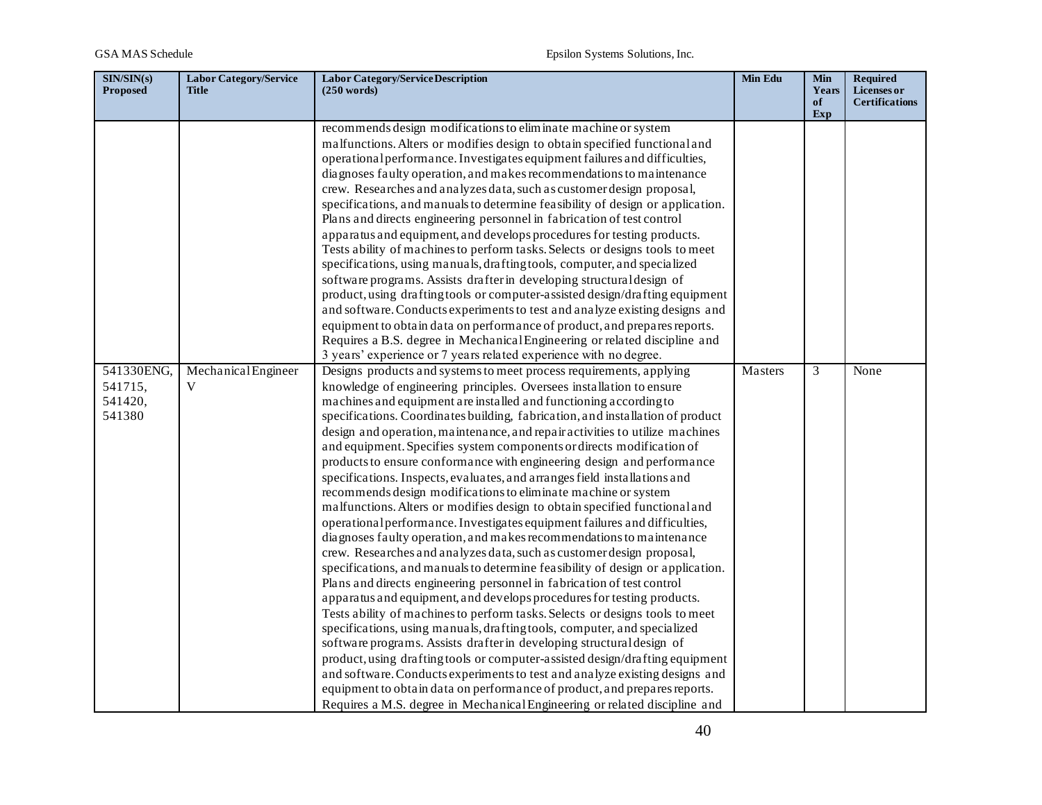| SIN/SIN(s) Proposed | Labor Category/Service Title | Labor Category/Service Description (250 words) | Min Edu | Min Years of Exp | Required Licenses or Certifications |
|---|---|---|---|---|---|
| | | recommends design modifications to eliminate machine or system malfunctions. Alters or modifies design to obtain specified functional and operational performance. Investigates equipment failures and difficulties, diagnoses faulty operation, and makes recommendations to maintenance crew. Researches and analyzes data, such as customer design proposal, specifications, and manuals to determine feasibility of design or application. Plans and directs engineering personnel in fabrication of test control apparatus and equipment, and develops procedures for testing products. Tests ability of machines to perform tasks. Selects or designs tools to meet specifications, using manuals, drafting tools, computer, and specialized software programs. Assists drafter in developing structural design of product, using drafting tools or computer-assisted design/drafting equipment and software. Conducts experiments to test and analyze existing designs and equipment to obtain data on performance of product, and prepares reports. Requires a B.S. degree in Mechanical Engineering or related discipline and 3 years' experience or 7 years related experience with no degree. | | | |
| 541330ENG, 541715, 541420, 541380 | Mechanical Engineer V | Designs products and systems to meet process requirements, applying knowledge of engineering principles. Oversees installation to ensure machines and equipment are installed and functioning according to specifications. Coordinates building, fabrication, and installation of product design and operation, maintenance, and repair activities to utilize machines and equipment. Specifies system components or directs modification of products to ensure conformance with engineering design and performance specifications. Inspects, evaluates, and arranges field installations and recommends design modifications to eliminate machine or system malfunctions. Alters or modifies design to obtain specified functional and operational performance. Investigates equipment failures and difficulties, diagnoses faulty operation, and makes recommendations to maintenance crew. Researches and analyzes data, such as customer design proposal, specifications, and manuals to determine feasibility of design or application. Plans and directs engineering personnel in fabrication of test control apparatus and equipment, and develops procedures for testing products. Tests ability of machines to perform tasks. Selects or designs tools to meet specifications, using manuals, drafting tools, computer, and specialized software programs. Assists drafter in developing structural design of product, using drafting tools or computer-assisted design/drafting equipment and software. Conducts experiments to test and analyze existing designs and equipment to obtain data on performance of product, and prepares reports. Requires a M.S. degree in Mechanical Engineering or related discipline and | Masters | 3 | None |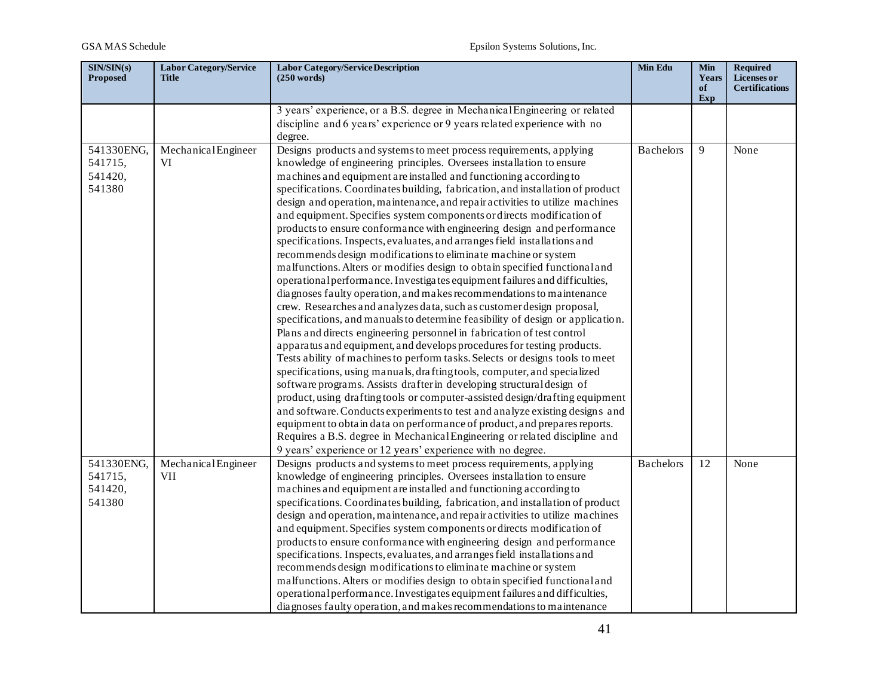| SIN/SIN(s) Proposed | Labor Category/Service Title | Labor Category/Service Description (250 words) | Min Edu | Min Years of Exp | Required Licenses or Certifications |
|---|---|---|---|---|---|
| | | 3 years' experience, or a B.S. degree in Mechanical Engineering or related discipline and 6 years' experience or 9 years related experience with no degree. | | | |
| 541330ENG, 541715, 541420, 541380 | Mechanical Engineer VI | Designs products and systems to meet process requirements, applying knowledge of engineering principles. Oversees installation to ensure machines and equipment are installed and functioning according to specifications. Coordinates building, fabrication, and installation of product design and operation, maintenance, and repair activities to utilize machines and equipment. Specifies system components or directs modification of products to ensure conformance with engineering design and performance specifications. Inspects, evaluates, and arranges field installations and recommends design modifications to eliminate machine or system malfunctions. Alters or modifies design to obtain specified functional and operational performance. Investigates equipment failures and difficulties, diagnoses faulty operation, and makes recommendations to maintenance crew. Researches and analyzes data, such as customer design proposal, specifications, and manuals to determine feasibility of design or application. Plans and directs engineering personnel in fabrication of test control apparatus and equipment, and develops procedures for testing products. Tests ability of machines to perform tasks. Selects or designs tools to meet specifications, using manuals, drafting tools, computer, and specialized software programs. Assists drafter in developing structural design of product, using drafting tools or computer-assisted design/drafting equipment and software. Conducts experiments to test and analyze existing designs and equipment to obtain data on performance of product, and prepares reports. Requires a B.S. degree in Mechanical Engineering or related discipline and 9 years' experience or 12 years' experience with no degree. | Bachelors | 9 | None |
| 541330ENG, 541715, 541420, 541380 | Mechanical Engineer VII | Designs products and systems to meet process requirements, applying knowledge of engineering principles. Oversees installation to ensure machines and equipment are installed and functioning according to specifications. Coordinates building, fabrication, and installation of product design and operation, maintenance, and repair activities to utilize machines and equipment. Specifies system components or directs modification of products to ensure conformance with engineering design and performance specifications. Inspects, evaluates, and arranges field installations and recommends design modifications to eliminate machine or system malfunctions. Alters or modifies design to obtain specified functional and operational performance. Investigates equipment failures and difficulties, diagnoses faulty operation, and makes recommendations to maintenance | Bachelors | 12 | None |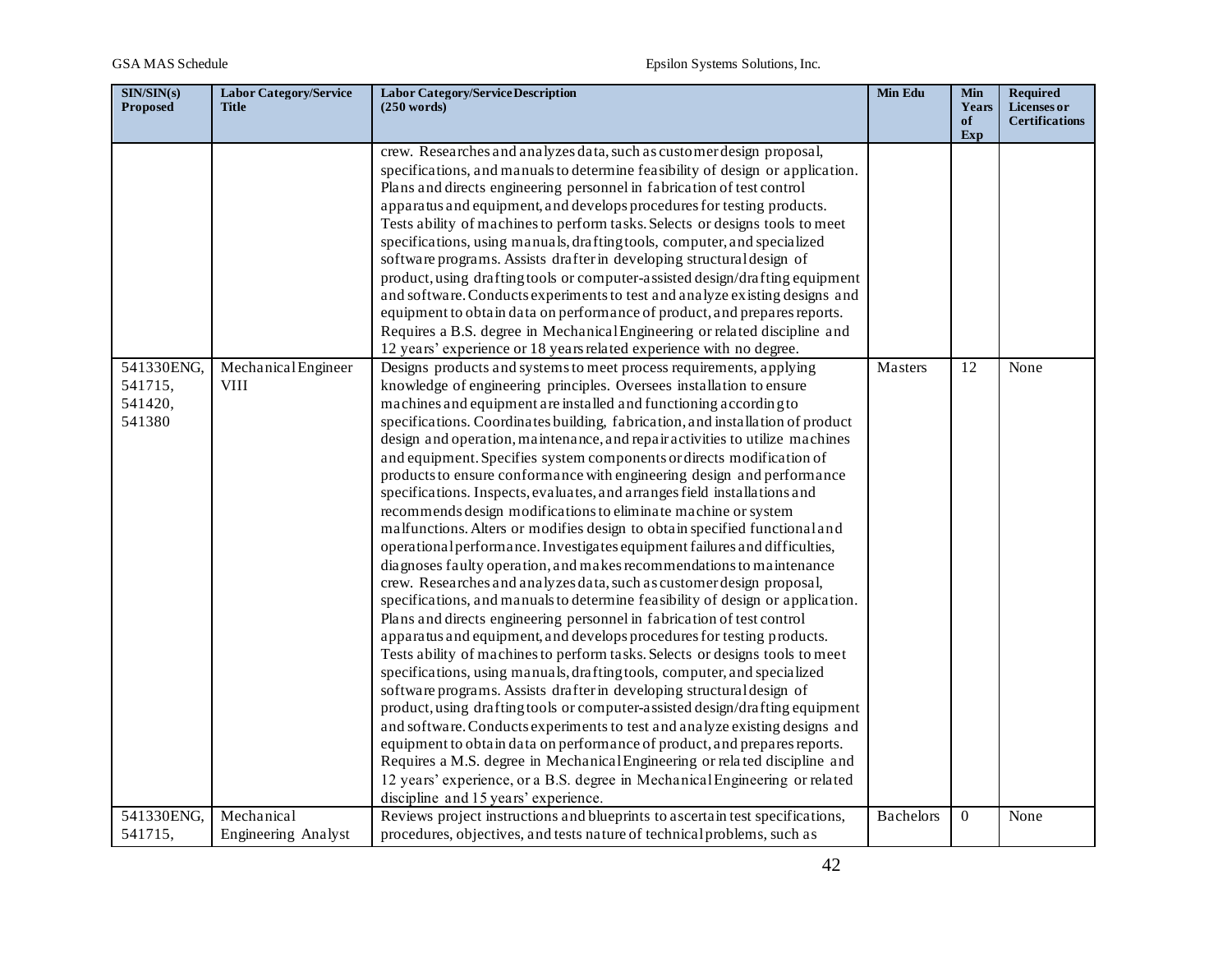| SIN/SIN(s) Proposed | Labor Category/Service Title | Labor Category/Service Description (250 words) | Min Edu | Min Years of Exp | Required Licenses or Certifications |
|---|---|---|---|---|---|
| | | crew. Researches and analyzes data, such as customer design proposal, specifications, and manuals to determine feasibility of design or application. Plans and directs engineering personnel in fabrication of test control apparatus and equipment, and develops procedures for testing products. Tests ability of machines to perform tasks. Selects or designs tools to meet specifications, using manuals, drafting tools, computer, and specialized software programs. Assists drafter in developing structural design of product, using drafting tools or computer-assisted design/drafting equipment and software. Conducts experiments to test and analyze existing designs and equipment to obtain data on performance of product, and prepares reports. Requires a B.S. degree in Mechanical Engineering or related discipline and 12 years' experience or 18 years related experience with no degree. | | | |
| 541330ENG, 541715, 541420, 541380 | Mechanical Engineer VIII | Designs products and systems to meet process requirements, applying knowledge of engineering principles. Oversees installation to ensure machines and equipment are installed and functioning according to specifications. Coordinates building, fabrication, and installation of product design and operation, maintenance, and repair activities to utilize machines and equipment. Specifies system components or directs modification of products to ensure conformance with engineering design and performance specifications. Inspects, evaluates, and arranges field installations and recommends design modifications to eliminate machine or system malfunctions. Alters or modifies design to obtain specified functional and operational performance. Investigates equipment failures and difficulties, diagnoses faulty operation, and makes recommendations to maintenance crew. Researches and analyzes data, such as customer design proposal, specifications, and manuals to determine feasibility of design or application. Plans and directs engineering personnel in fabrication of test control apparatus and equipment, and develops procedures for testing products. Tests ability of machines to perform tasks. Selects or designs tools to meet specifications, using manuals, drafting tools, computer, and specialized software programs. Assists drafter in developing structural design of product, using drafting tools or computer-assisted design/drafting equipment and software. Conducts experiments to test and analyze existing designs and equipment to obtain data on performance of product, and prepares reports. Requires a M.S. degree in Mechanical Engineering or related discipline and 12 years' experience, or a B.S. degree in Mechanical Engineering or related discipline and 15 years' experience. | Masters | 12 | None |
| 541330ENG, 541715, | Mechanical Engineering Analyst | Reviews project instructions and blueprints to ascertain test specifications, procedures, objectives, and tests nature of technical problems, such as | Bachelors | 0 | None |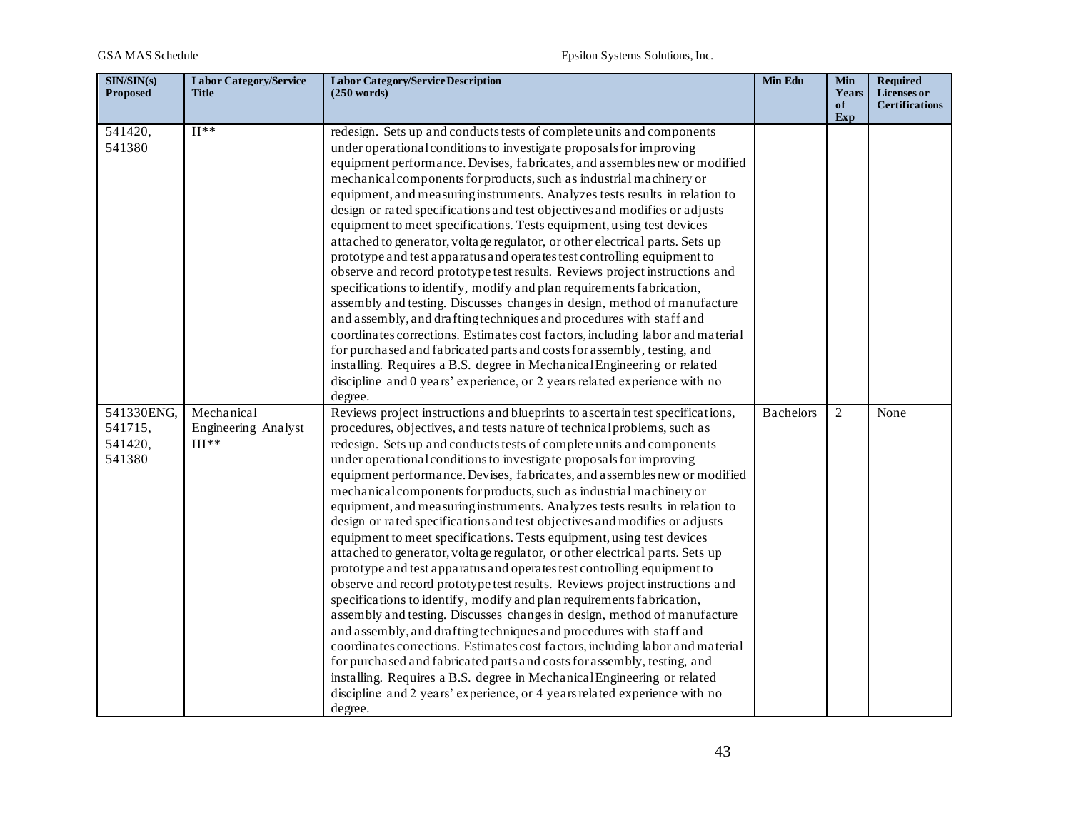| SIN/SIN(s) Proposed | Labor Category/Service Title | Labor Category/Service Description (250 words) | Min Edu | Min Years of Exp | Required Licenses or Certifications |
|---|---|---|---|---|---|
| 541420, 541380 | II** | redesign. Sets up and conducts tests of complete units and components under operational conditions to investigate proposals for improving equipment performance. Devises, fabricates, and assembles new or modified mechanical components for products, such as industrial machinery or equipment, and measuring instruments. Analyzes tests results in relation to design or rated specifications and test objectives and modifies or adjusts equipment to meet specifications. Tests equipment, using test devices attached to generator, voltage regulator, or other electrical parts. Sets up prototype and test apparatus and operates test controlling equipment to observe and record prototype test results. Reviews project instructions and specifications to identify, modify and plan requirements fabrication, assembly and testing. Discusses changes in design, method of manufacture and assembly, and drafting techniques and procedures with staff and coordinates corrections. Estimates cost factors, including labor and material for purchased and fabricated parts and costs for assembly, testing, and installing. Requires a B.S. degree in Mechanical Engineering or related discipline and 0 years' experience, or 2 years related experience with no degree. | | | |
| 541330ENG, 541715, 541420, 541380 | Mechanical Engineering Analyst III** | Reviews project instructions and blueprints to ascertain test specifications, procedures, objectives, and tests nature of technical problems, such as redesign. Sets up and conducts tests of complete units and components under operational conditions to investigate proposals for improving equipment performance. Devises, fabricates, and assembles new or modified mechanical components for products, such as industrial machinery or equipment, and measuring instruments. Analyzes tests results in relation to design or rated specifications and test objectives and modifies or adjusts equipment to meet specifications. Tests equipment, using test devices attached to generator, voltage regulator, or other electrical parts. Sets up prototype and test apparatus and operates test controlling equipment to observe and record prototype test results. Reviews project instructions and specifications to identify, modify and plan requirements fabrication, assembly and testing. Discusses changes in design, method of manufacture and assembly, and drafting techniques and procedures with staff and coordinates corrections. Estimates cost factors, including labor and material for purchased and fabricated parts and costs for assembly, testing, and installing. Requires a B.S. degree in Mechanical Engineering or related discipline and 2 years' experience, or 4 years related experience with no degree. | Bachelors | 2 | None |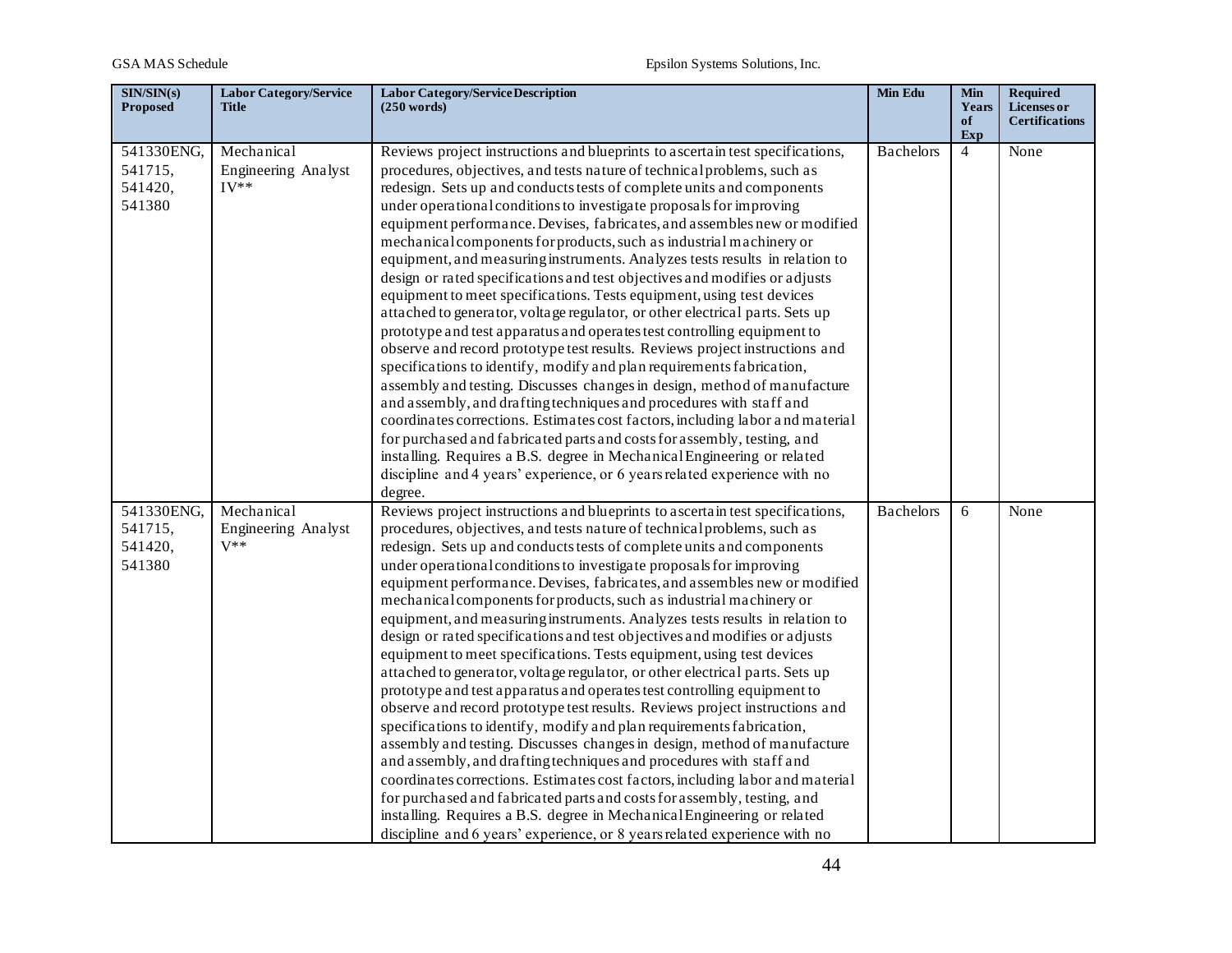| SIN/SIN(s) Proposed | Labor Category/Service Title | Labor Category/Service Description (250 words) | Min Edu | Min Years of Exp | Required Licenses or Certifications |
|---|---|---|---|---|---|
| 541330ENG, 541715, 541420, 541380 | Mechanical Engineering Analyst IV** | Reviews project instructions and blueprints to ascertain test specifications, procedures, objectives, and tests nature of technical problems, such as redesign. Sets up and conducts tests of complete units and components under operational conditions to investigate proposals for improving equipment performance. Devises, fabricates, and assembles new or modified mechanical components for products, such as industrial machinery or equipment, and measuring instruments. Analyzes tests results in relation to design or rated specifications and test objectives and modifies or adjusts equipment to meet specifications. Tests equipment, using test devices attached to generator, voltage regulator, or other electrical parts. Sets up prototype and test apparatus and operates test controlling equipment to observe and record prototype test results. Reviews project instructions and specifications to identify, modify and plan requirements fabrication, assembly and testing. Discusses changes in design, method of manufacture and assembly, and drafting techniques and procedures with staff and coordinates corrections. Estimates cost factors, including labor and material for purchased and fabricated parts and costs for assembly, testing, and installing. Requires a B.S. degree in Mechanical Engineering or related discipline and 4 years' experience, or 6 years related experience with no degree. | Bachelors | 4 | None |
| 541330ENG, 541715, 541420, 541380 | Mechanical Engineering Analyst V** | Reviews project instructions and blueprints to ascertain test specifications, procedures, objectives, and tests nature of technical problems, such as redesign. Sets up and conducts tests of complete units and components under operational conditions to investigate proposals for improving equipment performance. Devises, fabricates, and assembles new or modified mechanical components for products, such as industrial machinery or equipment, and measuring instruments. Analyzes tests results in relation to design or rated specifications and test objectives and modifies or adjusts equipment to meet specifications. Tests equipment, using test devices attached to generator, voltage regulator, or other electrical parts. Sets up prototype and test apparatus and operates test controlling equipment to observe and record prototype test results. Reviews project instructions and specifications to identify, modify and plan requirements fabrication, assembly and testing. Discusses changes in design, method of manufacture and assembly, and drafting techniques and procedures with staff and coordinates corrections. Estimates cost factors, including labor and material for purchased and fabricated parts and costs for assembly, testing, and installing. Requires a B.S. degree in Mechanical Engineering or related discipline and 6 years' experience, or 8 years related experience with no | Bachelors | 6 | None |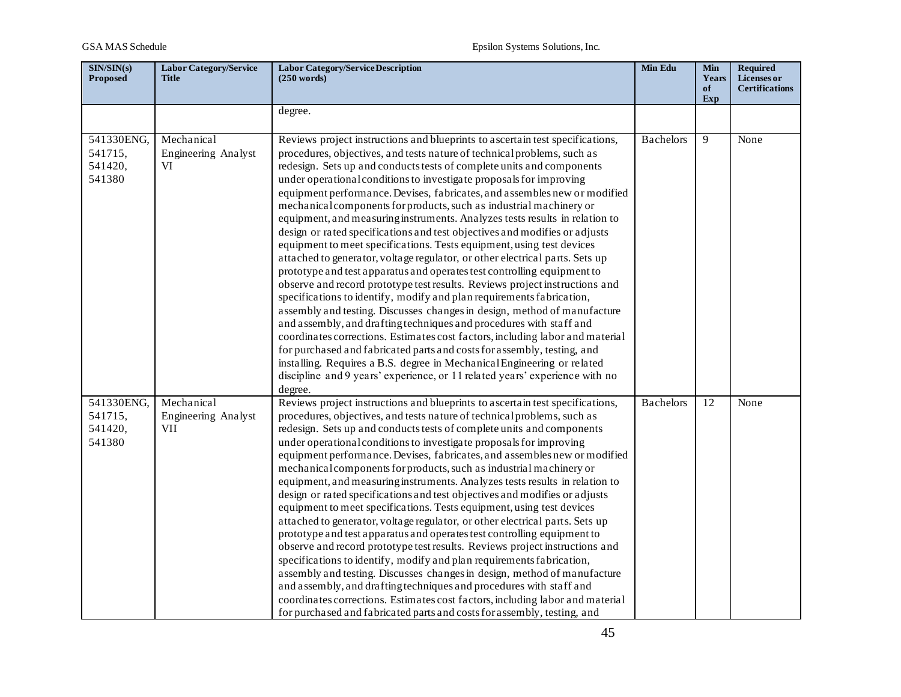| SIN/SIN(s) Proposed | Labor Category/Service Title | Labor Category/Service Description (250 words) | Min Edu | Min Years of Exp | Required Licenses or Certifications |
|---|---|---|---|---|---|
| | | degree. | | | |
| 541330ENG, 541715, 541420, 541380 | Mechanical Engineering Analyst VI | Reviews project instructions and blueprints to ascertain test specifications, procedures, objectives, and tests nature of technical problems, such as redesign. Sets up and conducts tests of complete units and components under operational conditions to investigate proposals for improving equipment performance. Devises, fabricates, and assembles new or modified mechanical components for products, such as industrial machinery or equipment, and measuring instruments. Analyzes tests results in relation to design or rated specifications and test objectives and modifies or adjusts equipment to meet specifications. Tests equipment, using test devices attached to generator, voltage regulator, or other electrical parts. Sets up prototype and test apparatus and operates test controlling equipment to observe and record prototype test results. Reviews project instructions and specifications to identify, modify and plan requirements fabrication, assembly and testing. Discusses changes in design, method of manufacture and assembly, and drafting techniques and procedures with staff and coordinates corrections. Estimates cost factors, including labor and material for purchased and fabricated parts and costs for assembly, testing, and installing. Requires a B.S. degree in Mechanical Engineering or related discipline and 9 years' experience, or 11 related years' experience with no degree. | Bachelors | 9 | None |
| 541330ENG, 541715, 541420, 541380 | Mechanical Engineering Analyst VII | Reviews project instructions and blueprints to ascertain test specifications, procedures, objectives, and tests nature of technical problems, such as redesign. Sets up and conducts tests of complete units and components under operational conditions to investigate proposals for improving equipment performance. Devises, fabricates, and assembles new or modified mechanical components for products, such as industrial machinery or equipment, and measuring instruments. Analyzes tests results in relation to design or rated specifications and test objectives and modifies or adjusts equipment to meet specifications. Tests equipment, using test devices attached to generator, voltage regulator, or other electrical parts. Sets up prototype and test apparatus and operates test controlling equipment to observe and record prototype test results. Reviews project instructions and specifications to identify, modify and plan requirements fabrication, assembly and testing. Discusses changes in design, method of manufacture and assembly, and drafting techniques and procedures with staff and coordinates corrections. Estimates cost factors, including labor and material for purchased and fabricated parts and costs for assembly, testing, and | Bachelors | 12 | None |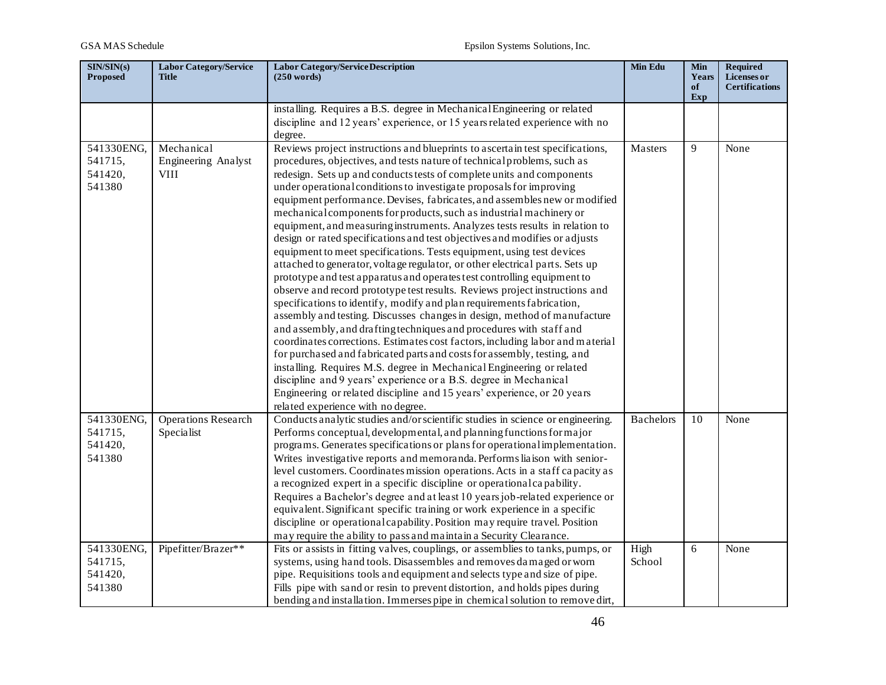| SIN/SIN(s) Proposed | Labor Category/Service Title | Labor Category/Service Description (250 words) | Min Edu | Min Years of Exp | Required Licenses or Certifications |
|---|---|---|---|---|---|
| | | installing. Requires a B.S. degree in Mechanical Engineering or related discipline and 12 years' experience, or 15 years related experience with no degree. | | | |
| 541330ENG, 541715, 541420, 541380 | Mechanical Engineering Analyst VIII | Reviews project instructions and blueprints to ascertain test specifications, procedures, objectives, and tests nature of technical problems, such as redesign. Sets up and conducts tests of complete units and components under operational conditions to investigate proposals for improving equipment performance. Devises, fabricates, and assembles new or modified mechanical components for products, such as industrial machinery or equipment, and measuring instruments. Analyzes tests results in relation to design or rated specifications and test objectives and modifies or adjusts equipment to meet specifications. Tests equipment, using test devices attached to generator, voltage regulator, or other electrical parts. Sets up prototype and test apparatus and operates test controlling equipment to observe and record prototype test results. Reviews project instructions and specifications to identify, modify and plan requirements fabrication, assembly and testing. Discusses changes in design, method of manufacture and assembly, and drafting techniques and procedures with staff and coordinates corrections. Estimates cost factors, including labor and material for purchased and fabricated parts and costs for assembly, testing, and installing. Requires M.S. degree in Mechanical Engineering or related discipline and 9 years' experience or a B.S. degree in Mechanical Engineering or related discipline and 15 years' experience, or 20 years related experience with no degree. | Masters | 9 | None |
| 541330ENG, 541715, 541420, 541380 | Operations Research Specialist | Conducts analytic studies and/or scientific studies in science or engineering. Performs conceptual, developmental, and planning functions for major programs. Generates specifications or plans for operational implementation. Writes investigative reports and memoranda. Performs liaison with senior-level customers. Coordinates mission operations. Acts in a staff capacity as a recognized expert in a specific discipline or operational capability. Requires a Bachelor's degree and at least 10 years job-related experience or equivalent. Significant specific training or work experience in a specific discipline or operational capability. Position may require travel. Position may require the ability to pass and maintain a Security Clearance. | Bachelors | 10 | None |
| 541330ENG, 541715, 541420, 541380 | Pipefitter/Brazer** | Fits or assists in fitting valves, couplings, or assemblies to tanks, pumps, or systems, using hand tools. Disassembles and removes damaged or worn pipe. Requisitions tools and equipment and selects type and size of pipe. Fills pipe with sand or resin to prevent distortion, and holds pipes during bending and installation. Immerses pipe in chemical solution to remove dirt, | High School | 6 | None |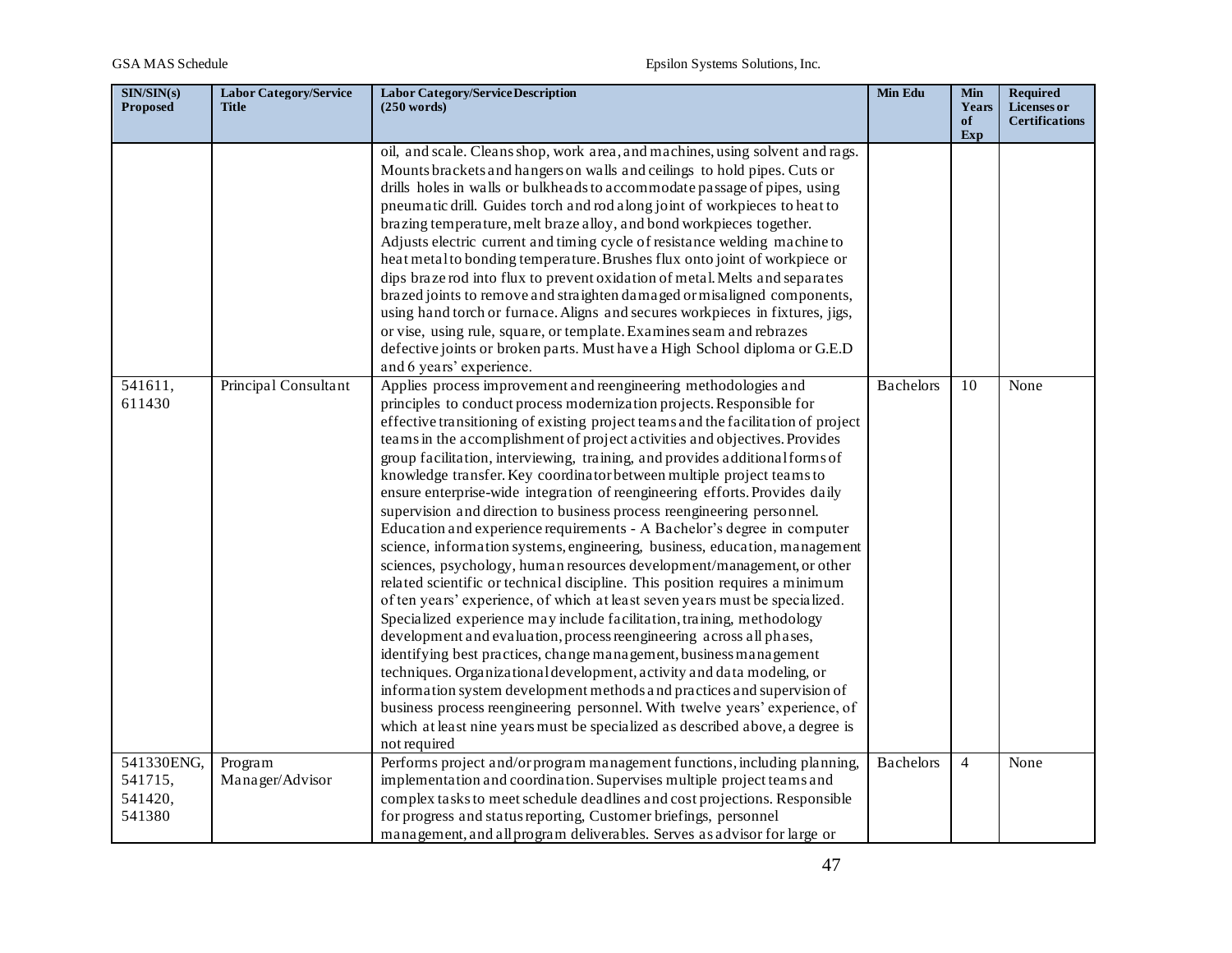| SIN/SIN(s) Proposed | Labor Category/Service Title | Labor Category/Service Description (250 words) | Min Edu | Min Years of Exp | Required Licenses or Certifications |
|---|---|---|---|---|---|
| | | oil, and scale. Cleans shop, work area, and machines, using solvent and rags. Mounts brackets and hangers on walls and ceilings to hold pipes. Cuts or drills holes in walls or bulkheads to accommodate passage of pipes, using pneumatic drill. Guides torch and rod along joint of workpieces to heat to brazing temperature, melt braze alloy, and bond workpieces together. Adjusts electric current and timing cycle of resistance welding machine to heat metal to bonding temperature. Brushes flux onto joint of workpiece or dips braze rod into flux to prevent oxidation of metal. Melts and separates brazed joints to remove and straighten damaged or misaligned components, using hand torch or furnace. Aligns and secures workpieces in fixtures, jigs, or vise, using rule, square, or template. Examines seam and rebrazes defective joints or broken parts. Must have a High School diploma or G.E.D and 6 years' experience. | | | |
| 541611, 611430 | Principal Consultant | Applies process improvement and reengineering methodologies and principles to conduct process modernization projects. Responsible for effective transitioning of existing project teams and the facilitation of project teams in the accomplishment of project activities and objectives. Provides group facilitation, interviewing, training, and provides additional forms of knowledge transfer. Key coordinator between multiple project teams to ensure enterprise-wide integration of reengineering efforts. Provides daily supervision and direction to business process reengineering personnel. Education and experience requirements - A Bachelor's degree in computer science, information systems, engineering, business, education, management sciences, psychology, human resources development/management, or other related scientific or technical discipline. This position requires a minimum of ten years' experience, of which at least seven years must be specialized. Specialized experience may include facilitation, training, methodology development and evaluation, process reengineering across all phases, identifying best practices, change management, business management techniques. Organizational development, activity and data modeling, or information system development methods and practices and supervision of business process reengineering personnel. With twelve years' experience, of which at least nine years must be specialized as described above, a degree is not required | Bachelors | 10 | None |
| 541330ENG, 541715, 541420, 541380 | Program Manager/Advisor | Performs project and/or program management functions, including planning, implementation and coordination. Supervises multiple project teams and complex tasks to meet schedule deadlines and cost projections. Responsible for progress and status reporting, Customer briefings, personnel management, and all program deliverables. Serves as advisor for large or | Bachelors | 4 | None |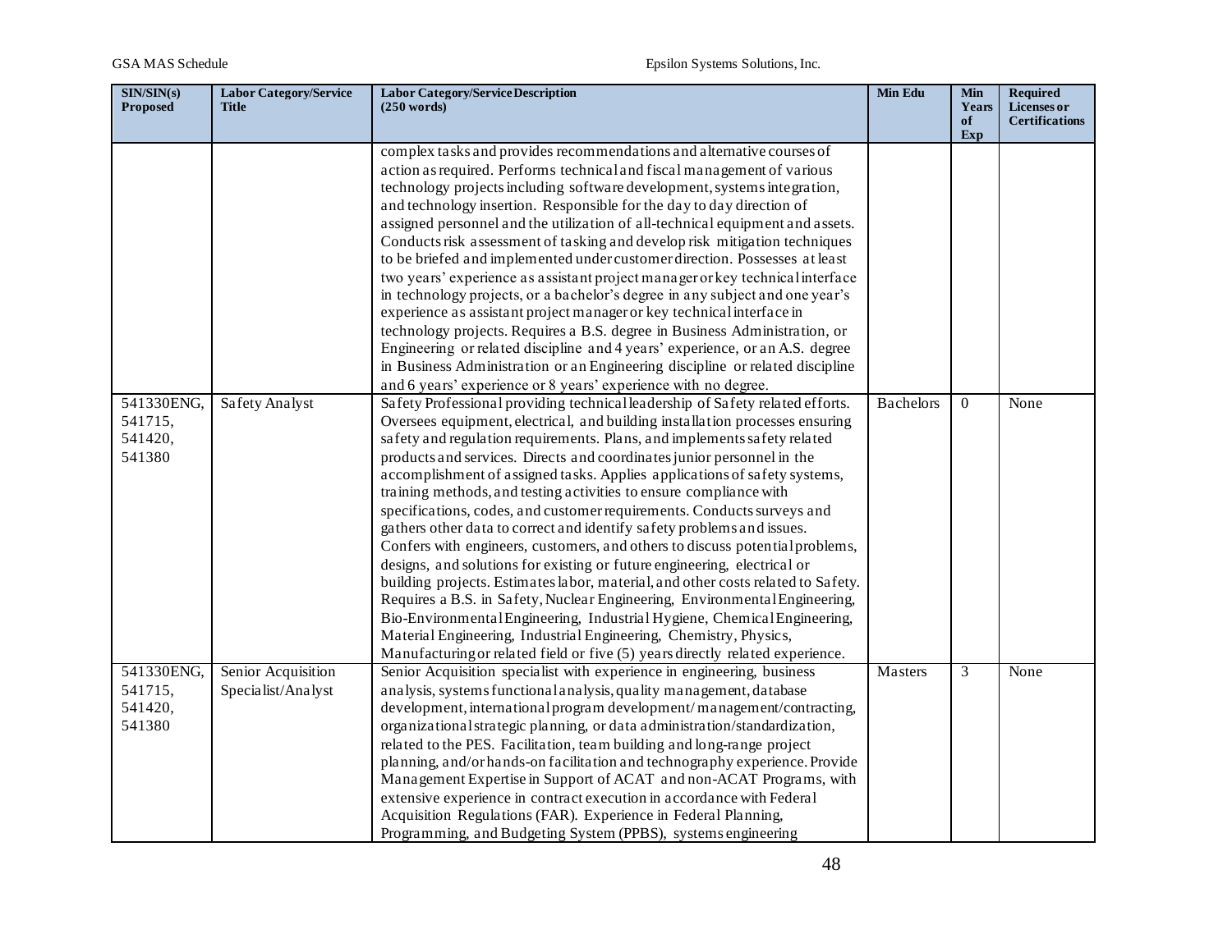| SIN/SIN(s) Proposed | Labor Category/Service Title | Labor Category/Service Description (250 words) | Min Edu | Min Years of Exp | Required Licenses or Certifications |
|---|---|---|---|---|---|
| | | complex tasks and provides recommendations and alternative courses of action as required. Performs technical and fiscal management of various technology projects including software development, systems integration, and technology insertion. Responsible for the day to day direction of assigned personnel and the utilization of all-technical equipment and assets. Conducts risk assessment of tasking and develop risk mitigation techniques to be briefed and implemented under customer direction. Possesses at least two years' experience as assistant project manager or key technical interface in technology projects, or a bachelor's degree in any subject and one year's experience as assistant project manager or key technical interface in technology projects. Requires a B.S. degree in Business Administration, or Engineering or related discipline and 4 years' experience, or an A.S. degree in Business Administration or an Engineering discipline or related discipline and 6 years' experience or 8 years' experience with no degree. | | | |
| 541330ENG, 541715, 541420, 541380 | Safety Analyst | Safety Professional providing technical leadership of Safety related efforts. Oversees equipment, electrical, and building installation processes ensuring safety and regulation requirements. Plans, and implements safety related products and services. Directs and coordinates junior personnel in the accomplishment of assigned tasks. Applies applications of safety systems, training methods, and testing activities to ensure compliance with specifications, codes, and customer requirements. Conducts surveys and gathers other data to correct and identify safety problems and issues. Confers with engineers, customers, and others to discuss potential problems, designs, and solutions for existing or future engineering, electrical or building projects. Estimates labor, material, and other costs related to Safety. Requires a B.S. in Safety, Nuclear Engineering, Environmental Engineering, Bio-Environmental Engineering, Industrial Hygiene, Chemical Engineering, Material Engineering, Industrial Engineering, Chemistry, Physics, Manufacturing or related field or five (5) years directly related experience. | Bachelors | 0 | None |
| 541330ENG, 541715, 541420, 541380 | Senior Acquisition Specialist/Analyst | Senior Acquisition specialist with experience in engineering, business analysis, systems functional analysis, quality management, database development, international program development/ management/contracting, organizational strategic planning, or data administration/standardization, related to the PES. Facilitation, team building and long-range project planning, and/or hands-on facilitation and technography experience. Provide Management Expertise in Support of ACAT and non-ACAT Programs, with extensive experience in contract execution in accordance with Federal Acquisition Regulations (FAR). Experience in Federal Planning, Programming, and Budgeting System (PPBS), systems engineering | Masters | 3 | None |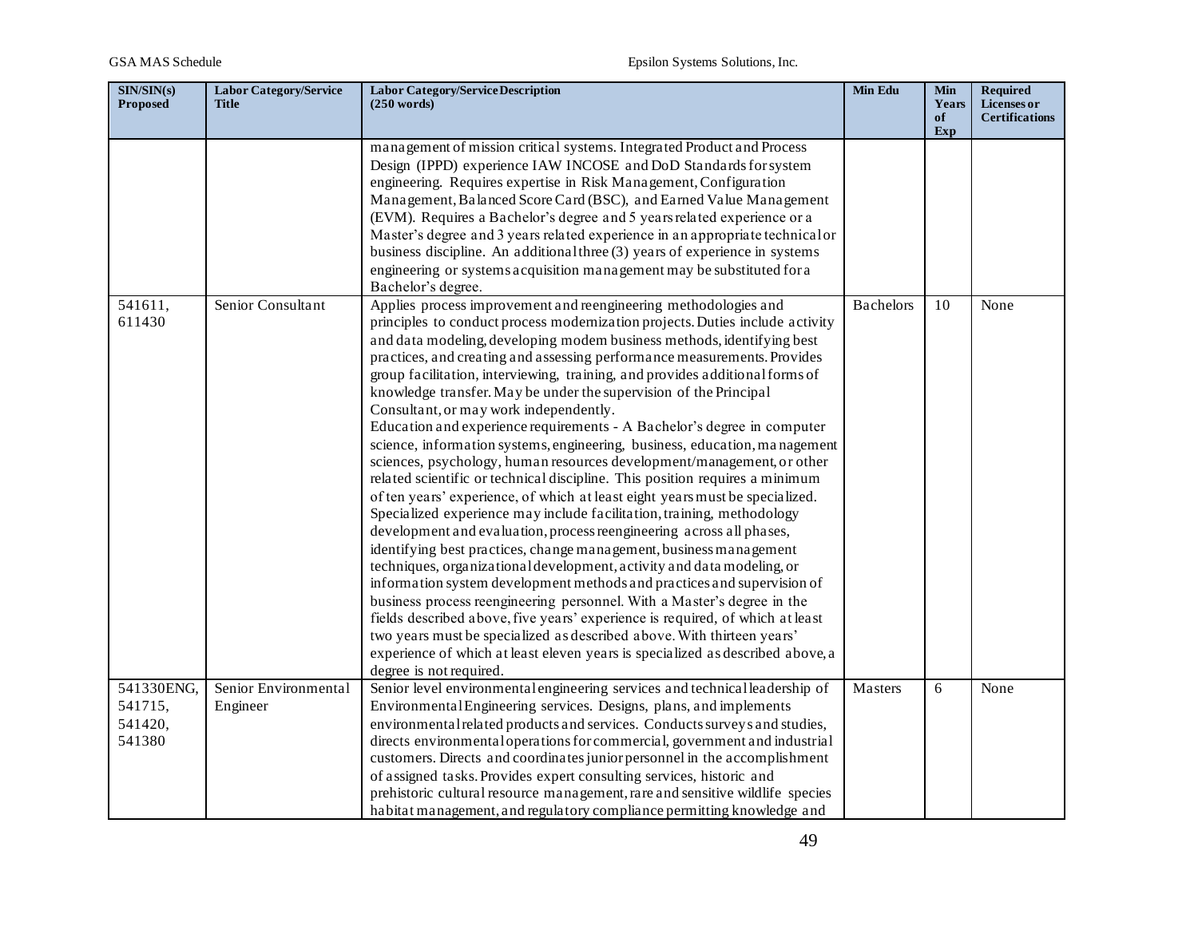| SIN/SIN(s) Proposed | Labor Category/Service Title | Labor Category/Service Description (250 words) | Min Edu | Min Years of Exp | Required Licenses or Certifications |
|---|---|---|---|---|---|
| | | management of mission critical systems. Integrated Product and Process Design (IPPD) experience IAW INCOSE and DoD Standards for system engineering. Requires expertise in Risk Management, Configuration Management, Balanced Score Card (BSC), and Earned Value Management (EVM). Requires a Bachelor's degree and 5 years related experience or a Master's degree and 3 years related experience in an appropriate technical or business discipline. An additional three (3) years of experience in systems engineering or systems acquisition management may be substituted for a Bachelor's degree. | | | |
| 541611, 611430 | Senior Consultant | Applies process improvement and reengineering methodologies and principles to conduct process modernization projects. Duties include activity and data modeling, developing modem business methods, identifying best practices, and creating and assessing performance measurements. Provides group facilitation, interviewing, training, and provides additional forms of knowledge transfer. May be under the supervision of the Principal Consultant, or may work independently. Education and experience requirements - A Bachelor's degree in computer science, information systems, engineering, business, education, management sciences, psychology, human resources development/management, or other related scientific or technical discipline. This position requires a minimum of ten years' experience, of which at least eight years must be specialized. Specialized experience may include facilitation, training, methodology development and evaluation, process reengineering across all phases, identifying best practices, change management, business management techniques, organizational development, activity and data modeling, or information system development methods and practices and supervision of business process reengineering personnel. With a Master's degree in the fields described above, five years' experience is required, of which at least two years must be specialized as described above. With thirteen years' experience of which at least eleven years is specialized as described above, a degree is not required. | Bachelors | 10 | None |
| 541330ENG, 541715, 541420, 541380 | Senior Environmental Engineer | Senior level environmental engineering services and technical leadership of Environmental Engineering services. Designs, plans, and implements environmental related products and services. Conducts surveys and studies, directs environmental operations for commercial, government and industrial customers. Directs and coordinates junior personnel in the accomplishment of assigned tasks. Provides expert consulting services, historic and prehistoric cultural resource management, rare and sensitive wildlife species habitat management, and regulatory compliance permitting knowledge and | Masters | 6 | None |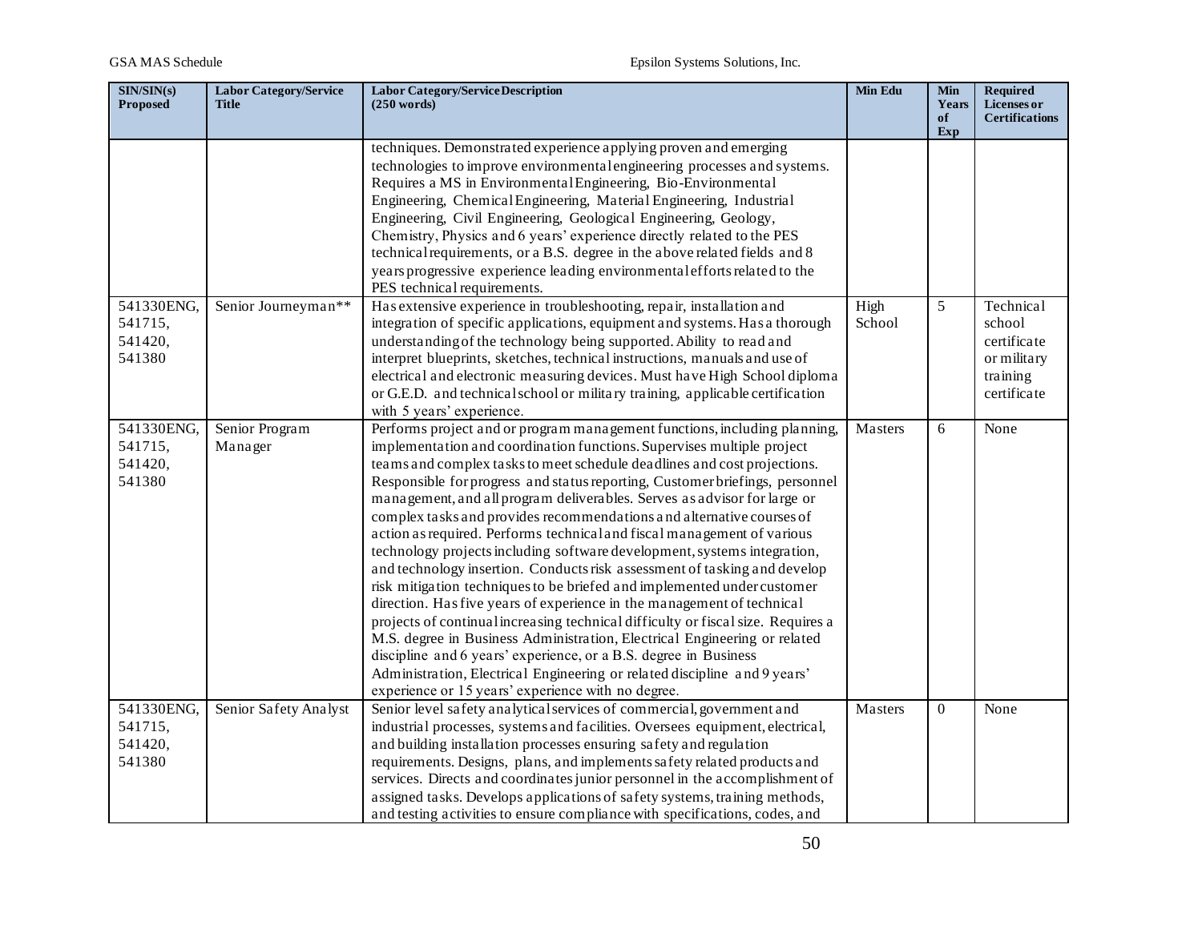| SIN/SIN(s) Proposed | Labor Category/Service Title | Labor Category/Service Description (250 words) | Min Edu | Min Years of Exp | Required Licenses or Certifications |
|---|---|---|---|---|---|
| | | techniques. Demonstrated experience applying proven and emerging technologies to improve environmental engineering processes and systems. Requires a MS in Environmental Engineering, Bio-Environmental Engineering, Chemical Engineering, Material Engineering, Industrial Engineering, Civil Engineering, Geological Engineering, Geology, Chemistry, Physics and 6 years' experience directly related to the PES technical requirements, or a B.S. degree in the above related fields and 8 years progressive experience leading environmental efforts related to the PES technical requirements. | | | |
| 541330ENG, 541715, 541420, 541380 | Senior Journeyman** | Has extensive experience in troubleshooting, repair, installation and integration of specific applications, equipment and systems. Has a thorough understanding of the technology being supported. Ability to read and interpret blueprints, sketches, technical instructions, manuals and use of electrical and electronic measuring devices. Must have High School diploma or G.E.D. and technical school or military training, applicable certification with 5 years' experience. | High School | 5 | Technical school certificate or military training certificate |
| 541330ENG, 541715, 541420, 541380 | Senior Program Manager | Performs project and or program management functions, including planning, implementation and coordination functions. Supervises multiple project teams and complex tasks to meet schedule deadlines and cost projections. Responsible for progress and status reporting, Customer briefings, personnel management, and all program deliverables. Serves as advisor for large or complex tasks and provides recommendations and alternative courses of action as required. Performs technical and fiscal management of various technology projects including software development, systems integration, and technology insertion. Conducts risk assessment of tasking and develop risk mitigation techniques to be briefed and implemented under customer direction. Has five years of experience in the management of technical projects of continual increasing technical difficulty or fiscal size. Requires a M.S. degree in Business Administration, Electrical Engineering or related discipline and 6 years' experience, or a B.S. degree in Business Administration, Electrical Engineering or related discipline and 9 years' experience or 15 years' experience with no degree. | Masters | 6 | None |
| 541330ENG, 541715, 541420, 541380 | Senior Safety Analyst | Senior level safety analytical services of commercial, government and industrial processes, systems and facilities. Oversees equipment, electrical, and building installation processes ensuring safety and regulation requirements. Designs, plans, and implements safety related products and services. Directs and coordinates junior personnel in the accomplishment of assigned tasks. Develops applications of safety systems, training methods, and testing activities to ensure compliance with specifications, codes, and | Masters | 0 | None |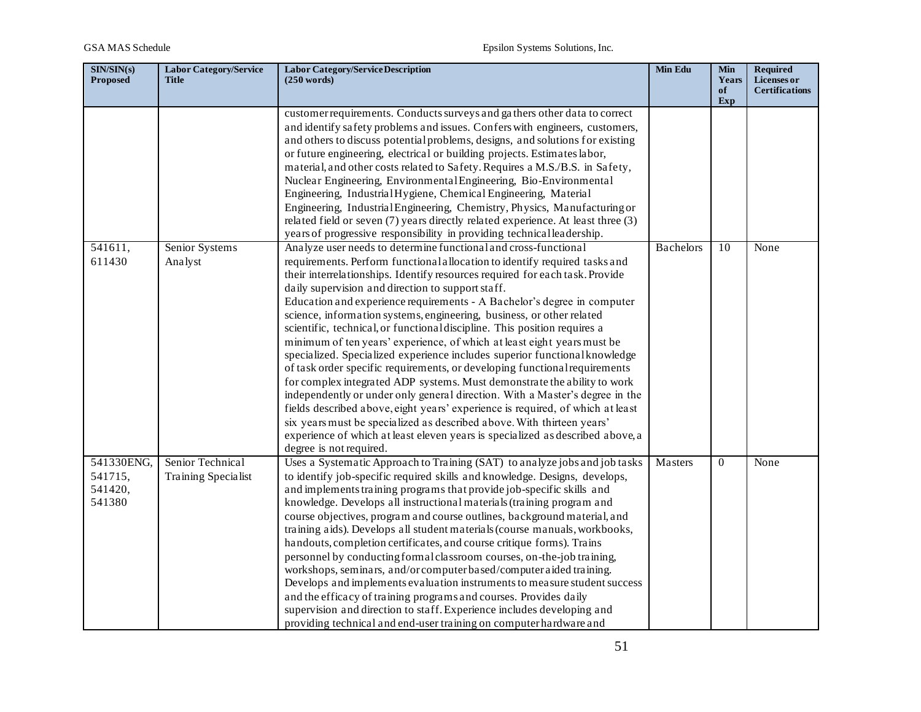| SIN/SIN(s) Proposed | Labor Category/Service Title | Labor Category/Service Description (250 words) | Min Edu | Min Years of Exp | Required Licenses or Certifications |
|---|---|---|---|---|---|
| | | customer requirements. Conducts surveys and gathers other data to correct and identify safety problems and issues. Confers with engineers, customers, and others to discuss potential problems, designs, and solutions for existing or future engineering, electrical or building projects. Estimates labor, material, and other costs related to Safety. Requires a M.S./B.S. in Safety, Nuclear Engineering, Environmental Engineering, Bio-Environmental Engineering, Industrial Hygiene, Chemical Engineering, Material Engineering, Industrial Engineering, Chemistry, Physics, Manufacturing or related field or seven (7) years directly related experience. At least three (3) years of progressive responsibility in providing technical leadership. | | | |
| 541611, 611430 | Senior Systems Analyst | Analyze user needs to determine functional and cross-functional requirements. Perform functional allocation to identify required tasks and their interrelationships. Identify resources required for each task. Provide daily supervision and direction to support staff. Education and experience requirements - A Bachelor's degree in computer science, information systems, engineering, business, or other related scientific, technical, or functional discipline. This position requires a minimum of ten years' experience, of which at least eight years must be specialized. Specialized experience includes superior functional knowledge of task order specific requirements, or developing functional requirements for complex integrated ADP systems. Must demonstrate the ability to work independently or under only general direction. With a Master's degree in the fields described above, eight years' experience is required, of which at least six years must be specialized as described above. With thirteen years' experience of which at least eleven years is specialized as described above, a degree is not required. | Bachelors | 10 | None |
| 541330ENG, 541715, 541420, 541380 | Senior Technical Training Specialist | Uses a Systematic Approach to Training (SAT) to analyze jobs and job tasks to identify job-specific required skills and knowledge. Designs, develops, and implements training programs that provide job-specific skills and knowledge. Develops all instructional materials (training program and course objectives, program and course outlines, background material, and training aids). Develops all student materials (course manuals, workbooks, handouts, completion certificates, and course critique forms). Trains personnel by conducting formal classroom courses, on-the-job training, workshops, seminars, and/or computer based/computer aided training. Develops and implements evaluation instruments to measure student success and the efficacy of training programs and courses. Provides daily supervision and direction to staff. Experience includes developing and providing technical and end-user training on computer hardware and | Masters | 0 | None |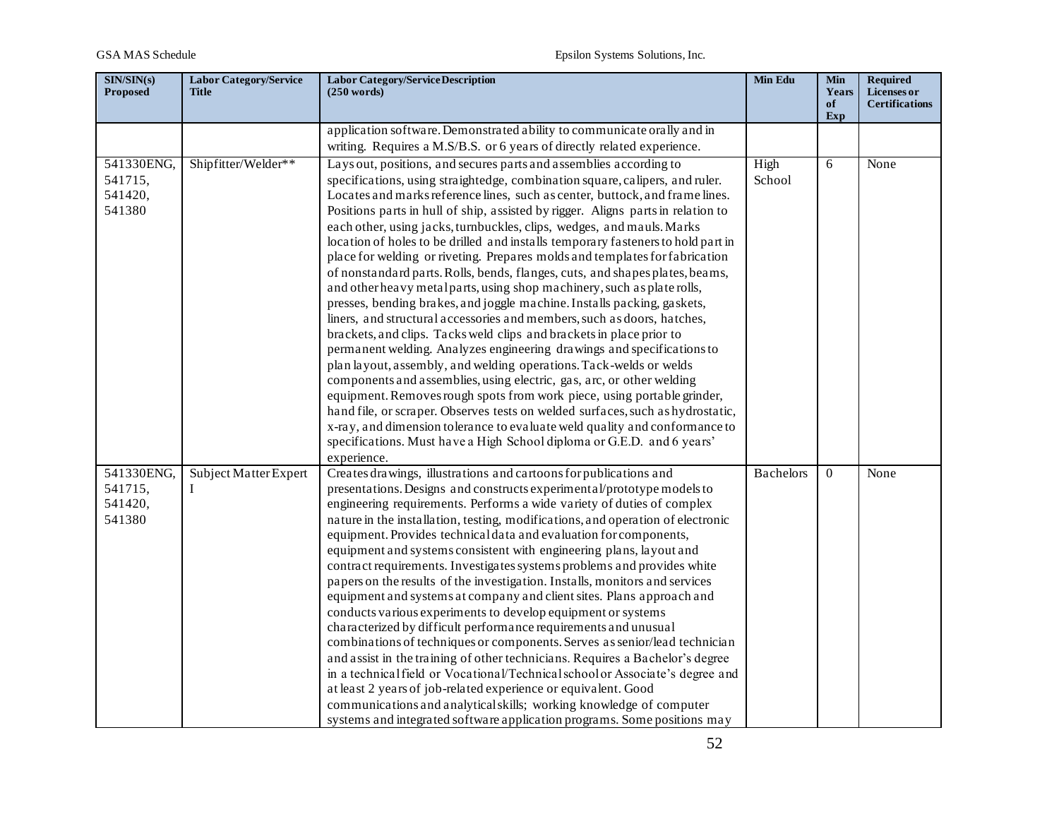| SIN/SIN(s) Proposed | Labor Category/Service Title | Labor Category/Service Description (250 words) | Min Edu | Min Years of Exp | Required Licenses or Certifications |
|---|---|---|---|---|---|
| | | application software. Demonstrated ability to communicate orally and in writing. Requires a M.S/B.S. or 6 years of directly related experience. | | | |
| 541330ENG, 541715, 541420, 541380 | Shipfitter/Welder** | Lays out, positions, and secures parts and assemblies according to specifications, using straightedge, combination square, calipers, and ruler. Locates and marks reference lines, such as center, buttock, and frame lines. Positions parts in hull of ship, assisted by rigger. Aligns parts in relation to each other, using jacks, turnbuckles, clips, wedges, and mauls. Marks location of holes to be drilled and installs temporary fasteners to hold part in place for welding or riveting. Prepares molds and templates for fabrication of nonstandard parts. Rolls, bends, flanges, cuts, and shapes plates, beams, and other heavy metal parts, using shop machinery, such as plate rolls, presses, bending brakes, and joggle machine. Installs packing, gaskets, liners, and structural accessories and members, such as doors, hatches, brackets, and clips. Tacks weld clips and brackets in place prior to permanent welding. Analyzes engineering drawings and specifications to plan layout, assembly, and welding operations. Tack-welds or welds components and assemblies, using electric, gas, arc, or other welding equipment. Removes rough spots from work piece, using portable grinder, hand file, or scraper. Observes tests on welded surfaces, such as hydrostatic, x-ray, and dimension tolerance to evaluate weld quality and conformance to specifications. Must have a High School diploma or G.E.D. and 6 years' experience. | High School | 6 | None |
| 541330ENG, 541715, 541420, 541380 | Subject Matter Expert I | Creates drawings, illustrations and cartoons for publications and presentations. Designs and constructs experimental/prototype models to engineering requirements. Performs a wide variety of duties of complex nature in the installation, testing, modifications, and operation of electronic equipment. Provides technical data and evaluation for components, equipment and systems consistent with engineering plans, layout and contract requirements. Investigates systems problems and provides white papers on the results of the investigation. Installs, monitors and services equipment and systems at company and client sites. Plans approach and conducts various experiments to develop equipment or systems characterized by difficult performance requirements and unusual combinations of techniques or components. Serves as senior/lead technician and assist in the training of other technicians. Requires a Bachelor's degree in a technical field or Vocational/Technical school or Associate's degree and at least 2 years of job-related experience or equivalent. Good communications and analytical skills; working knowledge of computer systems and integrated software application programs. Some positions may | Bachelors | 0 | None |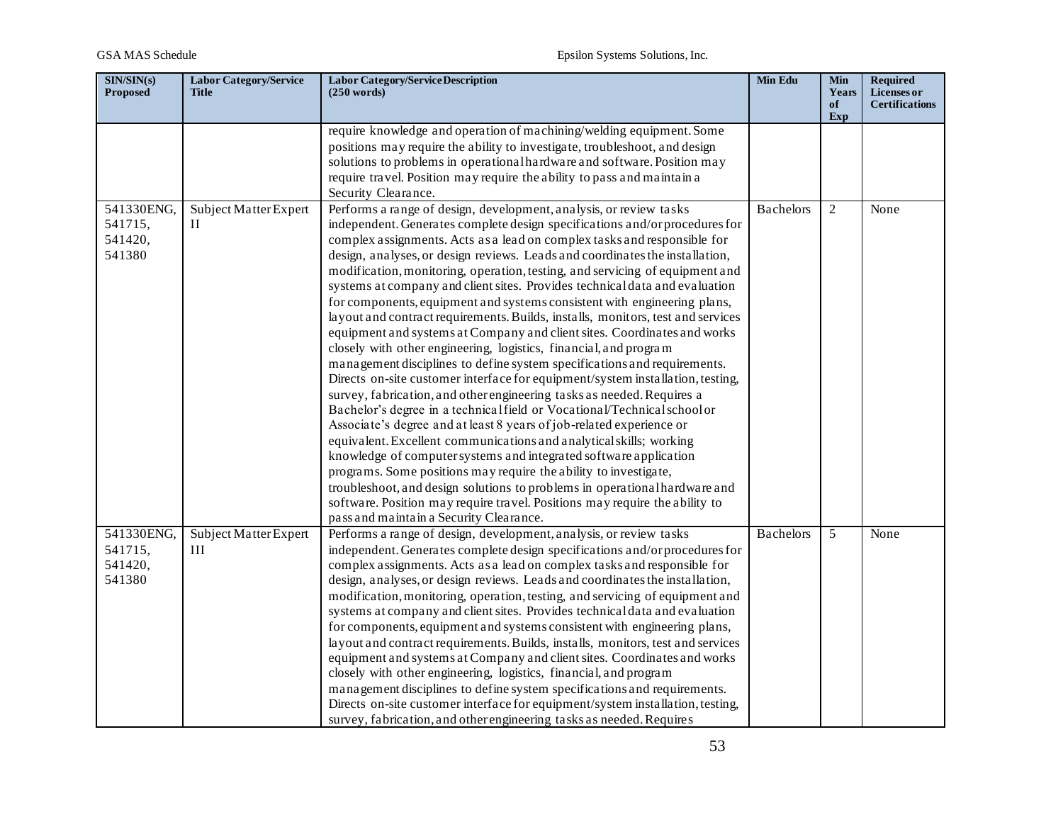| SIN/SIN(s) Proposed | Labor Category/Service Title | Labor Category/Service Description (250 words) | Min Edu | Min Years of Exp | Required Licenses or Certifications |
|---|---|---|---|---|---|
| | | require knowledge and operation of machining/welding equipment. Some positions may require the ability to investigate, troubleshoot, and design solutions to problems in operational hardware and software. Position may require travel. Position may require the ability to pass and maintain a Security Clearance. | | | |
| 541330ENG, 541715, 541420, 541380 | Subject Matter Expert II | Performs a range of design, development, analysis, or review tasks independent. Generates complete design specifications and/or procedures for complex assignments. Acts as a lead on complex tasks and responsible for design, analyses, or design reviews. Leads and coordinates the installation, modification, monitoring, operation, testing, and servicing of equipment and systems at company and client sites. Provides technical data and evaluation for components, equipment and systems consistent with engineering plans, layout and contract requirements. Builds, installs, monitors, test and services equipment and systems at Company and client sites. Coordinates and works closely with other engineering, logistics, financial, and program management disciplines to define system specifications and requirements. Directs on-site customer interface for equipment/system installation, testing, survey, fabrication, and other engineering tasks as needed. Requires a Bachelor's degree in a technical field or Vocational/Technical school or Associate's degree and at least 8 years of job-related experience or equivalent. Excellent communications and analytical skills; working knowledge of computer systems and integrated software application programs. Some positions may require the ability to investigate, troubleshoot, and design solutions to problems in operational hardware and software. Position may require travel. Positions may require the ability to pass and maintain a Security Clearance. | Bachelors | 2 | None |
| 541330ENG, 541715, 541420, 541380 | Subject Matter Expert III | Performs a range of design, development, analysis, or review tasks independent. Generates complete design specifications and/or procedures for complex assignments. Acts as a lead on complex tasks and responsible for design, analyses, or design reviews. Leads and coordinates the installation, modification, monitoring, operation, testing, and servicing of equipment and systems at company and client sites. Provides technical data and evaluation for components, equipment and systems consistent with engineering plans, layout and contract requirements. Builds, installs, monitors, test and services equipment and systems at Company and client sites. Coordinates and works closely with other engineering, logistics, financial, and program management disciplines to define system specifications and requirements. Directs on-site customer interface for equipment/system installation, testing, survey, fabrication, and other engineering tasks as needed. Requires | Bachelors | 5 | None |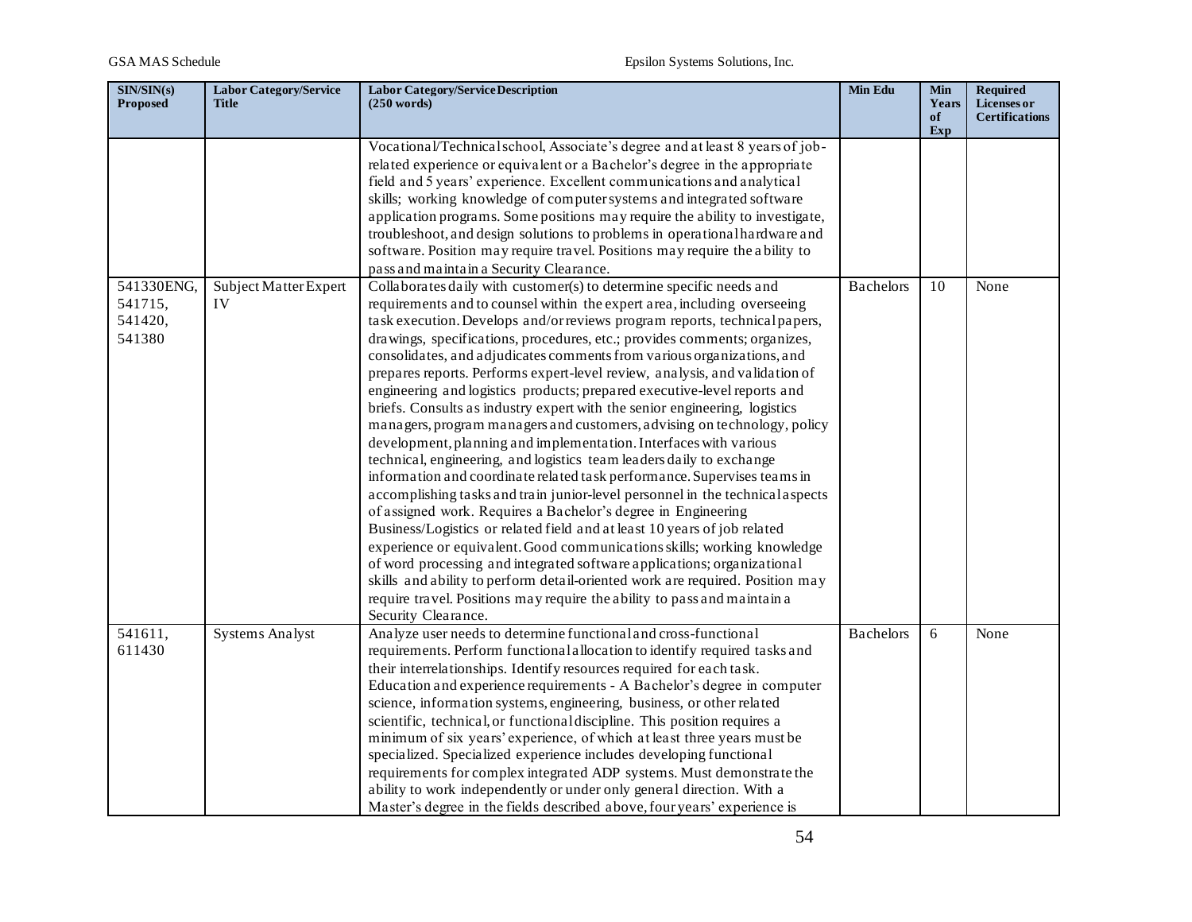| SIN/SIN(s) Proposed | Labor Category/Service Title | Labor Category/Service Description (250 words) | Min Edu | Min Years of Exp | Required Licenses or Certifications |
|---|---|---|---|---|---|
| | | Vocational/Technical school, Associate's degree and at least 8 years of job-related experience or equivalent or a Bachelor's degree in the appropriate field and 5 years' experience. Excellent communications and analytical skills; working knowledge of computer systems and integrated software application programs. Some positions may require the ability to investigate, troubleshoot, and design solutions to problems in operational hardware and software. Position may require travel. Positions may require the ability to pass and maintain a Security Clearance. | | | |
| 541330ENG, 541715, 541420, 541380 | Subject Matter Expert IV | Collaborates daily with customer(s) to determine specific needs and requirements and to counsel within the expert area, including overseeing task execution. Develops and/or reviews program reports, technical papers, drawings, specifications, procedures, etc.; provides comments; organizes, consolidates, and adjudicates comments from various organizations, and prepares reports. Performs expert-level review, analysis, and validation of engineering and logistics products; prepared executive-level reports and briefs. Consults as industry expert with the senior engineering, logistics managers, program managers and customers, advising on technology, policy development, planning and implementation. Interfaces with various technical, engineering, and logistics team leaders daily to exchange information and coordinate related task performance. Supervises teams in accomplishing tasks and train junior-level personnel in the technical aspects of assigned work. Requires a Bachelor's degree in Engineering Business/Logistics or related field and at least 10 years of job related experience or equivalent. Good communications skills; working knowledge of word processing and integrated software applications; organizational skills and ability to perform detail-oriented work are required. Position may require travel. Positions may require the ability to pass and maintain a Security Clearance. | Bachelors | 10 | None |
| 541611, 611430 | Systems Analyst | Analyze user needs to determine functional and cross-functional requirements. Perform functional allocation to identify required tasks and their interrelationships. Identify resources required for each task. Education and experience requirements - A Bachelor's degree in computer science, information systems, engineering, business, or other related scientific, technical, or functional discipline. This position requires a minimum of six years' experience, of which at least three years must be specialized. Specialized experience includes developing functional requirements for complex integrated ADP systems. Must demonstrate the ability to work independently or under only general direction. With a Master's degree in the fields described above, four years' experience is | Bachelors | 6 | None |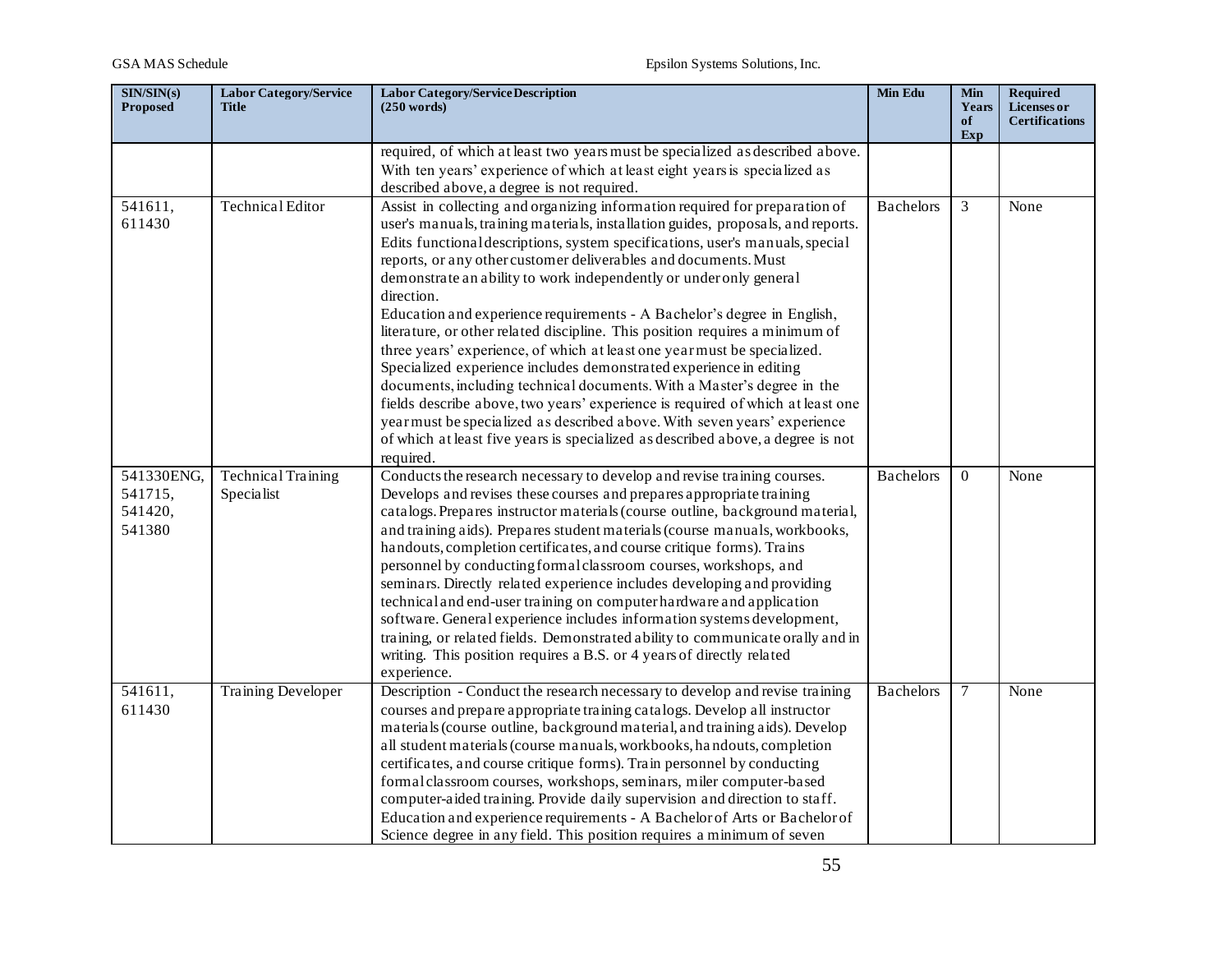| SIN/SIN(s) Proposed | Labor Category/Service Title | Labor Category/Service Description (250 words) | Min Edu | Min Years of Exp | Required Licenses or Certifications |
|---|---|---|---|---|---|
| | | required, of which at least two years must be specialized as described above. With ten years' experience of which at least eight years is specialized as described above, a degree is not required. | | | |
| 541611, 611430 | Technical Editor | Assist in collecting and organizing information required for preparation of user's manuals, training materials, installation guides, proposals, and reports. Edits functional descriptions, system specifications, user's manuals, special reports, or any other customer deliverables and documents. Must demonstrate an ability to work independently or under only general direction. Education and experience requirements - A Bachelor's degree in English, literature, or other related discipline. This position requires a minimum of three years' experience, of which at least one year must be specialized. Specialized experience includes demonstrated experience in editing documents, including technical documents. With a Master's degree in the fields describe above, two years' experience is required of which at least one year must be specialized as described above. With seven years' experience of which at least five years is specialized as described above, a degree is not required. | Bachelors | 3 | None |
| 541330ENG, 541715, 541420, 541380 | Technical Training Specialist | Conducts the research necessary to develop and revise training courses. Develops and revises these courses and prepares appropriate training catalogs. Prepares instructor materials (course outline, background material, and training aids). Prepares student materials (course manuals, workbooks, handouts, completion certificates, and course critique forms). Trains personnel by conducting formal classroom courses, workshops, and seminars. Directly related experience includes developing and providing technical and end-user training on computer hardware and application software. General experience includes information systems development, training, or related fields. Demonstrated ability to communicate orally and in writing. This position requires a B.S. or 4 years of directly related experience. | Bachelors | 0 | None |
| 541611, 611430 | Training Developer | Description - Conduct the research necessary to develop and revise training courses and prepare appropriate training catalogs. Develop all instructor materials (course outline, background material, and training aids). Develop all student materials (course manuals, workbooks, handouts, completion certificates, and course critique forms). Train personnel by conducting formal classroom courses, workshops, seminars, miler computer-based computer-aided training. Provide daily supervision and direction to staff. Education and experience requirements - A Bachelor of Arts or Bachelor of Science degree in any field. This position requires a minimum of seven | Bachelors | 7 | None |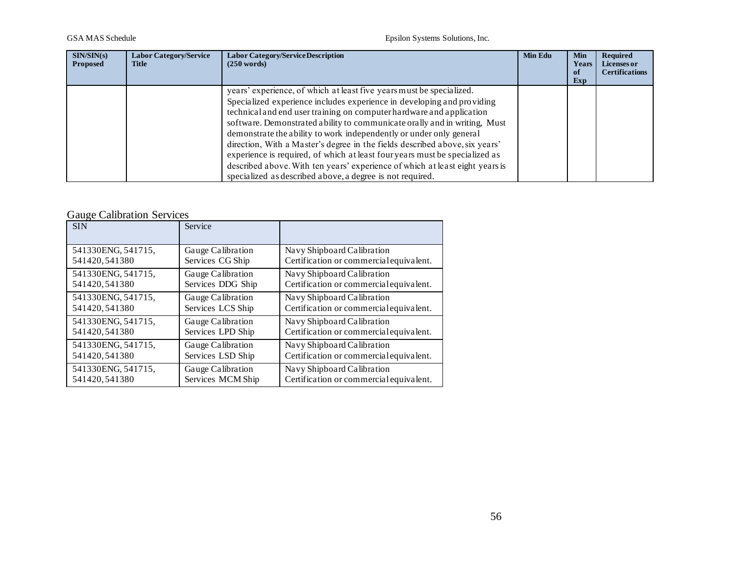| SIN/SIN(s) Proposed | Labor Category/Service Title | Labor Category/Service Description (250 words) | Min Edu | Min Years of Exp | Required Licenses or Certifications |
|---|---|---|---|---|---|
| | | years' experience, of which at least five years must be specialized. Specialized experience includes experience in developing and providing technical and end user training on computer hardware and application software. Demonstrated ability to communicate orally and in writing, Must demonstrate the ability to work independently or under only general direction, With a Master's degree in the fields described above, six years' experience is required, of which at least four years must be specialized as described above. With ten years' experience of which at least eight years is specialized as described above, a degree is not required. | | | |

Gauge Calibration Services

| SIN | Service | |
|---|---|---|
| 541330ENG, 541715, 541420, 541380 | Gauge Calibration Services CG Ship | Navy Shipboard Calibration Certification or commercial equivalent. |
| 541330ENG, 541715, 541420, 541380 | Gauge Calibration Services DDG Ship | Navy Shipboard Calibration Certification or commercial equivalent. |
| 541330ENG, 541715, 541420, 541380 | Gauge Calibration Services LCS Ship | Navy Shipboard Calibration Certification or commercial equivalent. |
| 541330ENG, 541715, 541420, 541380 | Gauge Calibration Services LPD Ship | Navy Shipboard Calibration Certification or commercial equivalent. |
| 541330ENG, 541715, 541420, 541380 | Gauge Calibration Services LSD Ship | Navy Shipboard Calibration Certification or commercial equivalent. |
| 541330ENG, 541715, 541420, 541380 | Gauge Calibration Services MCM Ship | Navy Shipboard Calibration Certification or commercial equivalent. |